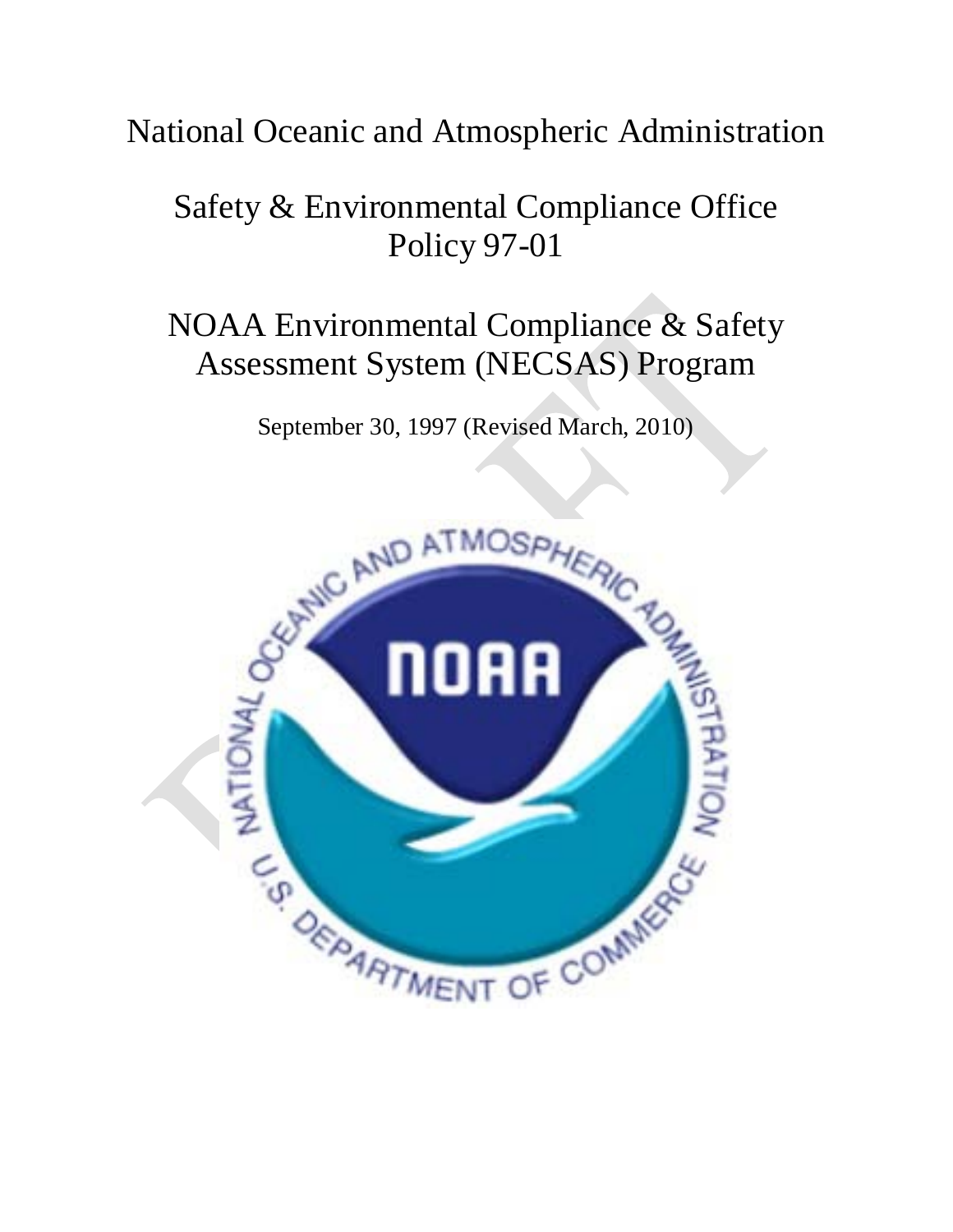# National Oceanic and Atmospheric Administration

## Safety & Environmental Compliance Office
## Policy 97-01

## NOAA Environmental Compliance & Safety Assessment System (NECSAS) Program

September 30, 1997 (Revised March, 2010)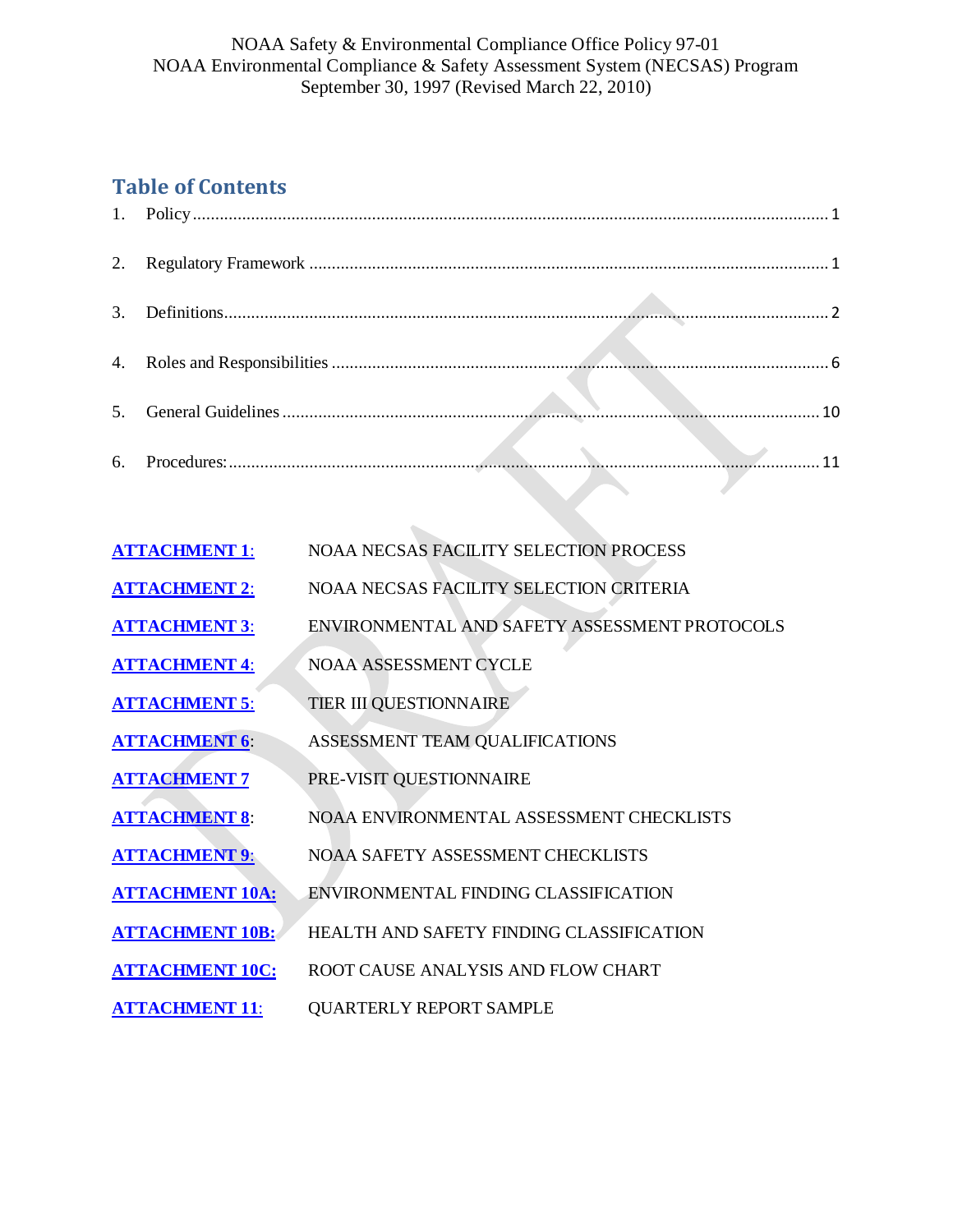## Table of Contents

1. Policy ........................................................................................................................................ 1
2. Regulatory Framework ................................................................................................................ 1
3. Definitions .................................................................................................................................. 2
4. Roles and Responsibilities ........................................................................................................... 6
5. General Guidelines ..................................................................................................................... 10
6. Procedures: ................................................................................................................................ 11

| | |
|---|---|
| **ATTACHMENT 1**: | NOAA NECSAS FACILITY SELECTION PROCESS |
| **ATTACHMENT 2**: | NOAA NECSAS FACILITY SELECTION CRITERIA |
| **ATTACHMENT 3**: | ENVIRONMENTAL AND SAFETY ASSESSMENT PROTOCOLS |
| **ATTACHMENT 4**: | NOAA ASSESSMENT CYCLE |
| **ATTACHMENT 5**: | TIER III QUESTIONNAIRE |
| **ATTACHMENT 6**: | ASSESSMENT TEAM QUALIFICATIONS |
| **ATTACHMENT 7** | PRE-VISIT QUESTIONNAIRE |
| **ATTACHMENT 8**: | NOAA ENVIRONMENTAL ASSESSMENT CHECKLISTS |
| **ATTACHMENT 9**: | NOAA SAFETY ASSESSMENT CHECKLISTS |
| **ATTACHMENT 10A:** | ENVIRONMENTAL FINDING CLASSIFICATION |
| **ATTACHMENT 10B:** | HEALTH AND SAFETY FINDING CLASSIFICATION |
| **ATTACHMENT 10C:** | ROOT CAUSE ANALYSIS AND FLOW CHART |
| **ATTACHMENT 11**: | QUARTERLY REPORT SAMPLE |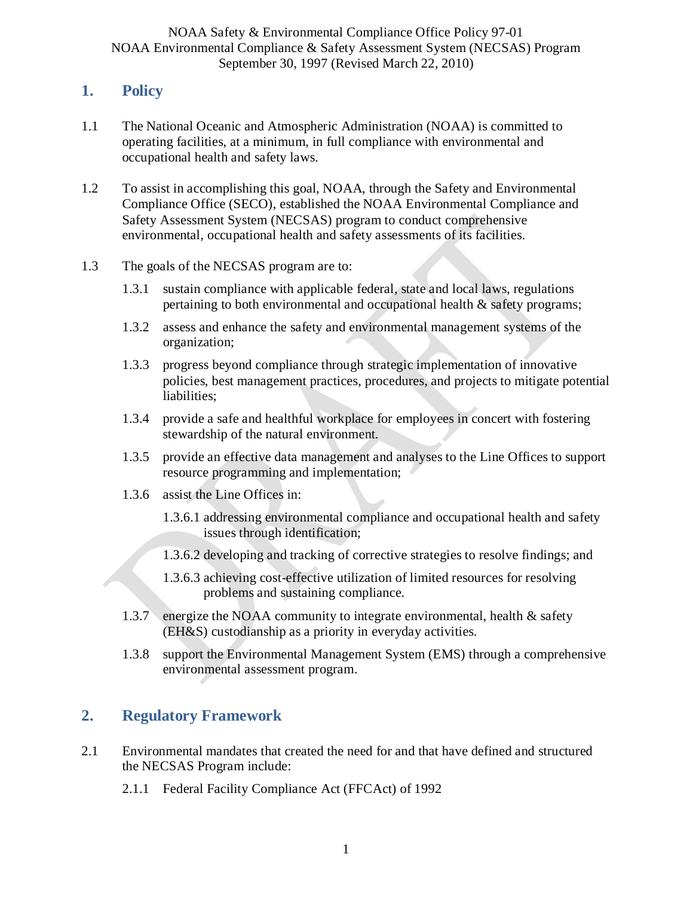## 1. Policy

1.1 The National Oceanic and Atmospheric Administration (NOAA) is committed to operating facilities, at a minimum, in full compliance with environmental and occupational health and safety laws.

1.2 To assist in accomplishing this goal, NOAA, through the Safety and Environmental Compliance Office (SECO), established the NOAA Environmental Compliance and Safety Assessment System (NECSAS) program to conduct comprehensive environmental, occupational health and safety assessments of its facilities.

1.3 The goals of the NECSAS program are to:

1.3.1 sustain compliance with applicable federal, state and local laws, regulations pertaining to both environmental and occupational health & safety programs;

1.3.2 assess and enhance the safety and environmental management systems of the organization;

1.3.3 progress beyond compliance through strategic implementation of innovative policies, best management practices, procedures, and projects to mitigate potential liabilities;

1.3.4 provide a safe and healthful workplace for employees in concert with fostering stewardship of the natural environment.

1.3.5 provide an effective data management and analyses to the Line Offices to support resource programming and implementation;

1.3.6 assist the Line Offices in:

1.3.6.1 addressing environmental compliance and occupational health and safety issues through identification;

1.3.6.2 developing and tracking of corrective strategies to resolve findings; and

1.3.6.3 achieving cost-effective utilization of limited resources for resolving problems and sustaining compliance.

1.3.7 energize the NOAA community to integrate environmental, health & safety (EH&S) custodianship as a priority in everyday activities.

1.3.8 support the Environmental Management System (EMS) through a comprehensive environmental assessment program.

## 2. Regulatory Framework

2.1 Environmental mandates that created the need for and that have defined and structured the NECSAS Program include:

2.1.1 Federal Facility Compliance Act (FFCAct) of 1992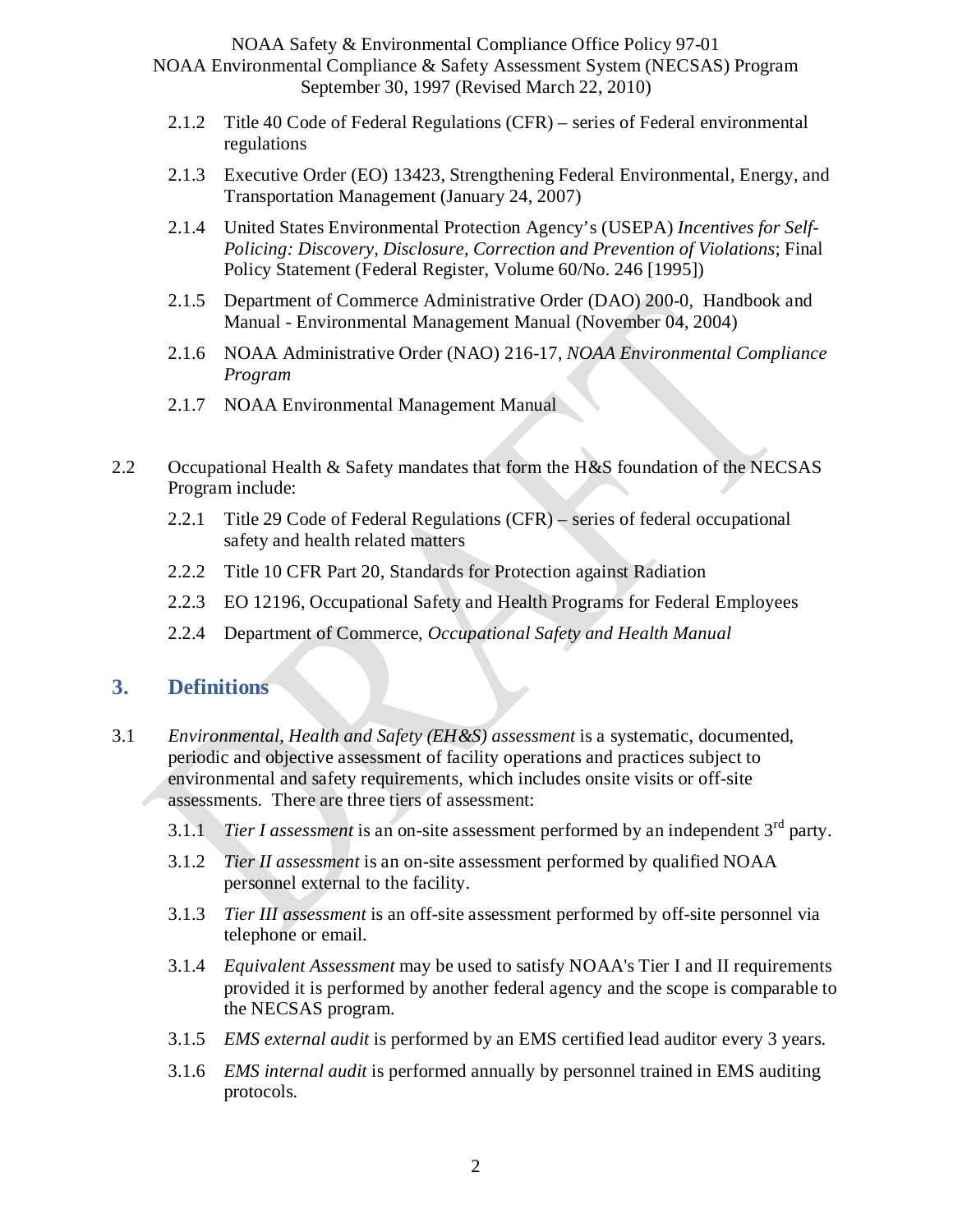2.1.2 Title 40 Code of Federal Regulations (CFR) – series of Federal environmental regulations

2.1.3 Executive Order (EO) 13423, Strengthening Federal Environmental, Energy, and Transportation Management (January 24, 2007)

2.1.4 United States Environmental Protection Agency's (USEPA) *Incentives for Self-Policing: Discovery, Disclosure, Correction and Prevention of Violations*; Final Policy Statement (Federal Register, Volume 60/No. 246 [1995])

2.1.5 Department of Commerce Administrative Order (DAO) 200-0, Handbook and Manual - Environmental Management Manual (November 04, 2004)

2.1.6 NOAA Administrative Order (NAO) 216-17, *NOAA Environmental Compliance Program*

2.1.7 NOAA Environmental Management Manual

2.2 Occupational Health & Safety mandates that form the H&S foundation of the NECSAS Program include:

2.2.1 Title 29 Code of Federal Regulations (CFR) – series of federal occupational safety and health related matters

2.2.2 Title 10 CFR Part 20, Standards for Protection against Radiation

2.2.3 EO 12196, Occupational Safety and Health Programs for Federal Employees

2.2.4 Department of Commerce, *Occupational Safety and Health Manual*

## 3. Definitions

3.1 *Environmental, Health and Safety (EH&S) assessment* is a systematic, documented, periodic and objective assessment of facility operations and practices subject to environmental and safety requirements, which includes onsite visits or off-site assessments. There are three tiers of assessment:

3.1.1 *Tier I assessment* is an on-site assessment performed by an independent 3rd party.

3.1.2 *Tier II assessment* is an on-site assessment performed by qualified NOAA personnel external to the facility.

3.1.3 *Tier III assessment* is an off-site assessment performed by off-site personnel via telephone or email.

3.1.4 *Equivalent Assessment* may be used to satisfy NOAA's Tier I and II requirements provided it is performed by another federal agency and the scope is comparable to the NECSAS program.

3.1.5 *EMS external audit* is performed by an EMS certified lead auditor every 3 years.

3.1.6 *EMS internal audit* is performed annually by personnel trained in EMS auditing protocols.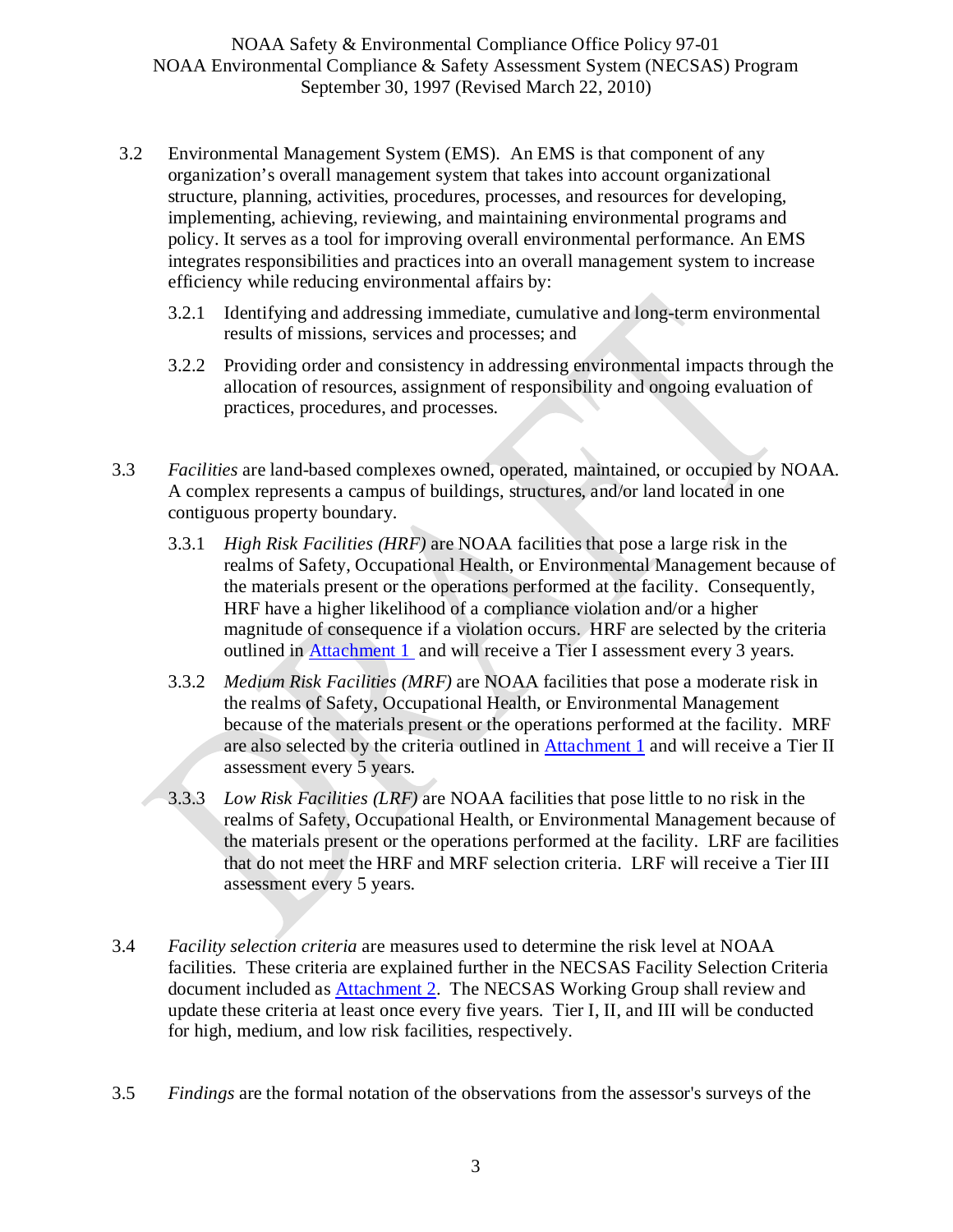3.2 Environmental Management System (EMS). An EMS is that component of any organization's overall management system that takes into account organizational structure, planning, activities, procedures, processes, and resources for developing, implementing, achieving, reviewing, and maintaining environmental programs and policy. It serves as a tool for improving overall environmental performance. An EMS integrates responsibilities and practices into an overall management system to increase efficiency while reducing environmental affairs by:

3.2.1 Identifying and addressing immediate, cumulative and long-term environmental results of missions, services and processes; and

3.2.2 Providing order and consistency in addressing environmental impacts through the allocation of resources, assignment of responsibility and ongoing evaluation of practices, procedures, and processes.

3.3 *Facilities* are land-based complexes owned, operated, maintained, or occupied by NOAA. A complex represents a campus of buildings, structures, and/or land located in one contiguous property boundary.

3.3.1 *High Risk Facilities (HRF)* are NOAA facilities that pose a large risk in the realms of Safety, Occupational Health, or Environmental Management because of the materials present or the operations performed at the facility. Consequently, HRF have a higher likelihood of a compliance violation and/or a higher magnitude of consequence if a violation occurs. HRF are selected by the criteria outlined in Attachment 1 and will receive a Tier I assessment every 3 years.

3.3.2 *Medium Risk Facilities (MRF)* are NOAA facilities that pose a moderate risk in the realms of Safety, Occupational Health, or Environmental Management because of the materials present or the operations performed at the facility. MRF are also selected by the criteria outlined in Attachment 1 and will receive a Tier II assessment every 5 years.

3.3.3 *Low Risk Facilities (LRF)* are NOAA facilities that pose little to no risk in the realms of Safety, Occupational Health, or Environmental Management because of the materials present or the operations performed at the facility. LRF are facilities that do not meet the HRF and MRF selection criteria. LRF will receive a Tier III assessment every 5 years.

3.4 *Facility selection criteria* are measures used to determine the risk level at NOAA facilities. These criteria are explained further in the NECSAS Facility Selection Criteria document included as Attachment 2. The NECSAS Working Group shall review and update these criteria at least once every five years. Tier I, II, and III will be conducted for high, medium, and low risk facilities, respectively.

3.5 *Findings* are the formal notation of the observations from the assessor's surveys of the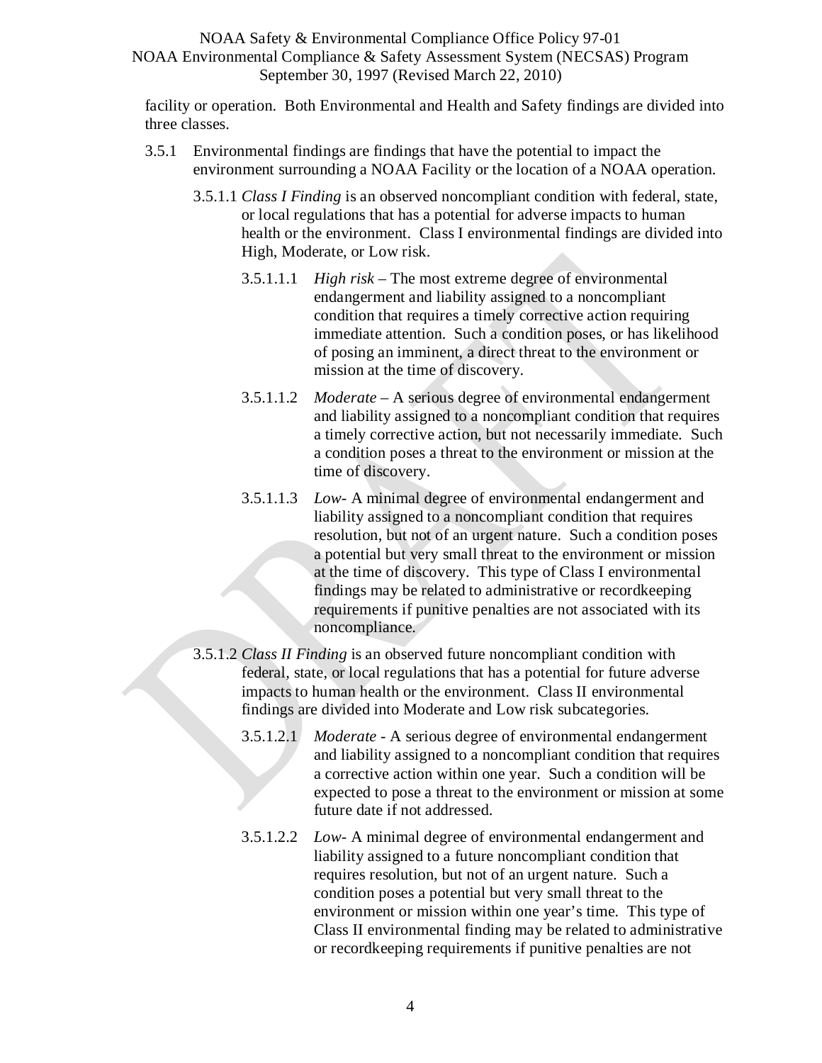facility or operation. Both Environmental and Health and Safety findings are divided into three classes.

3.5.1 Environmental findings are findings that have the potential to impact the environment surrounding a NOAA Facility or the location of a NOAA operation.

3.5.1.1 *Class I Finding* is an observed noncompliant condition with federal, state, or local regulations that has a potential for adverse impacts to human health or the environment. Class I environmental findings are divided into High, Moderate, or Low risk.

3.5.1.1.1 *High risk* – The most extreme degree of environmental endangerment and liability assigned to a noncompliant condition that requires a timely corrective action requiring immediate attention. Such a condition poses, or has likelihood of posing an imminent, a direct threat to the environment or mission at the time of discovery.

3.5.1.1.2 *Moderate* – A serious degree of environmental endangerment and liability assigned to a noncompliant condition that requires a timely corrective action, but not necessarily immediate. Such a condition poses a threat to the environment or mission at the time of discovery.

3.5.1.1.3 *Low*- A minimal degree of environmental endangerment and liability assigned to a noncompliant condition that requires resolution, but not of an urgent nature. Such a condition poses a potential but very small threat to the environment or mission at the time of discovery. This type of Class I environmental findings may be related to administrative or recordkeeping requirements if punitive penalties are not associated with its noncompliance.

3.5.1.2 *Class II Finding* is an observed future noncompliant condition with federal, state, or local regulations that has a potential for future adverse impacts to human health or the environment. Class II environmental findings are divided into Moderate and Low risk subcategories.

3.5.1.2.1 *Moderate* - A serious degree of environmental endangerment and liability assigned to a noncompliant condition that requires a corrective action within one year. Such a condition will be expected to pose a threat to the environment or mission at some future date if not addressed.

3.5.1.2.2 *Low*- A minimal degree of environmental endangerment and liability assigned to a future noncompliant condition that requires resolution, but not of an urgent nature. Such a condition poses a potential but very small threat to the environment or mission within one year's time. This type of Class II environmental finding may be related to administrative or recordkeeping requirements if punitive penalties are not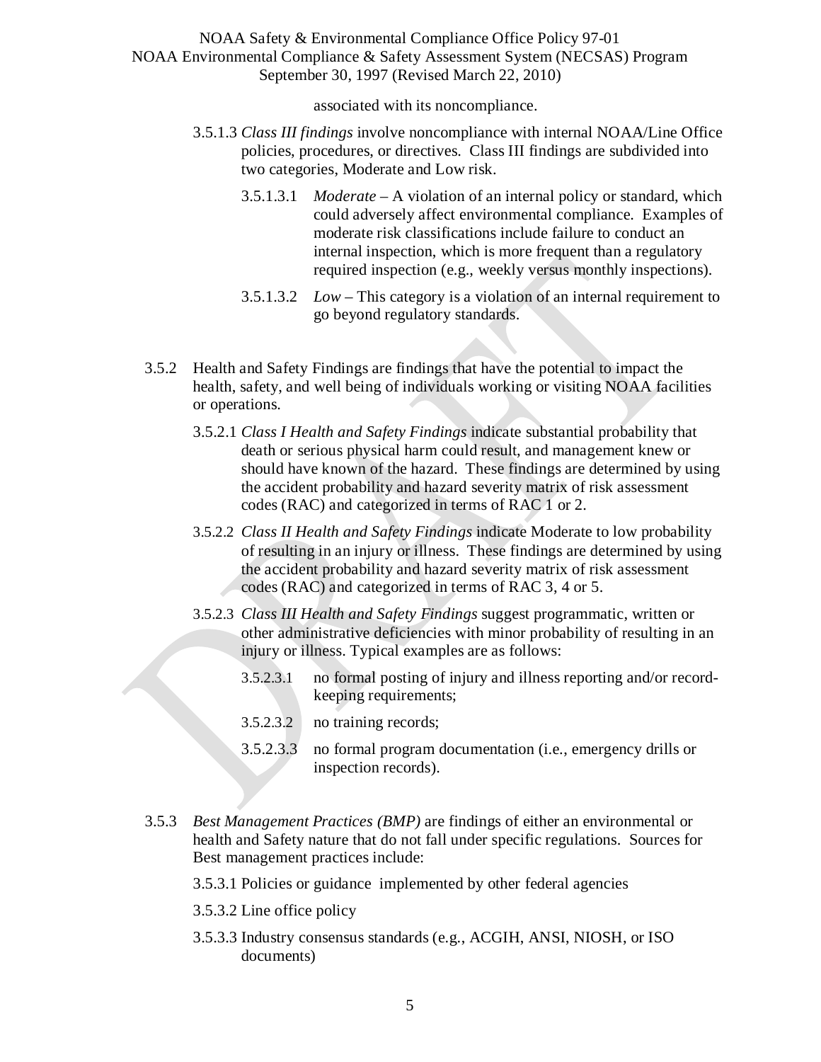associated with its noncompliance.

3.5.1.3 *Class III findings* involve noncompliance with internal NOAA/Line Office policies, procedures, or directives. Class III findings are subdivided into two categories, Moderate and Low risk.

3.5.1.3.1 *Moderate* – A violation of an internal policy or standard, which could adversely affect environmental compliance. Examples of moderate risk classifications include failure to conduct an internal inspection, which is more frequent than a regulatory required inspection (e.g., weekly versus monthly inspections).

3.5.1.3.2 *Low* – This category is a violation of an internal requirement to go beyond regulatory standards.

3.5.2 Health and Safety Findings are findings that have the potential to impact the health, safety, and well being of individuals working or visiting NOAA facilities or operations.

3.5.2.1 *Class I Health and Safety Findings* indicate substantial probability that death or serious physical harm could result, and management knew or should have known of the hazard. These findings are determined by using the accident probability and hazard severity matrix of risk assessment codes (RAC) and categorized in terms of RAC 1 or 2.

3.5.2.2 *Class II Health and Safety Findings* indicate Moderate to low probability of resulting in an injury or illness. These findings are determined by using the accident probability and hazard severity matrix of risk assessment codes (RAC) and categorized in terms of RAC 3, 4 or 5.

3.5.2.3 *Class III Health and Safety Findings* suggest programmatic, written or other administrative deficiencies with minor probability of resulting in an injury or illness. Typical examples are as follows:

3.5.2.3.1 no formal posting of injury and illness reporting and/or record-keeping requirements;

3.5.2.3.2 no training records;

3.5.2.3.3 no formal program documentation (i.e., emergency drills or inspection records).

3.5.3 *Best Management Practices (BMP)* are findings of either an environmental or health and Safety nature that do not fall under specific regulations. Sources for Best management practices include:

3.5.3.1 Policies or guidance implemented by other federal agencies

3.5.3.2 Line office policy

3.5.3.3 Industry consensus standards (e.g., ACGIH, ANSI, NIOSH, or ISO documents)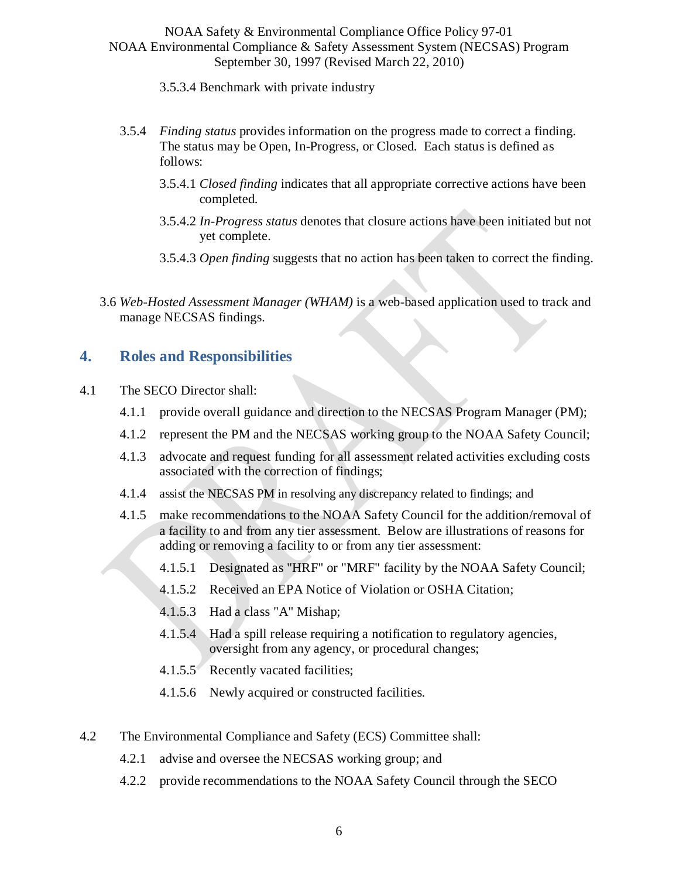3.5.3.4 Benchmark with private industry

3.5.4 *Finding status* provides information on the progress made to correct a finding. The status may be Open, In-Progress, or Closed. Each status is defined as follows:

3.5.4.1 *Closed finding* indicates that all appropriate corrective actions have been completed.

3.5.4.2 *In-Progress status* denotes that closure actions have been initiated but not yet complete.

3.5.4.3 *Open finding* suggests that no action has been taken to correct the finding.

3.6 *Web-Hosted Assessment Manager (WHAM)* is a web-based application used to track and manage NECSAS findings.

## 4. Roles and Responsibilities

4.1 The SECO Director shall:

4.1.1 provide overall guidance and direction to the NECSAS Program Manager (PM);

4.1.2 represent the PM and the NECSAS working group to the NOAA Safety Council;

4.1.3 advocate and request funding for all assessment related activities excluding costs associated with the correction of findings;

4.1.4 assist the NECSAS PM in resolving any discrepancy related to findings; and

4.1.5 make recommendations to the NOAA Safety Council for the addition/removal of a facility to and from any tier assessment. Below are illustrations of reasons for adding or removing a facility to or from any tier assessment:

4.1.5.1 Designated as "HRF" or "MRF" facility by the NOAA Safety Council;

4.1.5.2 Received an EPA Notice of Violation or OSHA Citation;

4.1.5.3 Had a class "A" Mishap;

4.1.5.4 Had a spill release requiring a notification to regulatory agencies, oversight from any agency, or procedural changes;

4.1.5.5 Recently vacated facilities;

4.1.5.6 Newly acquired or constructed facilities.

4.2 The Environmental Compliance and Safety (ECS) Committee shall:

4.2.1 advise and oversee the NECSAS working group; and

4.2.2 provide recommendations to the NOAA Safety Council through the SECO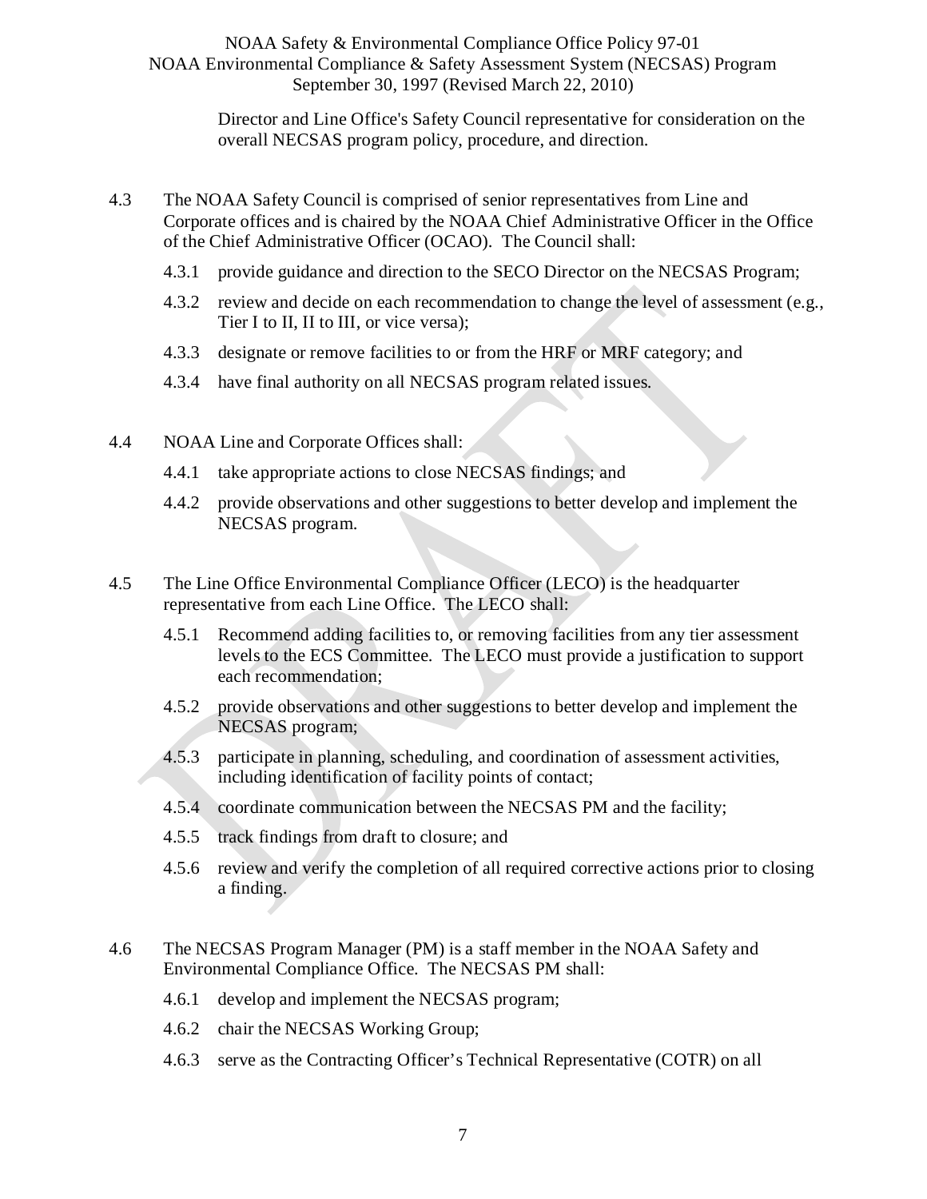Director and Line Office's Safety Council representative for consideration on the overall NECSAS program policy, procedure, and direction.

4.3 The NOAA Safety Council is comprised of senior representatives from Line and Corporate offices and is chaired by the NOAA Chief Administrative Officer in the Office of the Chief Administrative Officer (OCAO). The Council shall:

- 4.3.1 provide guidance and direction to the SECO Director on the NECSAS Program;
- 4.3.2 review and decide on each recommendation to change the level of assessment (e.g., Tier I to II, II to III, or vice versa);
- 4.3.3 designate or remove facilities to or from the HRF or MRF category; and
- 4.3.4 have final authority on all NECSAS program related issues.

4.4 NOAA Line and Corporate Offices shall:

- 4.4.1 take appropriate actions to close NECSAS findings; and
- 4.4.2 provide observations and other suggestions to better develop and implement the NECSAS program.

4.5 The Line Office Environmental Compliance Officer (LECO) is the headquarter representative from each Line Office. The LECO shall:

- 4.5.1 Recommend adding facilities to, or removing facilities from any tier assessment levels to the ECS Committee. The LECO must provide a justification to support each recommendation;
- 4.5.2 provide observations and other suggestions to better develop and implement the NECSAS program;
- 4.5.3 participate in planning, scheduling, and coordination of assessment activities, including identification of facility points of contact;
- 4.5.4 coordinate communication between the NECSAS PM and the facility;
- 4.5.5 track findings from draft to closure; and
- 4.5.6 review and verify the completion of all required corrective actions prior to closing a finding.

4.6 The NECSAS Program Manager (PM) is a staff member in the NOAA Safety and Environmental Compliance Office. The NECSAS PM shall:

- 4.6.1 develop and implement the NECSAS program;
- 4.6.2 chair the NECSAS Working Group;
- 4.6.3 serve as the Contracting Officer's Technical Representative (COTR) on all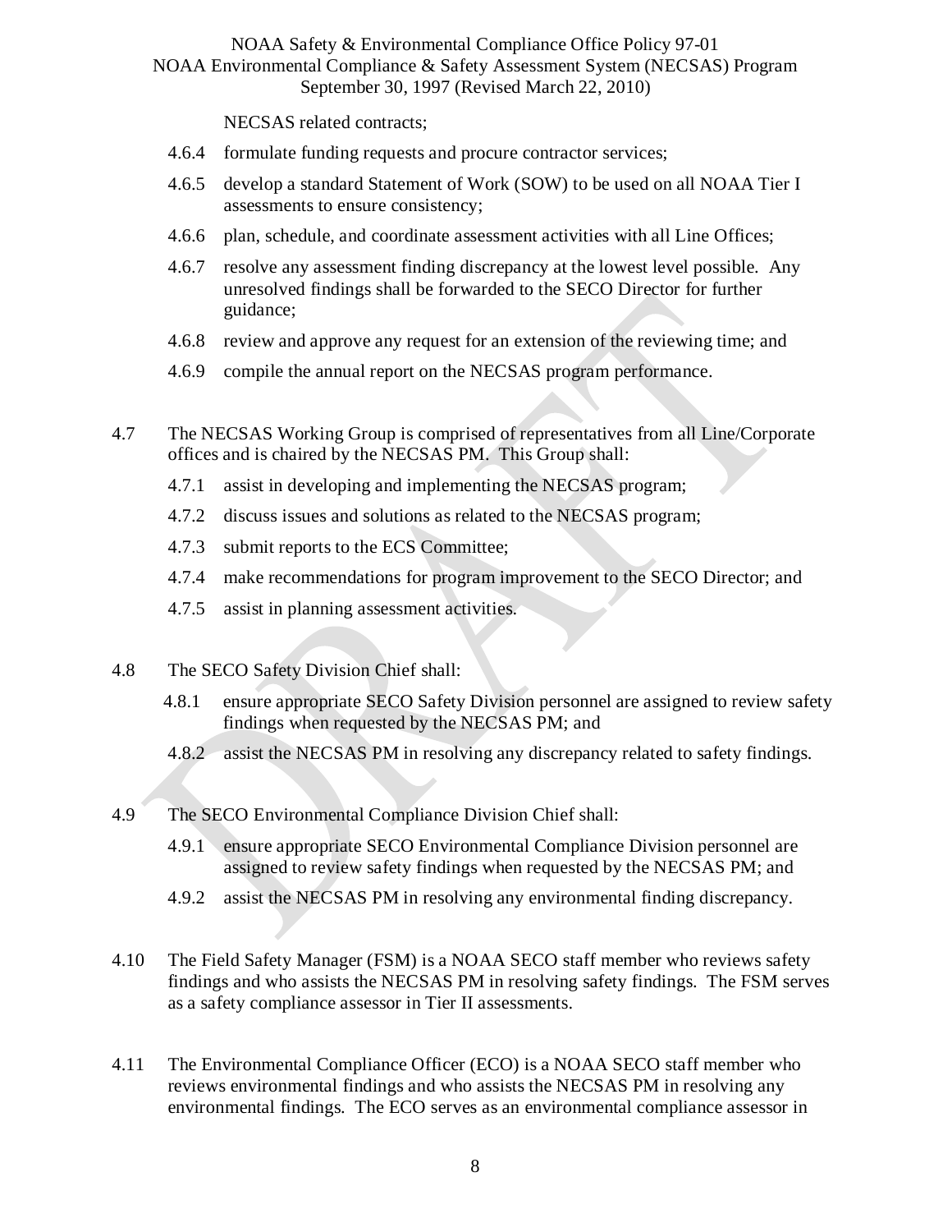NECSAS related contracts;

4.6.4 formulate funding requests and procure contractor services;

4.6.5 develop a standard Statement of Work (SOW) to be used on all NOAA Tier I assessments to ensure consistency;

4.6.6 plan, schedule, and coordinate assessment activities with all Line Offices;

4.6.7 resolve any assessment finding discrepancy at the lowest level possible. Any unresolved findings shall be forwarded to the SECO Director for further guidance;

4.6.8 review and approve any request for an extension of the reviewing time; and

4.6.9 compile the annual report on the NECSAS program performance.

4.7 The NECSAS Working Group is comprised of representatives from all Line/Corporate offices and is chaired by the NECSAS PM. This Group shall:

4.7.1 assist in developing and implementing the NECSAS program;

4.7.2 discuss issues and solutions as related to the NECSAS program;

4.7.3 submit reports to the ECS Committee;

4.7.4 make recommendations for program improvement to the SECO Director; and

4.7.5 assist in planning assessment activities.

4.8 The SECO Safety Division Chief shall:

4.8.1 ensure appropriate SECO Safety Division personnel are assigned to review safety findings when requested by the NECSAS PM; and

4.8.2 assist the NECSAS PM in resolving any discrepancy related to safety findings.

4.9 The SECO Environmental Compliance Division Chief shall:

4.9.1 ensure appropriate SECO Environmental Compliance Division personnel are assigned to review safety findings when requested by the NECSAS PM; and

4.9.2 assist the NECSAS PM in resolving any environmental finding discrepancy.

4.10 The Field Safety Manager (FSM) is a NOAA SECO staff member who reviews safety findings and who assists the NECSAS PM in resolving safety findings. The FSM serves as a safety compliance assessor in Tier II assessments.

4.11 The Environmental Compliance Officer (ECO) is a NOAA SECO staff member who reviews environmental findings and who assists the NECSAS PM in resolving any environmental findings. The ECO serves as an environmental compliance assessor in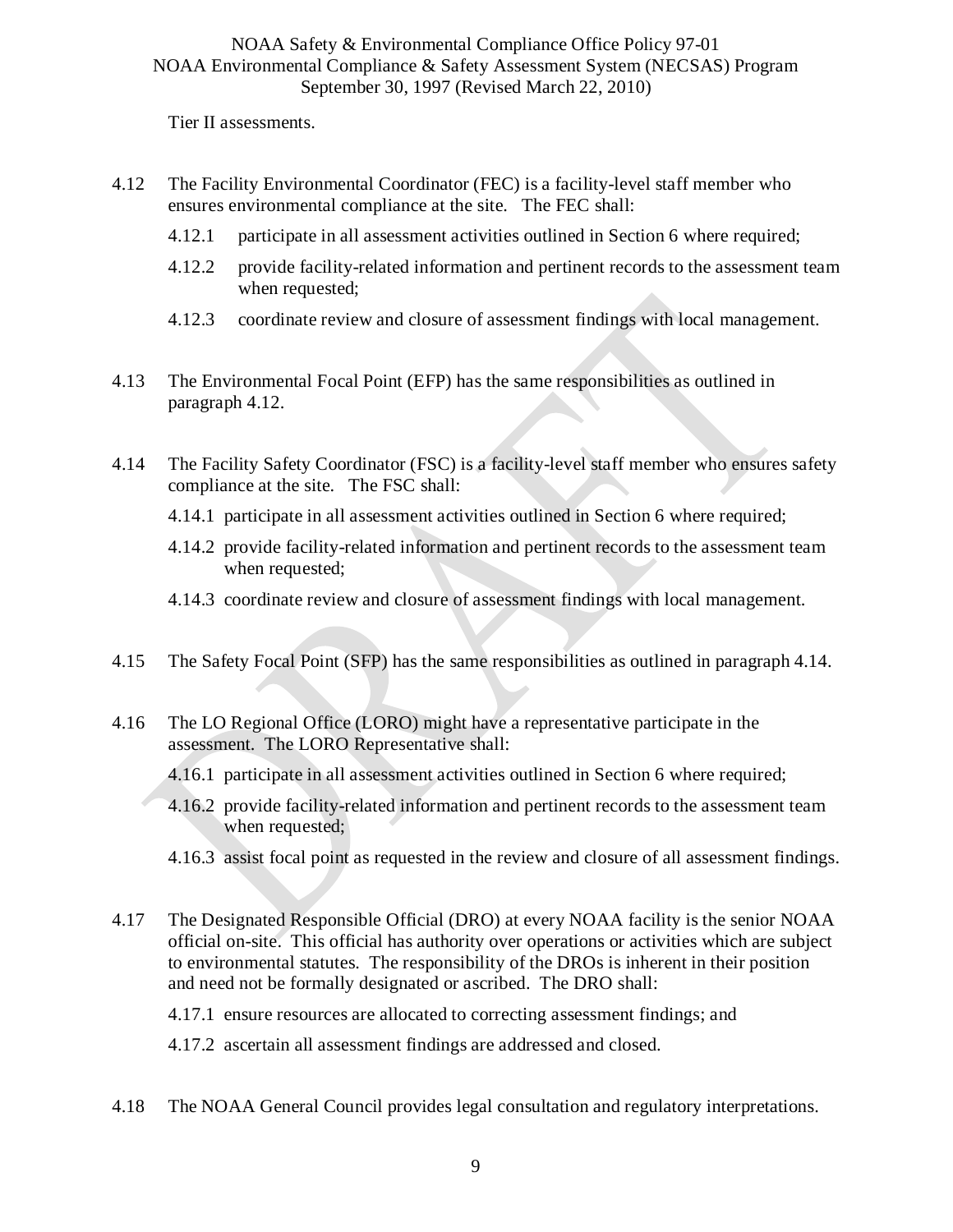Tier II assessments.

4.12 The Facility Environmental Coordinator (FEC) is a facility-level staff member who ensures environmental compliance at the site. The FEC shall:

4.12.1 participate in all assessment activities outlined in Section 6 where required;

4.12.2 provide facility-related information and pertinent records to the assessment team when requested;

4.12.3 coordinate review and closure of assessment findings with local management.

4.13 The Environmental Focal Point (EFP) has the same responsibilities as outlined in paragraph 4.12.

4.14 The Facility Safety Coordinator (FSC) is a facility-level staff member who ensures safety compliance at the site. The FSC shall:

4.14.1 participate in all assessment activities outlined in Section 6 where required;

4.14.2 provide facility-related information and pertinent records to the assessment team when requested;

4.14.3 coordinate review and closure of assessment findings with local management.

4.15 The Safety Focal Point (SFP) has the same responsibilities as outlined in paragraph 4.14.

4.16 The LO Regional Office (LORO) might have a representative participate in the assessment. The LORO Representative shall:

4.16.1 participate in all assessment activities outlined in Section 6 where required;

4.16.2 provide facility-related information and pertinent records to the assessment team when requested;

4.16.3 assist focal point as requested in the review and closure of all assessment findings.

4.17 The Designated Responsible Official (DRO) at every NOAA facility is the senior NOAA official on-site. This official has authority over operations or activities which are subject to environmental statutes. The responsibility of the DROs is inherent in their position and need not be formally designated or ascribed. The DRO shall:

4.17.1 ensure resources are allocated to correcting assessment findings; and

4.17.2 ascertain all assessment findings are addressed and closed.

4.18 The NOAA General Council provides legal consultation and regulatory interpretations.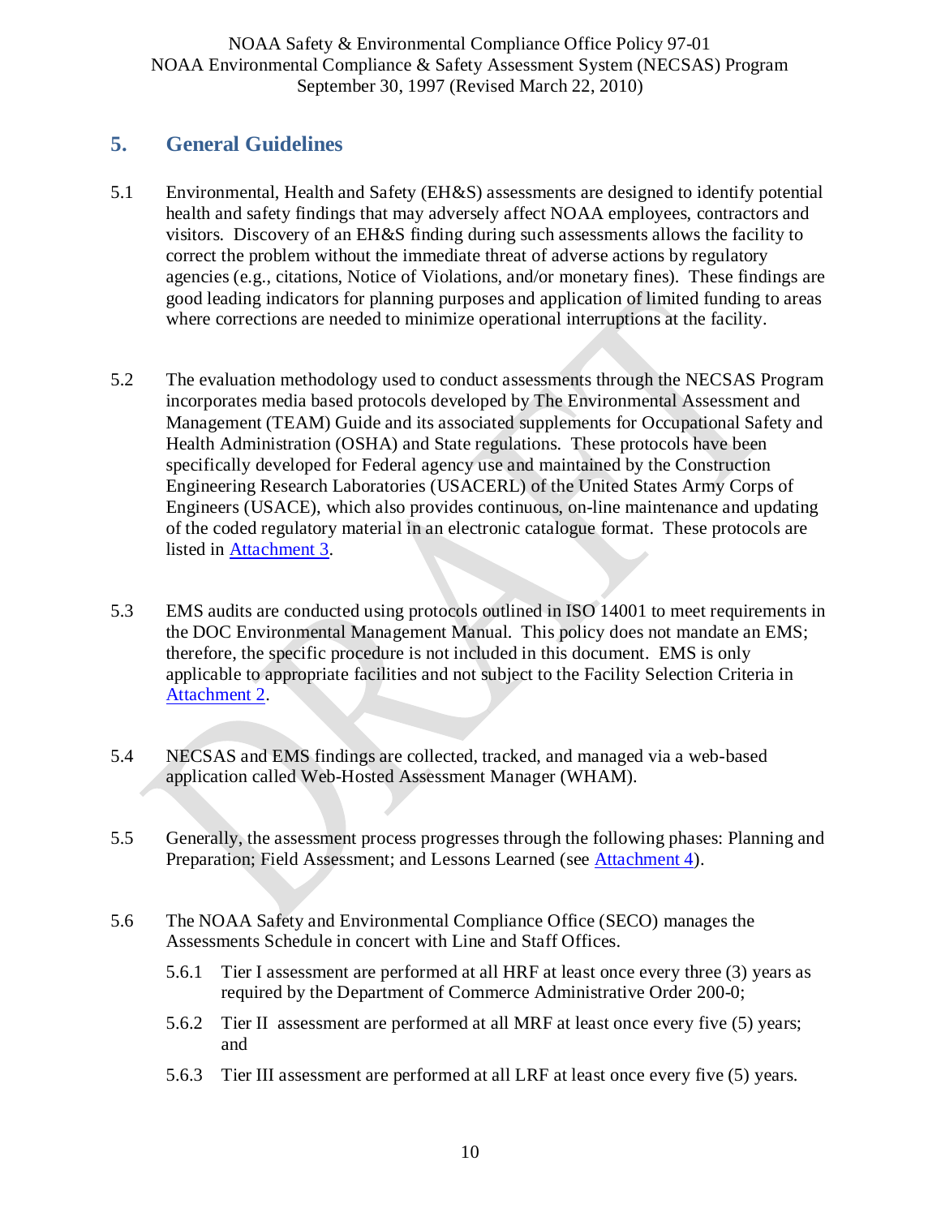## 5. General Guidelines

5.1 Environmental, Health and Safety (EH&S) assessments are designed to identify potential health and safety findings that may adversely affect NOAA employees, contractors and visitors. Discovery of an EH&S finding during such assessments allows the facility to correct the problem without the immediate threat of adverse actions by regulatory agencies (e.g., citations, Notice of Violations, and/or monetary fines). These findings are good leading indicators for planning purposes and application of limited funding to areas where corrections are needed to minimize operational interruptions at the facility.

5.2 The evaluation methodology used to conduct assessments through the NECSAS Program incorporates media based protocols developed by The Environmental Assessment and Management (TEAM) Guide and its associated supplements for Occupational Safety and Health Administration (OSHA) and State regulations. These protocols have been specifically developed for Federal agency use and maintained by the Construction Engineering Research Laboratories (USACERL) of the United States Army Corps of Engineers (USACE), which also provides continuous, on-line maintenance and updating of the coded regulatory material in an electronic catalogue format. These protocols are listed in Attachment 3.

5.3 EMS audits are conducted using protocols outlined in ISO 14001 to meet requirements in the DOC Environmental Management Manual. This policy does not mandate an EMS; therefore, the specific procedure is not included in this document. EMS is only applicable to appropriate facilities and not subject to the Facility Selection Criteria in Attachment 2.

5.4 NECSAS and EMS findings are collected, tracked, and managed via a web-based application called Web-Hosted Assessment Manager (WHAM).

5.5 Generally, the assessment process progresses through the following phases: Planning and Preparation; Field Assessment; and Lessons Learned (see Attachment 4).

5.6 The NOAA Safety and Environmental Compliance Office (SECO) manages the Assessments Schedule in concert with Line and Staff Offices.

- 5.6.1 Tier I assessment are performed at all HRF at least once every three (3) years as required by the Department of Commerce Administrative Order 200-0;
- 5.6.2 Tier II assessment are performed at all MRF at least once every five (5) years; and
- 5.6.3 Tier III assessment are performed at all LRF at least once every five (5) years.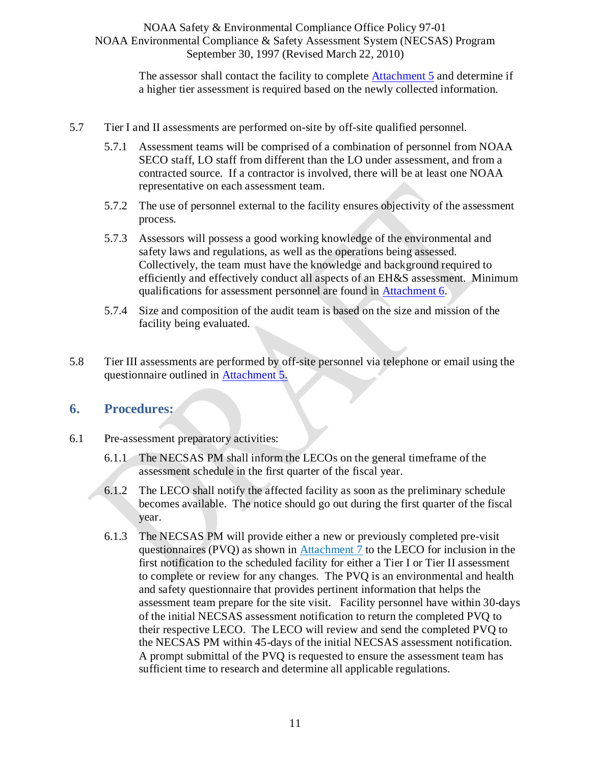The assessor shall contact the facility to complete Attachment 5 and determine if a higher tier assessment is required based on the newly collected information.

5.7 Tier I and II assessments are performed on-site by off-site qualified personnel.

5.7.1 Assessment teams will be comprised of a combination of personnel from NOAA SECO staff, LO staff from different than the LO under assessment, and from a contracted source. If a contractor is involved, there will be at least one NOAA representative on each assessment team.

5.7.2 The use of personnel external to the facility ensures objectivity of the assessment process.

5.7.3 Assessors will possess a good working knowledge of the environmental and safety laws and regulations, as well as the operations being assessed. Collectively, the team must have the knowledge and background required to efficiently and effectively conduct all aspects of an EH&S assessment. Minimum qualifications for assessment personnel are found in Attachment 6.

5.7.4 Size and composition of the audit team is based on the size and mission of the facility being evaluated.

5.8 Tier III assessments are performed by off-site personnel via telephone or email using the questionnaire outlined in Attachment 5.

## 6. Procedures:

6.1 Pre-assessment preparatory activities:

6.1.1 The NECSAS PM shall inform the LECOs on the general timeframe of the assessment schedule in the first quarter of the fiscal year.

6.1.2 The LECO shall notify the affected facility as soon as the preliminary schedule becomes available. The notice should go out during the first quarter of the fiscal year.

6.1.3 The NECSAS PM will provide either a new or previously completed pre-visit questionnaires (PVQ) as shown in Attachment 7 to the LECO for inclusion in the first notification to the scheduled facility for either a Tier I or Tier II assessment to complete or review for any changes. The PVQ is an environmental and health and safety questionnaire that provides pertinent information that helps the assessment team prepare for the site visit. Facility personnel have within 30-days of the initial NECSAS assessment notification to return the completed PVQ to their respective LECO. The LECO will review and send the completed PVQ to the NECSAS PM within 45-days of the initial NECSAS assessment notification. A prompt submittal of the PVQ is requested to ensure the assessment team has sufficient time to research and determine all applicable regulations.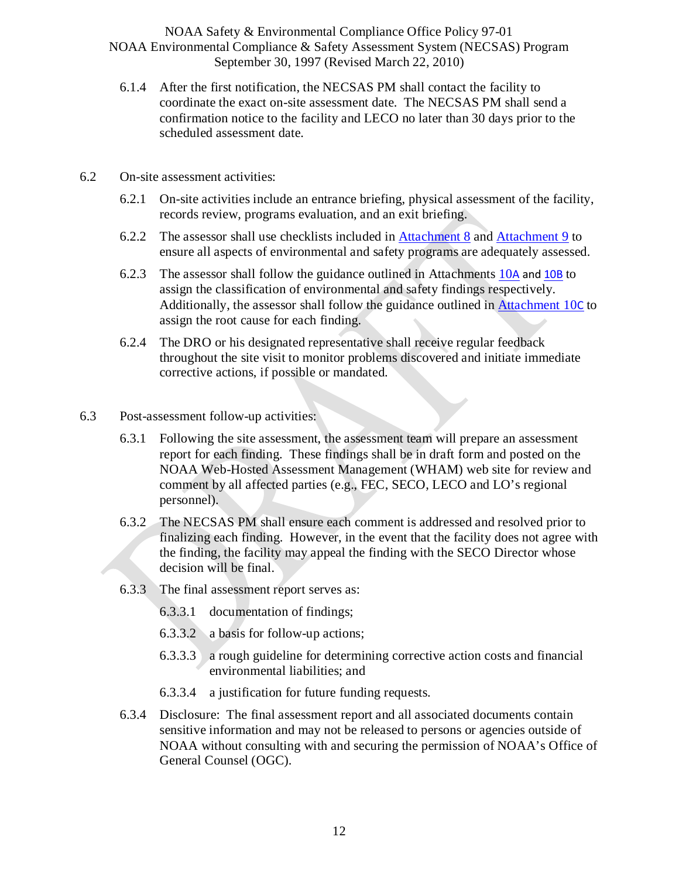6.1.4 After the first notification, the NECSAS PM shall contact the facility to coordinate the exact on-site assessment date. The NECSAS PM shall send a confirmation notice to the facility and LECO no later than 30 days prior to the scheduled assessment date.

6.2 On-site assessment activities:

6.2.1 On-site activities include an entrance briefing, physical assessment of the facility, records review, programs evaluation, and an exit briefing.

6.2.2 The assessor shall use checklists included in Attachment 8 and Attachment 9 to ensure all aspects of environmental and safety programs are adequately assessed.

6.2.3 The assessor shall follow the guidance outlined in Attachments 10A and 10B to assign the classification of environmental and safety findings respectively. Additionally, the assessor shall follow the guidance outlined in Attachment 10C to assign the root cause for each finding.

6.2.4 The DRO or his designated representative shall receive regular feedback throughout the site visit to monitor problems discovered and initiate immediate corrective actions, if possible or mandated.

6.3 Post-assessment follow-up activities:

6.3.1 Following the site assessment, the assessment team will prepare an assessment report for each finding. These findings shall be in draft form and posted on the NOAA Web-Hosted Assessment Management (WHAM) web site for review and comment by all affected parties (e.g., FEC, SECO, LECO and LO's regional personnel).

6.3.2 The NECSAS PM shall ensure each comment is addressed and resolved prior to finalizing each finding. However, in the event that the facility does not agree with the finding, the facility may appeal the finding with the SECO Director whose decision will be final.

6.3.3 The final assessment report serves as:

6.3.3.1 documentation of findings;

6.3.3.2 a basis for follow-up actions;

6.3.3.3 a rough guideline for determining corrective action costs and financial environmental liabilities; and

6.3.3.4 a justification for future funding requests.

6.3.4 Disclosure: The final assessment report and all associated documents contain sensitive information and may not be released to persons or agencies outside of NOAA without consulting with and securing the permission of NOAA's Office of General Counsel (OGC).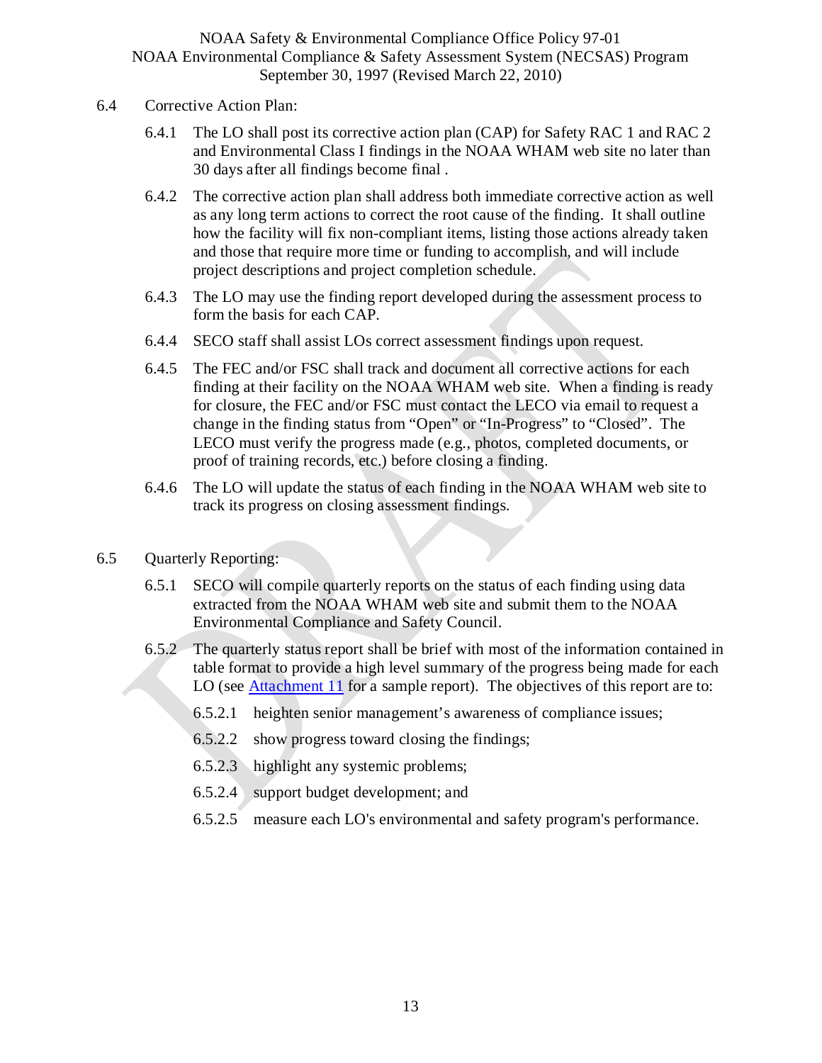6.4 Corrective Action Plan:

6.4.1 The LO shall post its corrective action plan (CAP) for Safety RAC 1 and RAC 2 and Environmental Class I findings in the NOAA WHAM web site no later than 30 days after all findings become final .

6.4.2 The corrective action plan shall address both immediate corrective action as well as any long term actions to correct the root cause of the finding. It shall outline how the facility will fix non-compliant items, listing those actions already taken and those that require more time or funding to accomplish, and will include project descriptions and project completion schedule.

6.4.3 The LO may use the finding report developed during the assessment process to form the basis for each CAP.

6.4.4 SECO staff shall assist LOs correct assessment findings upon request.

6.4.5 The FEC and/or FSC shall track and document all corrective actions for each finding at their facility on the NOAA WHAM web site. When a finding is ready for closure, the FEC and/or FSC must contact the LECO via email to request a change in the finding status from "Open" or "In-Progress" to "Closed". The LECO must verify the progress made (e.g., photos, completed documents, or proof of training records, etc.) before closing a finding.

6.4.6 The LO will update the status of each finding in the NOAA WHAM web site to track its progress on closing assessment findings.

6.5 Quarterly Reporting:

6.5.1 SECO will compile quarterly reports on the status of each finding using data extracted from the NOAA WHAM web site and submit them to the NOAA Environmental Compliance and Safety Council.

6.5.2 The quarterly status report shall be brief with most of the information contained in table format to provide a high level summary of the progress being made for each LO (see Attachment 11 for a sample report). The objectives of this report are to:

6.5.2.1 heighten senior management's awareness of compliance issues;

6.5.2.2 show progress toward closing the findings;

6.5.2.3 highlight any systemic problems;

6.5.2.4 support budget development; and

6.5.2.5 measure each LO's environmental and safety program's performance.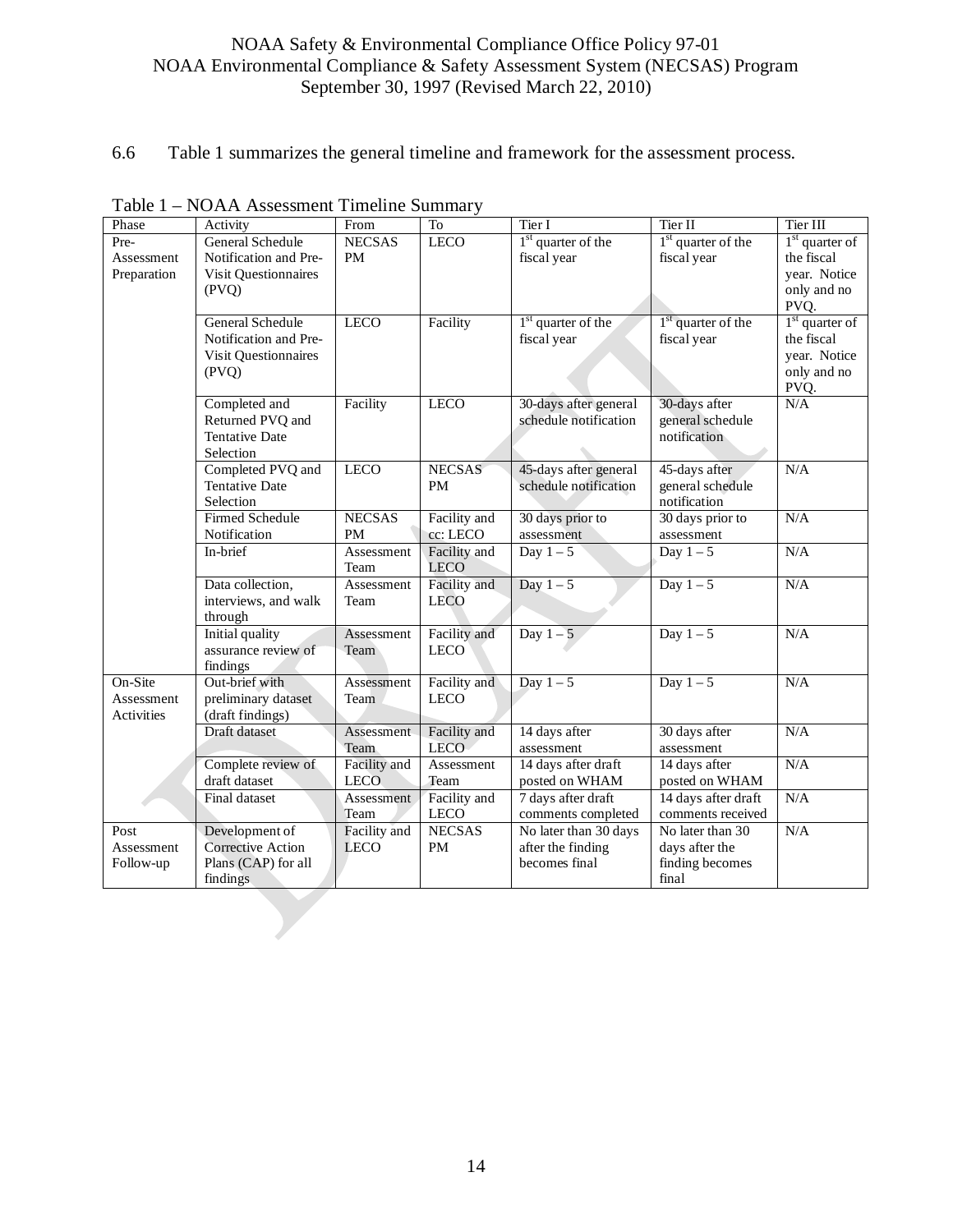6.6 Table 1 summarizes the general timeline and framework for the assessment process.

Table 1 – NOAA Assessment Timeline Summary

| Phase | Activity | From | To | Tier I | Tier II | Tier III |
|---|---|---|---|---|---|---|
| Pre-Assessment Preparation | General Schedule Notification and Pre-Visit Questionnaires (PVQ) | NECSAS PM | LECO | 1st quarter of the fiscal year | 1st quarter of the fiscal year | 1st quarter of the fiscal year. Notice only and no PVQ. |
| | General Schedule Notification and Pre-Visit Questionnaires (PVQ) | LECO | Facility | 1st quarter of the fiscal year | 1st quarter of the fiscal year | 1st quarter of the fiscal year. Notice only and no PVQ. |
| | Completed and Returned PVQ and Tentative Date Selection | Facility | LECO | 30-days after general schedule notification | 30-days after general schedule notification | N/A |
| | Completed PVQ and Tentative Date Selection | LECO | NECSAS PM | 45-days after general schedule notification | 45-days after general schedule notification | N/A |
| | Firmed Schedule Notification | NECSAS PM | Facility and cc: LECO | 30 days prior to assessment | 30 days prior to assessment | N/A |
| | In-brief | Assessment Team | Facility and LECO | Day 1 – 5 | Day 1 – 5 | N/A |
| | Data collection, interviews, and walk through | Assessment Team | Facility and LECO | Day 1 – 5 | Day 1 – 5 | N/A |
| | Initial quality assurance review of findings | Assessment Team | Facility and LECO | Day 1 – 5 | Day 1 – 5 | N/A |
| On-Site Assessment Activities | Out-brief with preliminary dataset (draft findings) | Assessment Team | Facility and LECO | Day 1 – 5 | Day 1 – 5 | N/A |
| | Draft dataset | Assessment Team | Facility and LECO | 14 days after assessment | 30 days after assessment | N/A |
| | Complete review of draft dataset | Facility and LECO | Assessment Team | 14 days after draft posted on WHAM | 14 days after posted on WHAM | N/A |
| | Final dataset | Assessment Team | Facility and LECO | 7 days after draft comments completed | 14 days after draft comments received | N/A |
| Post Assessment Follow-up | Development of Corrective Action Plans (CAP) for all findings | Facility and LECO | NECSAS PM | No later than 30 days after the finding becomes final | No later than 30 days after the finding becomes final | N/A |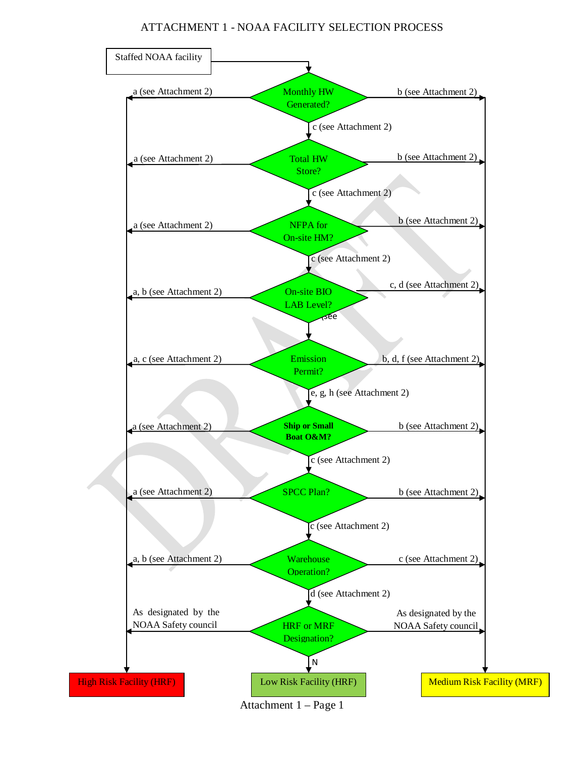ATTACHMENT 1 - NOAA FACILITY SELECTION PROCESS

Staffed NOAA facility

Monthly HW Generated?

a (see Attachment 2)

b (see Attachment 2)

c (see Attachment 2)

Total HW Store?

a (see Attachment 2)

b (see Attachment 2)

c (see Attachment 2)

NFPA for On-site HM?

a (see Attachment 2)

b (see Attachment 2)

c (see Attachment 2)

On-site BIO LAB Level?

a, b (see Attachment 2)

c, d (see Attachment 2)

(see

Emission Permit?

a, c (see Attachment 2)

b, d, f (see Attachment 2)

e, g, h (see Attachment 2)

**Ship or Small Boat O&M?**

a (see Attachment 2)

b (see Attachment 2)

c (see Attachment 2)

SPCC Plan?

a (see Attachment 2)

b (see Attachment 2)

c (see Attachment 2)

Warehouse Operation?

a, b (see Attachment 2)

c (see Attachment 2)

d (see Attachment 2)

HRF or MRF Designation?

As designated by the NOAA Safety council

As designated by the NOAA Safety council

N

High Risk Facility (HRF)

Low Risk Facility (HRF)

Medium Risk Facility (MRF)

DRAFT

Attachment 1 – Page 1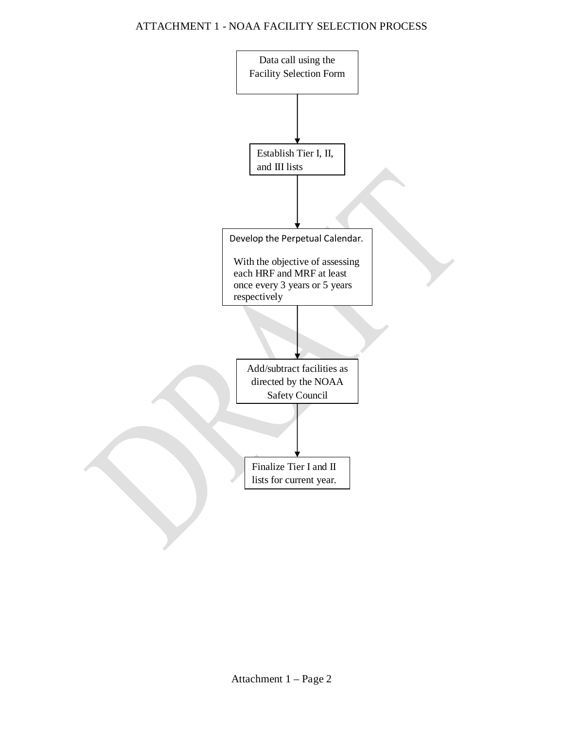# ATTACHMENT 1 - NOAA FACILITY SELECTION PROCESS

Data call using the Facility Selection Form

↓

Establish Tier I, II, and III lists

↓

Develop the Perpetual Calendar.

With the objective of assessing each HRF and MRF at least once every 3 years or 5 years respectively

↓

Add/subtract facilities as directed by the NOAA Safety Council

↓

Finalize Tier I and II lists for current year.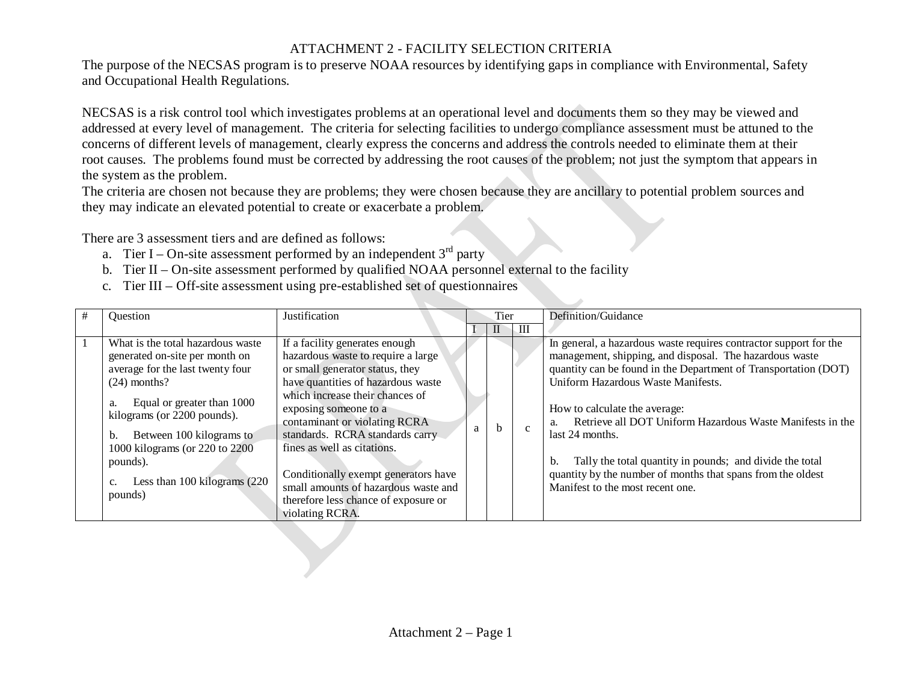# ATTACHMENT 2 - FACILITY SELECTION CRITERIA

The purpose of the NECSAS program is to preserve NOAA resources by identifying gaps in compliance with Environmental, Safety and Occupational Health Regulations.

NECSAS is a risk control tool which investigates problems at an operational level and documents them so they may be viewed and addressed at every level of management. The criteria for selecting facilities to undergo compliance assessment must be attuned to the concerns of different levels of management, clearly express the concerns and address the controls needed to eliminate them at their root causes. The problems found must be corrected by addressing the root causes of the problem; not just the symptom that appears in the system as the problem.
The criteria are chosen not because they are problems; they were chosen because they are ancillary to potential problem sources and they may indicate an elevated potential to create or exacerbate a problem.

There are 3 assessment tiers and are defined as follows:

a. Tier I – On-site assessment performed by an independent 3rd party
b. Tier II – On-site assessment performed by qualified NOAA personnel external to the facility
c. Tier III – Off-site assessment using pre-established set of questionnaires

| # | Question | Justification | Tier | | | Definition/Guidance |
|---|---|---|---|---|---|---|
| | | | I | II | III | |
| 1 | What is the total hazardous waste generated on-site per month on average for the last twenty four (24) months?<br>a. Equal or greater than 1000 kilograms (or 2200 pounds).<br>b. Between 100 kilograms to 1000 kilograms (or 220 to 2200 pounds).<br>c. Less than 100 kilograms (220 pounds) | If a facility generates enough hazardous waste to require a large or small generator status, they have quantities of hazardous waste which increase their chances of exposing someone to a contaminant or violating RCRA standards. RCRA standards carry fines as well as citations.<br><br>Conditionally exempt generators have small amounts of hazardous waste and therefore less chance of exposure or violating RCRA. | a | b | c | In general, a hazardous waste requires contractor support for the management, shipping, and disposal. The hazardous waste quantity can be found in the Department of Transportation (DOT) Uniform Hazardous Waste Manifests.<br><br>How to calculate the average:<br>a. Retrieve all DOT Uniform Hazardous Waste Manifests in the last 24 months.<br><br>b. Tally the total quantity in pounds; and divide the total quantity by the number of months that spans from the oldest Manifest to the most recent one. |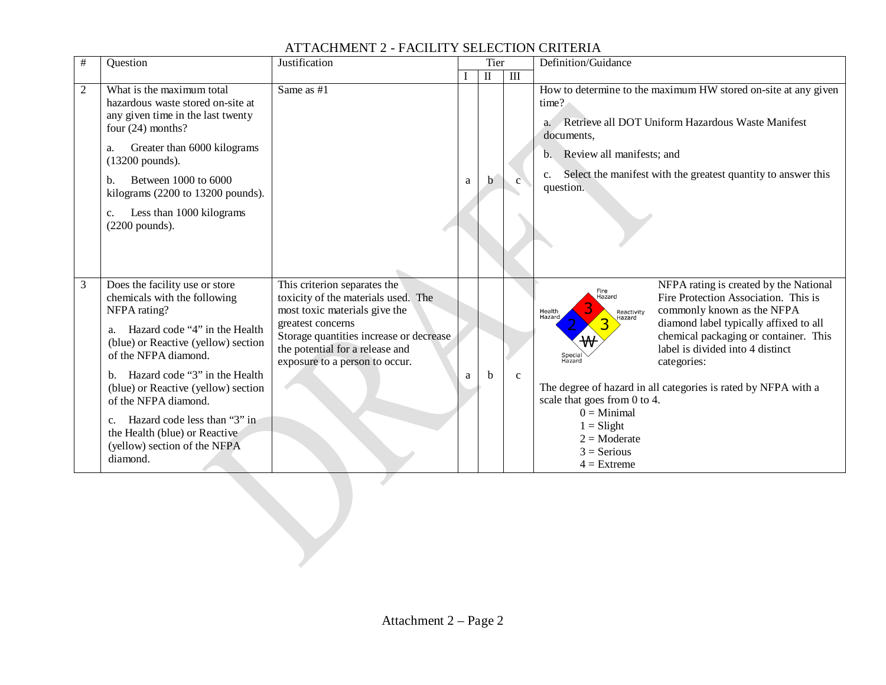# ATTACHMENT 2 - FACILITY SELECTION CRITERIA

| # | Question | Justification | Tier | | | Definition/Guidance |
|---|---|---|---|---|---|---|
| | | | I | II | III | |
| 2 | What is the maximum total hazardous waste stored on-site at any given time in the last twenty four (24) months?<br><br>a. Greater than 6000 kilograms (13200 pounds).<br><br>b. Between 1000 to 6000 kilograms (2200 to 13200 pounds).<br><br>c. Less than 1000 kilograms (2200 pounds). | Same as #1 | a | b | c | How to determine to the maximum HW stored on-site at any given time?<br><br>a. Retrieve all DOT Uniform Hazardous Waste Manifest documents,<br><br>b. Review all manifests; and<br><br>c. Select the manifest with the greatest quantity to answer this question. |
| 3 | Does the facility use or store chemicals with the following NFPA rating?<br><br>a. Hazard code "4" in the Health (blue) or Reactive (yellow) section of the NFPA diamond.<br><br>b. Hazard code "3" in the Health (blue) or Reactive (yellow) section of the NFPA diamond.<br><br>c. Hazard code less than "3" in the Health (blue) or Reactive (yellow) section of the NFPA diamond. | This criterion separates the toxicity of the materials used. The most toxic materials give the greatest concerns<br>Storage quantities increase or decrease the potential for a release and exposure to a person to occur. | a | b | c | Fire Hazard 3, Health Hazard 2, Reactivity Hazard 3, Special Hazard W<br><br>NFPA rating is created by the National Fire Protection Association. This is commonly known as the NFPA diamond label typically affixed to all chemical packaging or container. This label is divided into 4 distinct categories:<br><br>The degree of hazard in all categories is rated by NFPA with a scale that goes from 0 to 4.<br>0 = Minimal<br>1 = Slight<br>2 = Moderate<br>3 = Serious<br>4 = Extreme |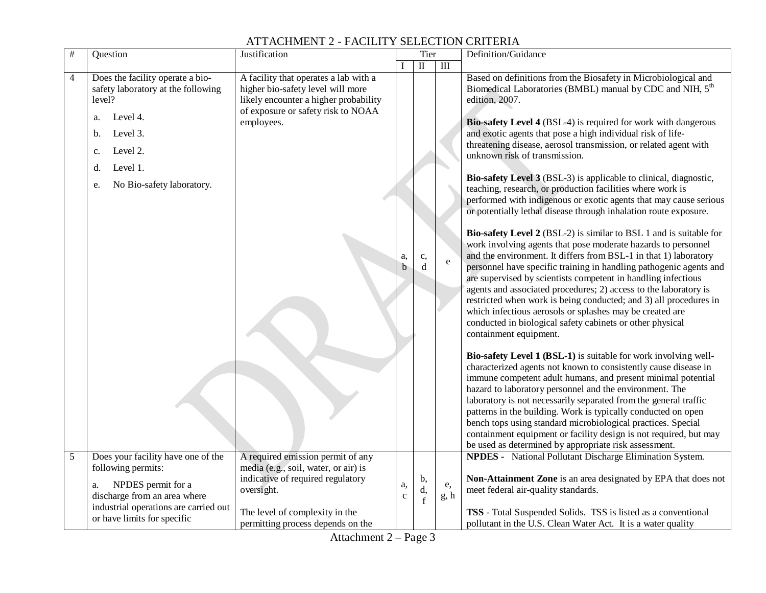# ATTACHMENT 2 - FACILITY SELECTION CRITERIA

| # | Question | Justification | Tier | | | Definition/Guidance |
|---|---|---|---|---|---|---|
| | | | I | II | III | |
| 4 | Does the facility operate a bio-safety laboratory at the following level?<br>a. Level 4.<br>b. Level 3.<br>c. Level 2.<br>d. Level 1.<br>e. No Bio-safety laboratory. | A facility that operates a lab with a higher bio-safety level will more likely encounter a higher probability of exposure or safety risk to NOAA employees. | a, b | c, d | e | Based on definitions from the Biosafety in Microbiological and Biomedical Laboratories (BMBL) manual by CDC and NIH, 5th edition, 2007.<br><br>**Bio-safety Level 4** (BSL-4) is required for work with dangerous and exotic agents that pose a high individual risk of life-threatening disease, aerosol transmission, or related agent with unknown risk of transmission.<br><br>**Bio-safety Level 3** (BSL-3) is applicable to clinical, diagnostic, teaching, research, or production facilities where work is performed with indigenous or exotic agents that may cause serious or potentially lethal disease through inhalation route exposure.<br><br>**Bio-safety Level 2** (BSL-2) is similar to BSL 1 and is suitable for work involving agents that pose moderate hazards to personnel and the environment. It differs from BSL-1 in that 1) laboratory personnel have specific training in handling pathogenic agents and are supervised by scientists competent in handling infectious agents and associated procedures; 2) access to the laboratory is restricted when work is being conducted; and 3) all procedures in which infectious aerosols or splashes may be created are conducted in biological safety cabinets or other physical containment equipment.<br><br>**Bio-safety Level 1 (BSL-1)** is suitable for work involving well-characterized agents not known to consistently cause disease in immune competent adult humans, and present minimal potential hazard to laboratory personnel and the environment. The laboratory is not necessarily separated from the general traffic patterns in the building. Work is typically conducted on open bench tops using standard microbiological practices. Special containment equipment or facility design is not required, but may be used as determined by appropriate risk assessment. |
| 5 | Does your facility have one of the following permits:<br>a. NPDES permit for a discharge from an area where industrial operations are carried out or have limits for specific | A required emission permit of any media (e.g., soil, water, or air) is indicative of required regulatory oversight.<br><br>The level of complexity in the permitting process depends on the | a, c | b, d, f | e, g, h | **NPDES** - National Pollutant Discharge Elimination System.<br><br>**Non-Attainment Zone** is an area designated by EPA that does not meet federal air-quality standards.<br><br>**TSS** - Total Suspended Solids. TSS is listed as a conventional pollutant in the U.S. Clean Water Act. It is a water quality |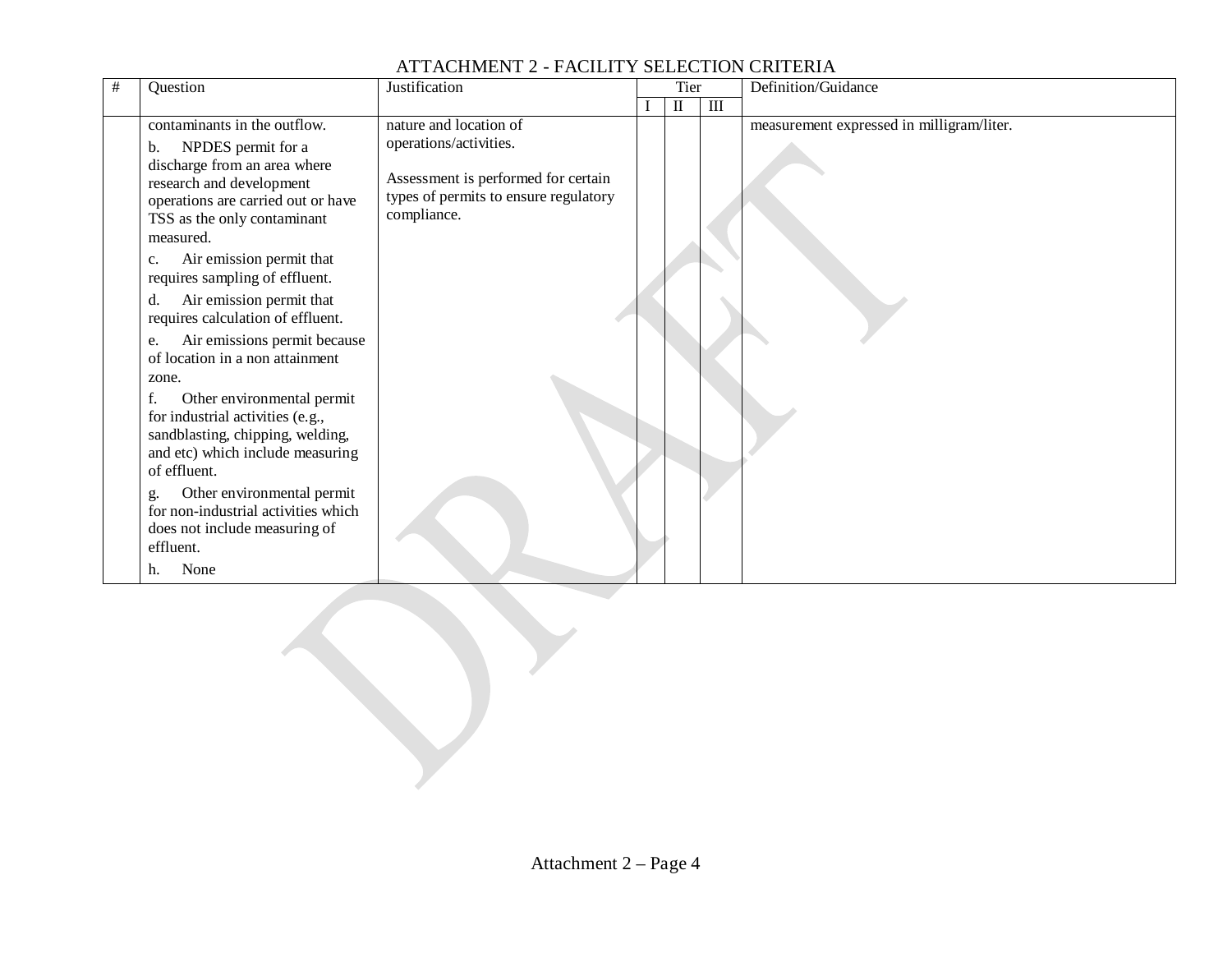# ATTACHMENT 2 - FACILITY SELECTION CRITERIA

| # | Question | Justification | Tier | | | Definition/Guidance |
|---|---|---|---|---|---|---|
| | | | I | II | III | |
| | contaminants in the outflow.<br>b. NPDES permit for a discharge from an area where research and development operations are carried out or have TSS as the only contaminant measured.<br>c. Air emission permit that requires sampling of effluent.<br>d. Air emission permit that requires calculation of effluent.<br>e. Air emissions permit because of location in a non attainment zone.<br>f. Other environmental permit for industrial activities (e.g., sandblasting, chipping, welding, and etc) which include measuring of effluent.<br>g. Other environmental permit for non-industrial activities which does not include measuring of effluent.<br>h. None | nature and location of operations/activities.<br><br>Assessment is performed for certain types of permits to ensure regulatory compliance. | | | | measurement expressed in milligram/liter. |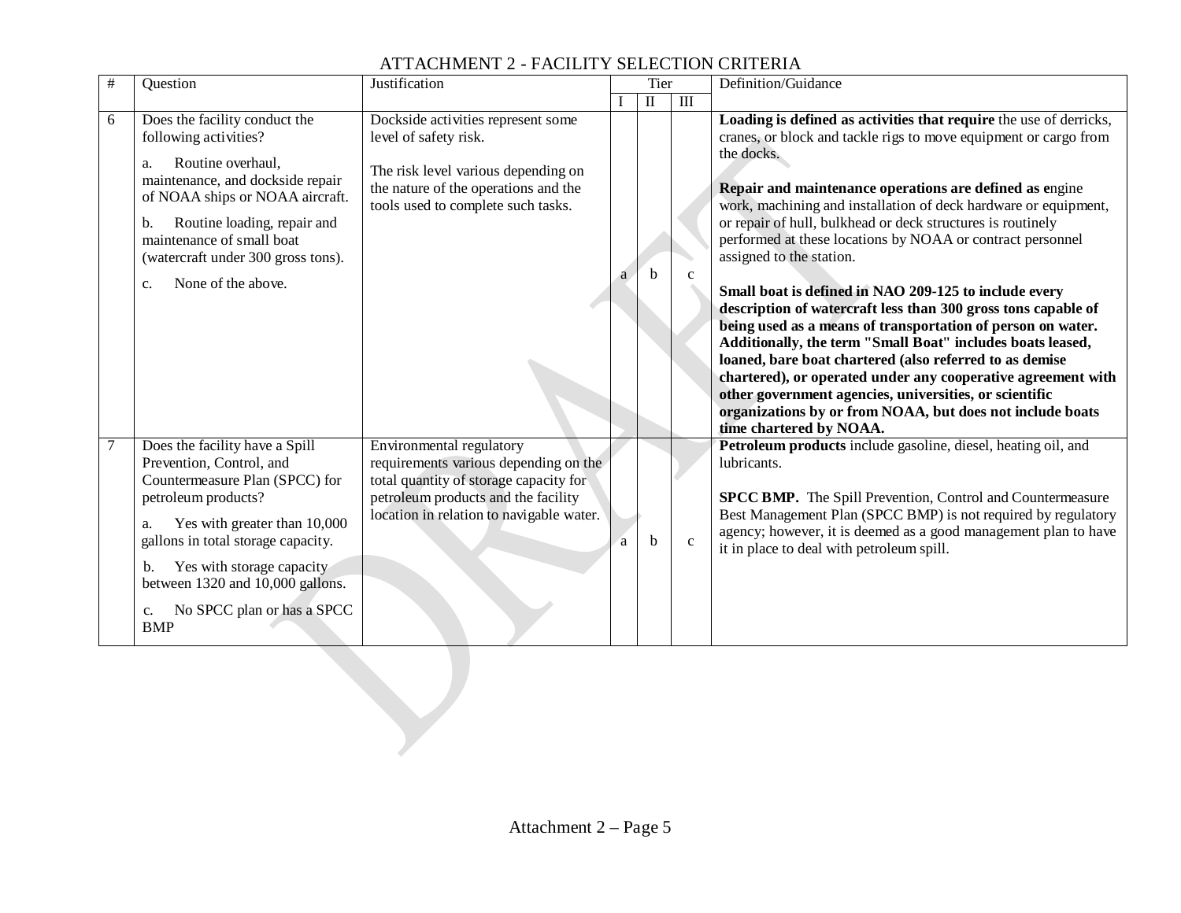# ATTACHMENT 2 - FACILITY SELECTION CRITERIA

| # | Question | Justification | Tier | | | Definition/Guidance |
|---|---|---|---|---|---|---|
| | | | I | II | III | |
| 6 | Does the facility conduct the following activities?<br><br>a. Routine overhaul, maintenance, and dockside repair of NOAA ships or NOAA aircraft.<br><br>b. Routine loading, repair and maintenance of small boat (watercraft under 300 gross tons).<br><br>c. None of the above. | Dockside activities represent some level of safety risk.<br><br>The risk level various depending on the nature of the operations and the tools used to complete such tasks. | a | b | c | **Loading is defined as activities that require** the use of derricks, cranes, or block and tackle rigs to move equipment or cargo from the docks.<br><br>**Repair and maintenance operations are defined as e**ngine work, machining and installation of deck hardware or equipment, or repair of hull, bulkhead or deck structures is routinely performed at these locations by NOAA or contract personnel assigned to the station.<br><br>**Small boat is defined in NAO 209-125 to include every description of watercraft less than 300 gross tons capable of being used as a means of transportation of person on water. Additionally, the term "Small Boat" includes boats leased, loaned, bare boat chartered (also referred to as demise chartered), or operated under any cooperative agreement with other government agencies, universities, or scientific organizations by or from NOAA, but does not include boats time chartered by NOAA.** |
| 7 | Does the facility have a Spill Prevention, Control, and Countermeasure Plan (SPCC) for petroleum products?<br><br>a. Yes with greater than 10,000 gallons in total storage capacity.<br><br>b. Yes with storage capacity between 1320 and 10,000 gallons.<br><br>c. No SPCC plan or has a SPCC BMP | Environmental regulatory requirements various depending on the total quantity of storage capacity for petroleum products and the facility location in relation to navigable water. | a | b | c | **Petroleum products** include gasoline, diesel, heating oil, and lubricants.<br><br>**SPCC BMP.** The Spill Prevention, Control and Countermeasure Best Management Plan (SPCC BMP) is not required by regulatory agency; however, it is deemed as a good management plan to have it in place to deal with petroleum spill. |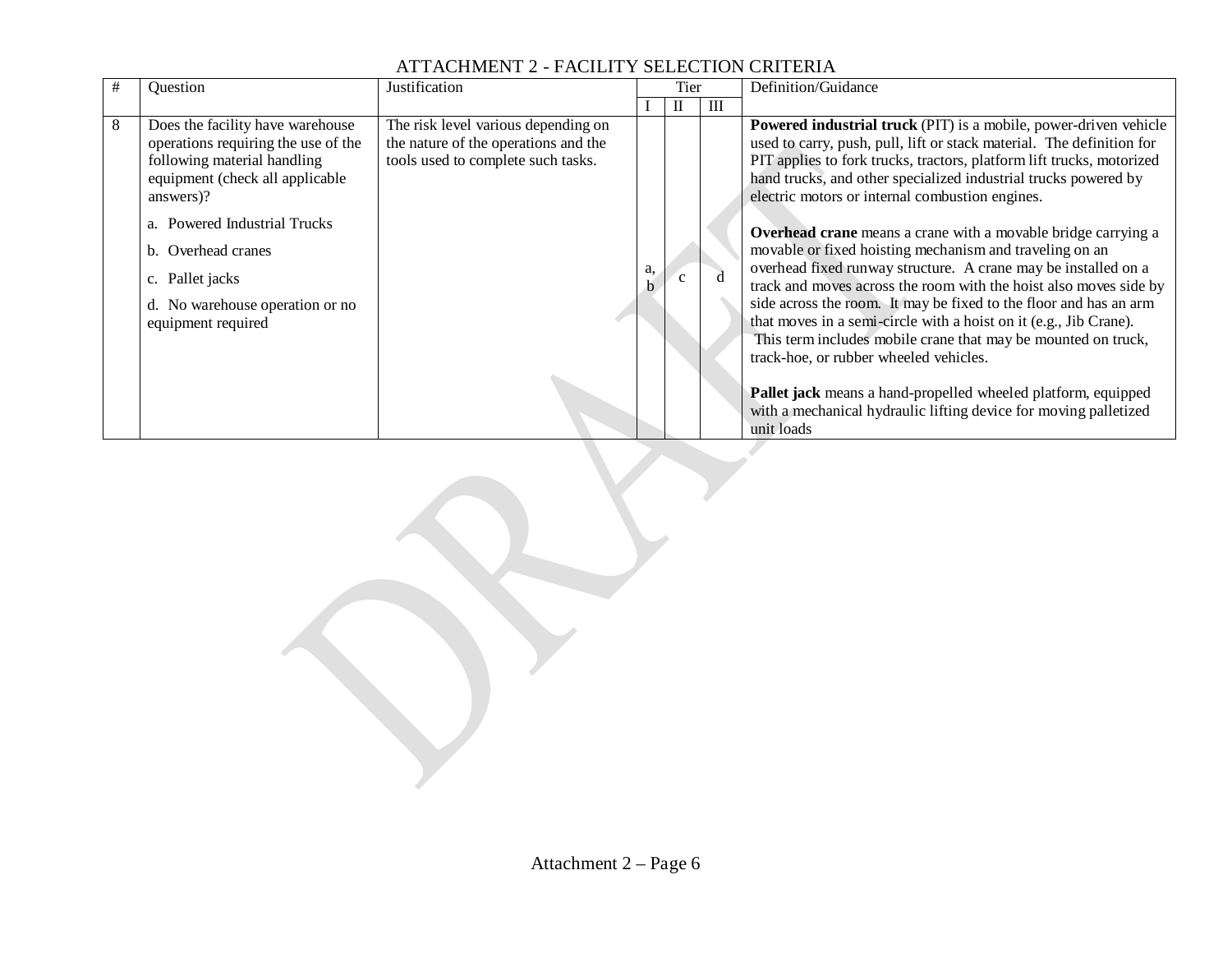# ATTACHMENT 2 - FACILITY SELECTION CRITERIA

| # | Question | Justification | Tier | | | Definition/Guidance |
|---|---|---|---|---|---|---|
| | | | I | II | III | |
| 8 | Does the facility have warehouse operations requiring the use of the following material handling equipment (check all applicable answers)?<br><br>a. Powered Industrial Trucks<br><br>b. Overhead cranes<br><br>c. Pallet jacks<br><br>d. No warehouse operation or no equipment required | The risk level various depending on the nature of the operations and the tools used to complete such tasks. | a, b | c | d | **Powered industrial truck** (PIT) is a mobile, power-driven vehicle used to carry, push, pull, lift or stack material. The definition for PIT applies to fork trucks, tractors, platform lift trucks, motorized hand trucks, and other specialized industrial trucks powered by electric motors or internal combustion engines.<br><br>**Overhead crane** means a crane with a movable bridge carrying a movable or fixed hoisting mechanism and traveling on an overhead fixed runway structure. A crane may be installed on a track and moves across the room with the hoist also moves side by side across the room. It may be fixed to the floor and has an arm that moves in a semi-circle with a hoist on it (e.g., Jib Crane). This term includes mobile crane that may be mounted on truck, track-hoe, or rubber wheeled vehicles.<br><br>**Pallet jack** means a hand-propelled wheeled platform, equipped with a mechanical hydraulic lifting device for moving palletized unit loads |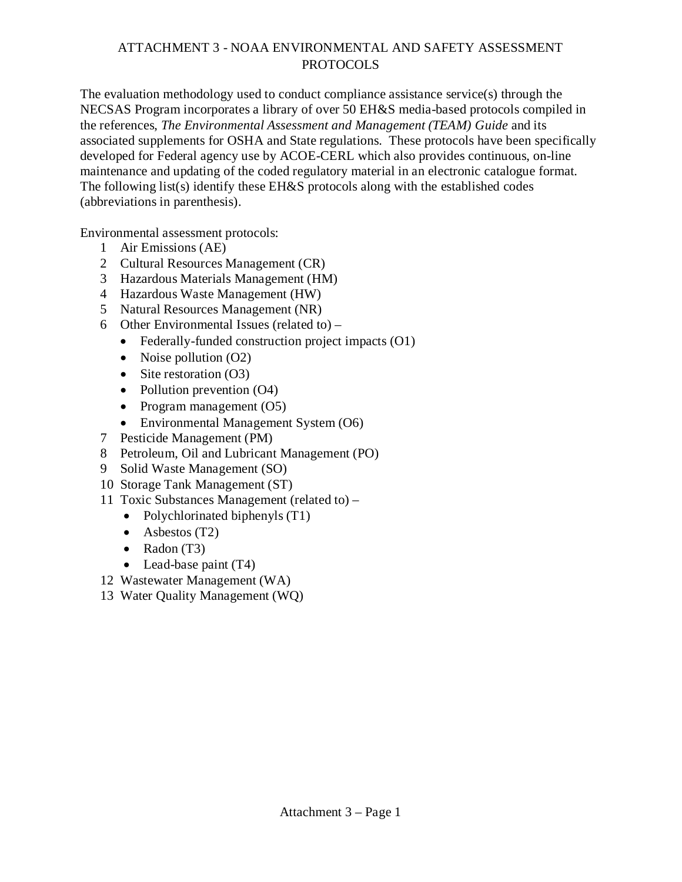# ATTACHMENT 3 - NOAA ENVIRONMENTAL AND SAFETY ASSESSMENT PROTOCOLS

The evaluation methodology used to conduct compliance assistance service(s) through the NECSAS Program incorporates a library of over 50 EH&S media-based protocols compiled in the references, *The Environmental Assessment and Management (TEAM) Guide* and its associated supplements for OSHA and State regulations. These protocols have been specifically developed for Federal agency use by ACOE-CERL which also provides continuous, on-line maintenance and updating of the coded regulatory material in an electronic catalogue format. The following list(s) identify these EH&S protocols along with the established codes (abbreviations in parenthesis).

Environmental assessment protocols:

1. Air Emissions (AE)
2. Cultural Resources Management (CR)
3. Hazardous Materials Management (HM)
4. Hazardous Waste Management (HW)
5. Natural Resources Management (NR)
6. Other Environmental Issues (related to) –
   - Federally-funded construction project impacts (O1)
   - Noise pollution (O2)
   - Site restoration (O3)
   - Pollution prevention (O4)
   - Program management (O5)
   - Environmental Management System (O6)
7. Pesticide Management (PM)
8. Petroleum, Oil and Lubricant Management (PO)
9. Solid Waste Management (SO)
10. Storage Tank Management (ST)
11. Toxic Substances Management (related to) –
    - Polychlorinated biphenyls (T1)
    - Asbestos (T2)
    - Radon (T3)
    - Lead-base paint (T4)
12. Wastewater Management (WA)
13. Water Quality Management (WQ)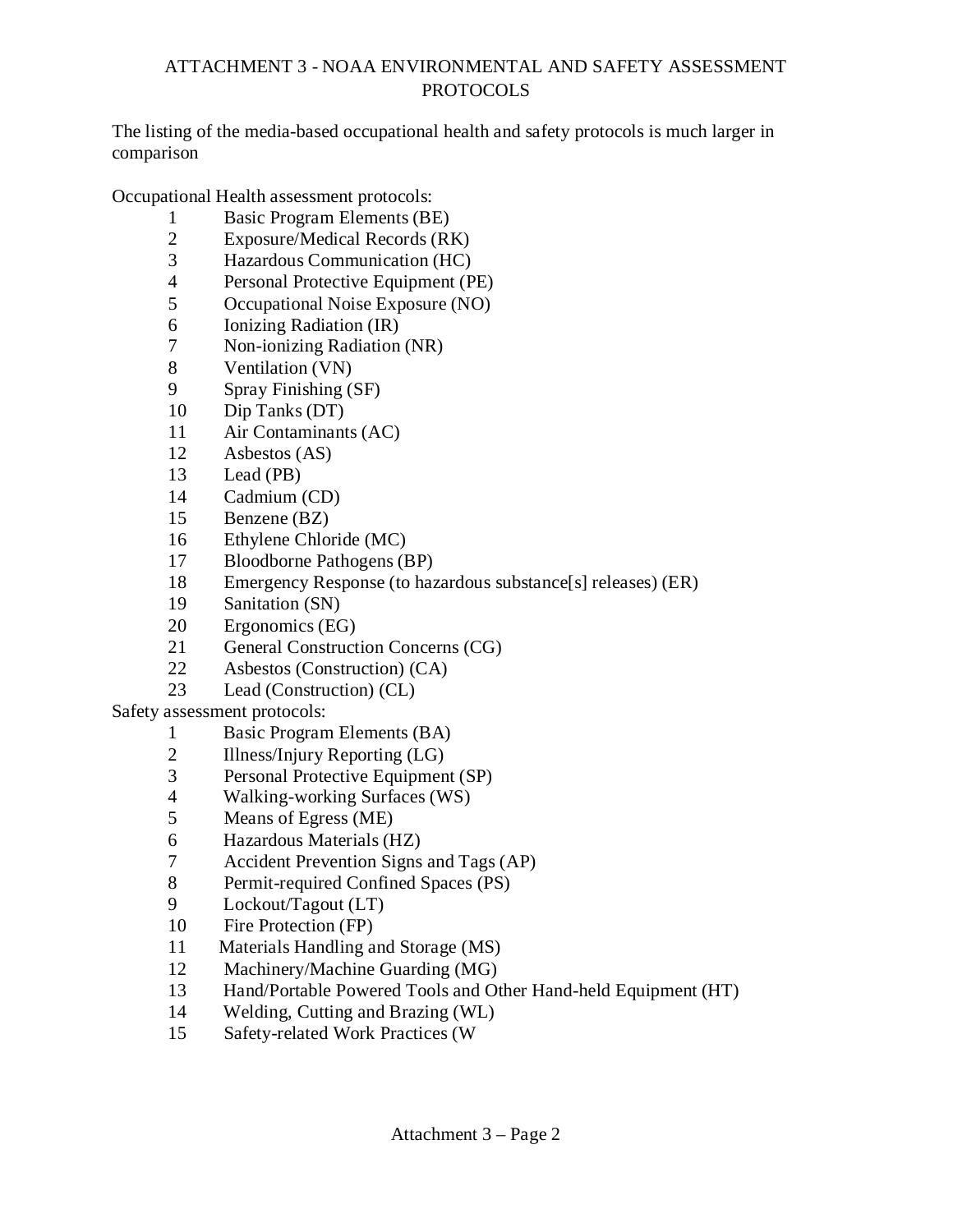ATTACHMENT 3 - NOAA ENVIRONMENTAL AND SAFETY ASSESSMENT PROTOCOLS

The listing of the media-based occupational health and safety protocols is much larger in comparison

Occupational Health assessment protocols:

1. Basic Program Elements (BE)
2. Exposure/Medical Records (RK)
3. Hazardous Communication (HC)
4. Personal Protective Equipment (PE)
5. Occupational Noise Exposure (NO)
6. Ionizing Radiation (IR)
7. Non-ionizing Radiation (NR)
8. Ventilation (VN)
9. Spray Finishing (SF)
10. Dip Tanks (DT)
11. Air Contaminants (AC)
12. Asbestos (AS)
13. Lead (PB)
14. Cadmium (CD)
15. Benzene (BZ)
16. Ethylene Chloride (MC)
17. Bloodborne Pathogens (BP)
18. Emergency Response (to hazardous substance[s] releases) (ER)
19. Sanitation (SN)
20. Ergonomics (EG)
21. General Construction Concerns (CG)
22. Asbestos (Construction) (CA)
23. Lead (Construction) (CL)

Safety assessment protocols:

1. Basic Program Elements (BA)
2. Illness/Injury Reporting (LG)
3. Personal Protective Equipment (SP)
4. Walking-working Surfaces (WS)
5. Means of Egress (ME)
6. Hazardous Materials (HZ)
7. Accident Prevention Signs and Tags (AP)
8. Permit-required Confined Spaces (PS)
9. Lockout/Tagout (LT)
10. Fire Protection (FP)
11. Materials Handling and Storage (MS)
12. Machinery/Machine Guarding (MG)
13. Hand/Portable Powered Tools and Other Hand-held Equipment (HT)
14. Welding, Cutting and Brazing (WL)
15. Safety-related Work Practices (W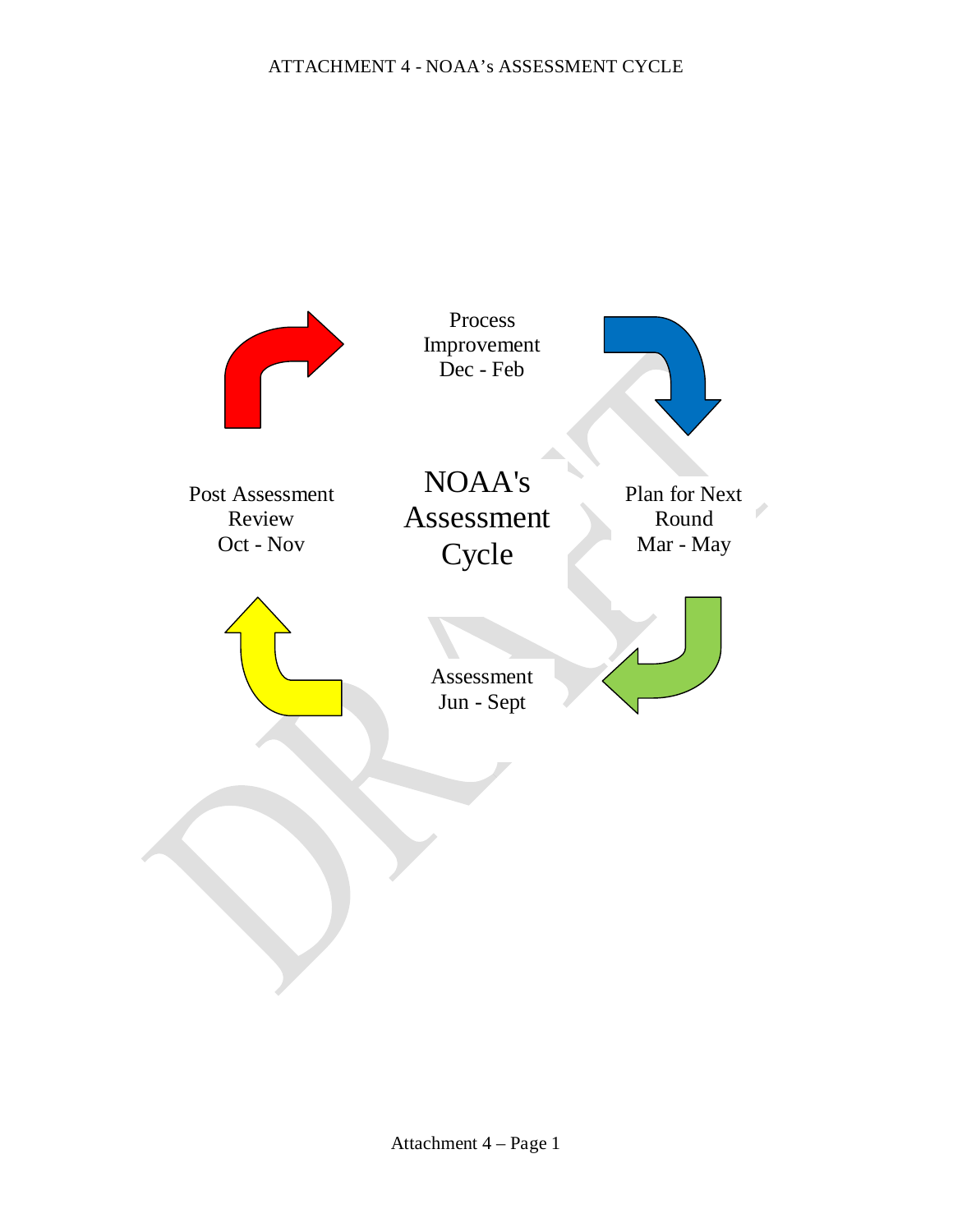ATTACHMENT 4 - NOAA's ASSESSMENT CYCLE

Process
Improvement
Dec - Feb

Plan for Next
Round
Mar - May

Assessment
Jun - Sept

Post Assessment
Review
Oct - Nov

NOAA's
Assessment
Cycle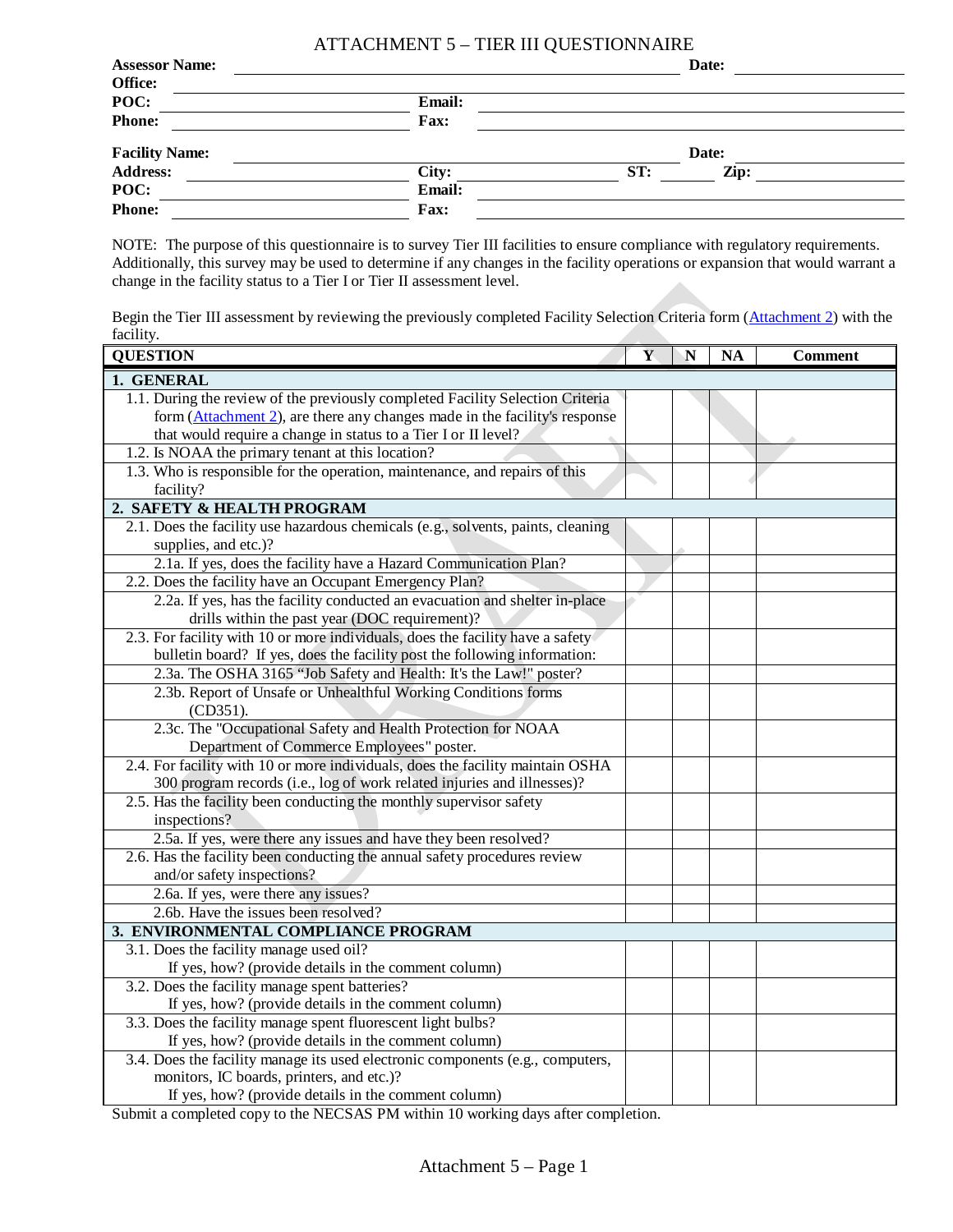# ATTACHMENT 5 – TIER III QUESTIONNAIRE

**Assessor Name:** ______________________ **Date:** ____________
**Office:** ______________________
**POC:** ______________ **Email:** ______________
**Phone:** ______________ **Fax:** ______________

**Facility Name:** ______________________ **Date:** ____________
**Address:** ______________ **City:** ______________ **ST:** ______ **Zip:** ______
**POC:** ______________ **Email:** ______________
**Phone:** ______________ **Fax:** ______________

NOTE: The purpose of this questionnaire is to survey Tier III facilities to ensure compliance with regulatory requirements. Additionally, this survey may be used to determine if any changes in the facility operations or expansion that would warrant a change in the facility status to a Tier I or Tier II assessment level.

Begin the Tier III assessment by reviewing the previously completed Facility Selection Criteria form (Attachment 2) with the facility.

| QUESTION | Y | N | NA | Comment |
|---|---|---|---|---|
| **1. GENERAL** | | | | |
| 1.1. During the review of the previously completed Facility Selection Criteria form (Attachment 2), are there any changes made in the facility's response that would require a change in status to a Tier I or II assessment? | | | | |
| 1.2. Is NOAA the primary tenant at this location? | | | | |
| 1.3. Who is responsible for the operation, maintenance, and repairs of this facility? | | | | |
| **2. SAFETY & HEALTH PROGRAM** | | | | |
| 2.1. Does the facility use hazardous chemicals (e.g., solvents, paints, cleaning supplies, and etc.)? | | | | |
| 2.1a. If yes, does the facility have a Hazard Communication Plan? | | | | |
| 2.2. Does the facility have an Occupant Emergency Plan? | | | | |
| 2.2a. If yes, has the facility conducted an evacuation and shelter in-place drills within the past year (DOC requirement)? | | | | |
| 2.3. For facility with 10 or more individuals, does the facility have a safety bulletin board? If yes, does the facility post the following information: | | | | |
| 2.3a. The OSHA 3165 "Job Safety and Health: It's the Law!" poster? | | | | |
| 2.3b. Report of Unsafe or Unhealthful Working Conditions forms (CD351). | | | | |
| 2.3c. The "Occupational Safety and Health Protection for NOAA Department of Commerce Employees" poster. | | | | |
| 2.4. For facility with 10 or more individuals, does the facility maintain OSHA 300 program records (i.e., log of work related injuries and illnesses)? | | | | |
| 2.5. Has the facility been conducting the monthly supervisor safety inspections? | | | | |
| 2.5a. If yes, were there any issues and have they been resolved? | | | | |
| 2.6. Has the facility been conducting the annual safety procedures review and/or safety inspections? | | | | |
| 2.6a. If yes, were there any issues? | | | | |
| 2.6b. Have the issues been resolved? | | | | |
| **3. ENVIRONMENTAL COMPLIANCE PROGRAM** | | | | |
| 3.1. Does the facility manage used oil? If yes, how? (provide details in the comment column) | | | | |
| 3.2. Does the facility manage spent batteries? If yes, how? (provide details in the comment column) | | | | |
| 3.3. Does the facility manage spent fluorescent light bulbs? If yes, how? (provide details in the comment column) | | | | |
| 3.4. Does the facility manage its used electronic components (e.g., computers, monitors, IC boards, printers, and etc.)? If yes, how? (provide details in the comment column) | | | | |

Submit a completed copy to the NECSAS PM within 10 working days after completion.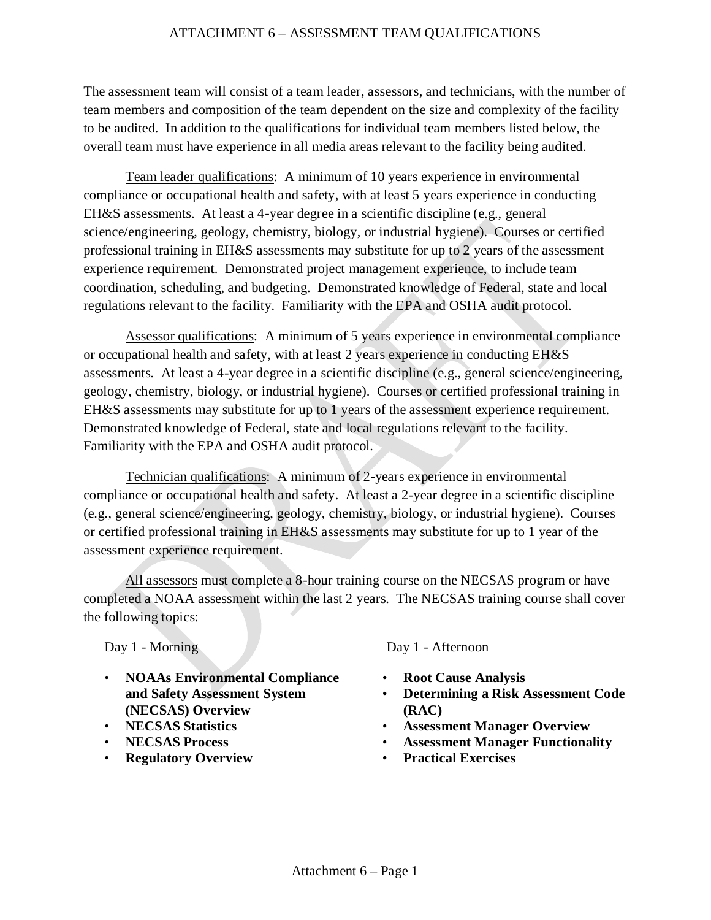# ATTACHMENT 6 – ASSESSMENT TEAM QUALIFICATIONS

The assessment team will consist of a team leader, assessors, and technicians, with the number of team members and composition of the team dependent on the size and complexity of the facility to be audited. In addition to the qualifications for individual team members listed below, the overall team must have experience in all media areas relevant to the facility being audited.

Team leader qualifications: A minimum of 10 years experience in environmental compliance or occupational health and safety, with at least 5 years experience in conducting EH&S assessments. At least a 4-year degree in a scientific discipline (e.g., general science/engineering, geology, chemistry, biology, or industrial hygiene). Courses or certified professional training in EH&S assessments may substitute for up to 2 years of the assessment experience requirement. Demonstrated project management experience, to include team coordination, scheduling, and budgeting. Demonstrated knowledge of Federal, state and local regulations relevant to the facility. Familiarity with the EPA and OSHA audit protocol.

Assessor qualifications: A minimum of 5 years experience in environmental compliance or occupational health and safety, with at least 2 years experience in conducting EH&S assessments. At least a 4-year degree in a scientific discipline (e.g., general science/engineering, geology, chemistry, biology, or industrial hygiene). Courses or certified professional training in EH&S assessments may substitute for up to 1 years of the assessment experience requirement. Demonstrated knowledge of Federal, state and local regulations relevant to the facility. Familiarity with the EPA and OSHA audit protocol.

Technician qualifications: A minimum of 2-years experience in environmental compliance or occupational health and safety. At least a 2-year degree in a scientific discipline (e.g., general science/engineering, geology, chemistry, biology, or industrial hygiene). Courses or certified professional training in EH&S assessments may substitute for up to 1 year of the assessment experience requirement.

All assessors must complete a 8-hour training course on the NECSAS program or have completed a NOAA assessment within the last 2 years. The NECSAS training course shall cover the following topics:

Day 1 - Morning

- **NOAAs Environmental Compliance and Safety Assessment System (NECSAS) Overview**
- **NECSAS Statistics**
- **NECSAS Process**
- **Regulatory Overview**

Day 1 - Afternoon

- **Root Cause Analysis**
- **Determining a Risk Assessment Code (RAC)**
- **Assessment Manager Overview**
- **Assessment Manager Functionality**
- **Practical Exercises**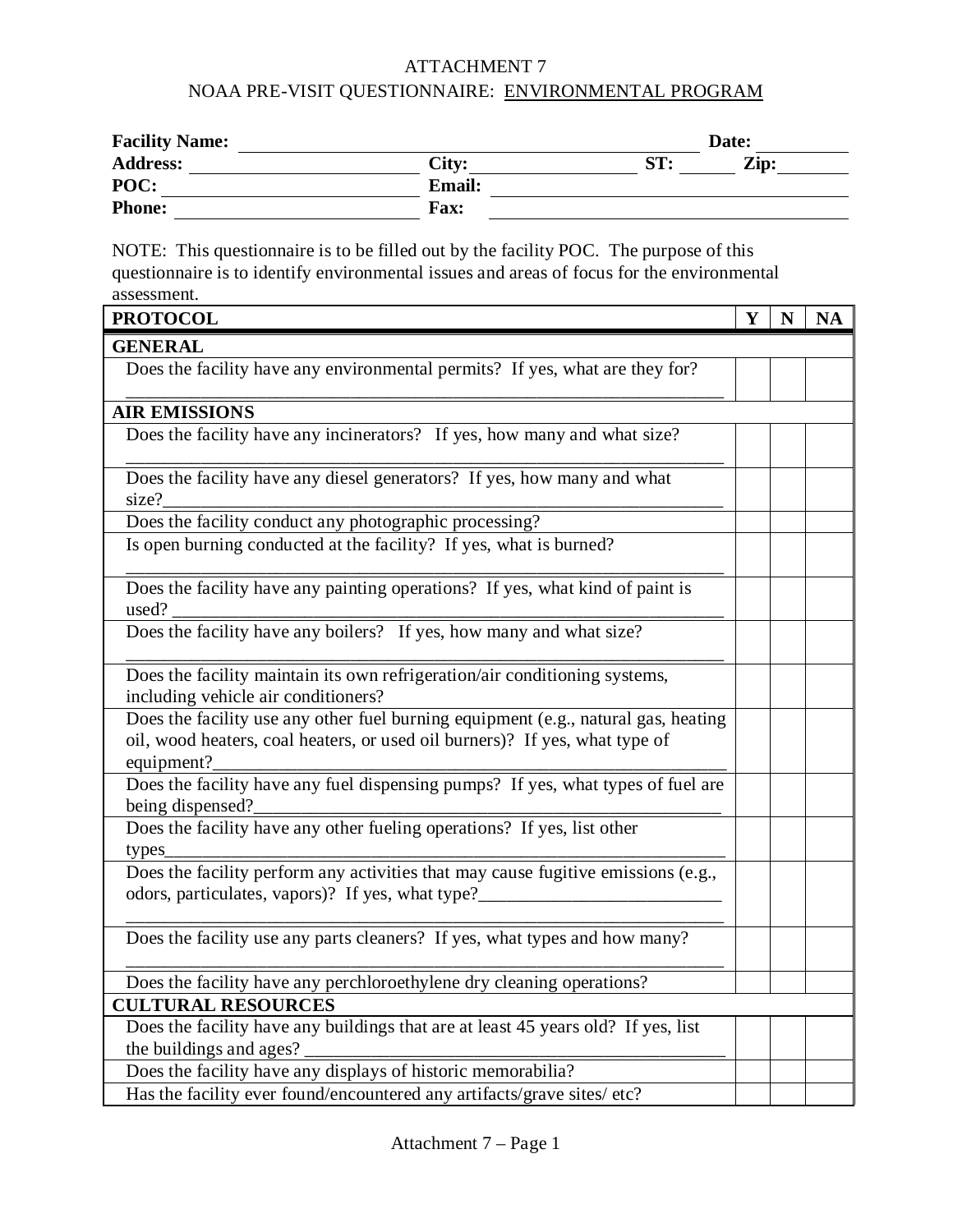ATTACHMENT 7

NOAA PRE-VISIT QUESTIONNAIRE: ENVIRONMENTAL PROGRAM

**Facility Name:** ______________________________ **Date:** __________

**Address:** ______________________ **City:** ________________ **ST:** ______ **Zip:** ________

**POC:** ______________________ **Email:** ______________________________

**Phone:** ______________________ **Fax:** ______________________________

NOTE: This questionnaire is to be filled out by the facility POC. The purpose of this questionnaire is to identify environmental issues and areas of focus for the environmental assessment.

| PROTOCOL | Y | N | NA |
|---|---|---|---|
| **GENERAL** | | | |
| Does the facility have any environmental permits? If yes, what are they for? ____________________ | | | |
| **AIR EMISSIONS** | | | |
| Does the facility have any incinerators? If yes, how many and what size? ____________________ | | | |
| Does the facility have any diesel generators? If yes, how many and what size?____________________ | | | |
| Does the facility conduct any photographic processing? | | | |
| Is open burning conducted at the facility? If yes, what is burned? ____________________ | | | |
| Does the facility have any painting operations? If yes, what kind of paint is used? ____________________ | | | |
| Does the facility have any boilers? If yes, how many and what size? ____________________ | | | |
| Does the facility maintain its own refrigeration/air conditioning systems, including vehicle air conditioners? | | | |
| Does the facility use any other fuel burning equipment (e.g., natural gas, heating oil, wood heaters, coal heaters, or used oil burners)? If yes, what type of equipment?____________________ | | | |
| Does the facility have any fuel dispensing pumps? If yes, what types of fuel are being dispensed?____________________ | | | |
| Does the facility have any other fueling operations? If yes, list other types____________________ | | | |
| Does the facility perform any activities that may cause fugitive emissions (e.g., odors, particulates, vapors)? If yes, what type?____________________ | | | |
| Does the facility use any parts cleaners? If yes, what types and how many? ____________________ | | | |
| Does the facility have any perchloroethylene dry cleaning operations? | | | |
| **CULTURAL RESOURCES** | | | |
| Does the facility have any buildings that are at least 45 years old? If yes, list the buildings and ages? ____________________ | | | |
| Does the facility have any displays of historic memorabilia? | | | |
| Has the facility ever found/encountered any artifacts/grave sites/ etc? | | | |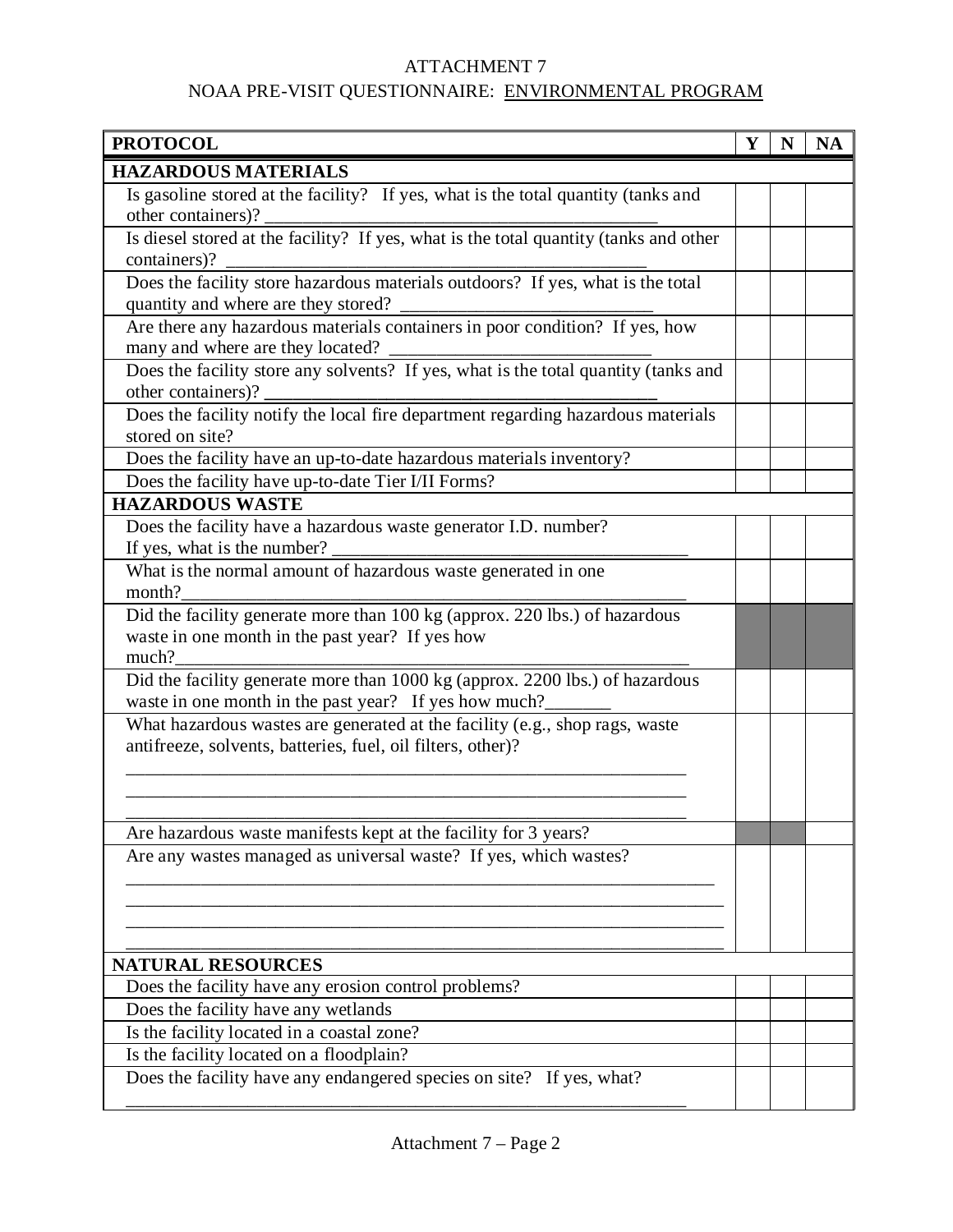ATTACHMENT 7

NOAA PRE-VISIT QUESTIONNAIRE: ENVIRONMENTAL PROGRAM

| PROTOCOL | Y | N | NA |
|---|---|---|---|
| **HAZARDOUS MATERIALS** | | | |
| Is gasoline stored at the facility? If yes, what is the total quantity (tanks and other containers)? ____________________________________________ | | | |
| Is diesel stored at the facility? If yes, what is the total quantity (tanks and other containers)? ________________________________________________ | | | |
| Does the facility store hazardous materials outdoors? If yes, what is the total quantity and where are they stored? ____________________________ | | | |
| Are there any hazardous materials containers in poor condition? If yes, how many and where are they located? ____________________________ | | | |
| Does the facility store any solvents? If yes, what is the total quantity (tanks and other containers)? ____________________________________________ | | | |
| Does the facility notify the local fire department regarding hazardous materials stored on site? | | | |
| Does the facility have an up-to-date hazardous materials inventory? | | | |
| Does the facility have up-to-date Tier I/II Forms? | | | |
| **HAZARDOUS WASTE** | | | |
| Does the facility have a hazardous waste generator I.D. number? If yes, what is the number? ______________________________________ | | | |
| What is the normal amount of hazardous waste generated in one month?________________________________________________________ | | | |
| Did the facility generate more than 100 kg (approx. 220 lbs.) of hazardous waste in one month in the past year? If yes how much?________________________________________________________ | | | |
| Did the facility generate more than 1000 kg (approx. 2200 lbs.) of hazardous waste in one month in the past year? If yes how much?_______ | | | |
| What hazardous wastes are generated at the facility (e.g., shop rags, waste antifreeze, solvents, batteries, fuel, oil filters, other)? ________________________________________________________________ ________________________________________________________________ ________________________________________________________________ | | | |
| Are hazardous waste manifests kept at the facility for 3 years? | | | |
| Are any wastes managed as universal waste? If yes, which wastes? ________________________________________________________________ ________________________________________________________________ ________________________________________________________________ ________________________________________________________________ | | | |
| **NATURAL RESOURCES** | | | |
| Does the facility have any erosion control problems? | | | |
| Does the facility have any wetlands | | | |
| Is the facility located in a coastal zone? | | | |
| Is the facility located on a floodplain? | | | |
| Does the facility have any endangered species on site? If yes, what? ________________________________________________________________ | | | |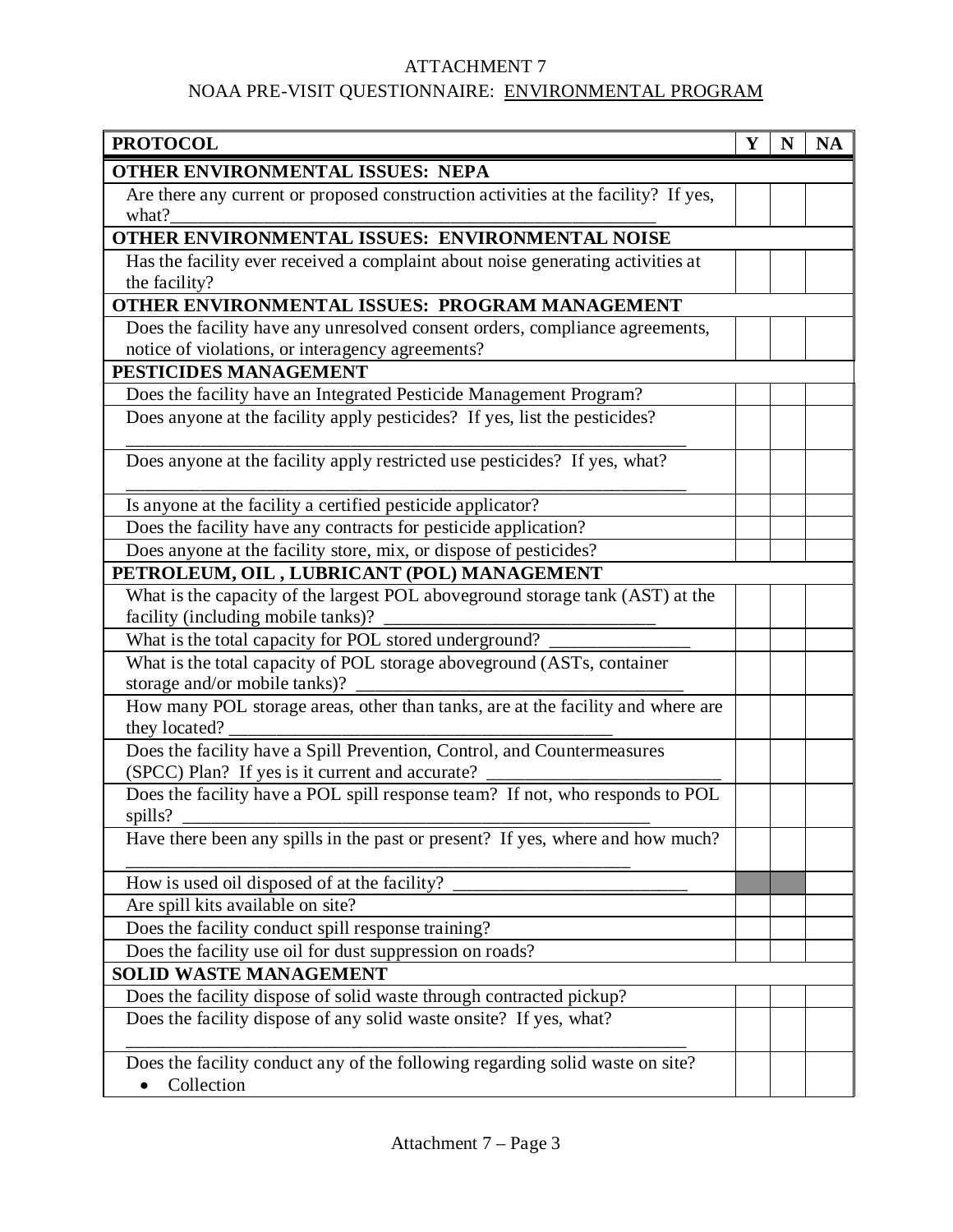ATTACHMENT 7

NOAA PRE-VISIT QUESTIONNAIRE: ENVIRONMENTAL PROGRAM

| PROTOCOL | Y | N | NA |
|---|---|---|---|
| **OTHER ENVIRONMENTAL ISSUES: NEPA** | | | |
| Are there any current or proposed construction activities at the facility? If yes, what?____________________________________________________ | | | |
| **OTHER ENVIRONMENTAL ISSUES: ENVIRONMENTAL NOISE** | | | |
| Has the facility ever received a complaint about noise generating activities at the facility? | | | |
| **OTHER ENVIRONMENTAL ISSUES: PROGRAM MANAGEMENT** | | | |
| Does the facility have any unresolved consent orders, compliance agreements, notice of violations, or interagency agreements? | | | |
| **PESTICIDES MANAGEMENT** | | | |
| Does the facility have an Integrated Pesticide Management Program? | | | |
| Does anyone at the facility apply pesticides? If yes, list the pesticides? ____________________________________________________________ | | | |
| Does anyone at the facility apply restricted use pesticides? If yes, what? ____________________________________________________________ | | | |
| Is anyone at the facility a certified pesticide applicator? | | | |
| Does the facility have any contracts for pesticide application? | | | |
| Does anyone at the facility store, mix, or dispose of pesticides? | | | |
| **PETROLEUM, OIL , LUBRICANT (POL) MANAGEMENT** | | | |
| What is the capacity of the largest POL aboveground storage tank (AST) at the facility (including mobile tanks)? ______________________________ | | | |
| What is the total capacity for POL stored underground? _______________ | | | |
| What is the total capacity of POL storage aboveground (ASTs, container storage and/or mobile tanks)? __________________________________ | | | |
| How many POL storage areas, other than tanks, are at the facility and where are they located? __________________________________________ | | | |
| Does the facility have a Spill Prevention, Control, and Countermeasures (SPCC) Plan? If yes is it current and accurate? _________________________ | | | |
| Does the facility have a POL spill response team? If not, who responds to POL spills? ____________________________________________________ | | | |
| Have there been any spills in the past or present? If yes, where and how much? ________________________________________________________ | | | |
| How is used oil disposed of at the facility? _________________________ | | | |
| Are spill kits available on site? | | | |
| Does the facility conduct spill response training? | | | |
| Does the facility use oil for dust suppression on roads? | | | |
| **SOLID WASTE MANAGEMENT** | | | |
| Does the facility dispose of solid waste through contracted pickup? | | | |
| Does the facility dispose of any solid waste onsite? If yes, what? ____________________________________________________________ | | | |
| Does the facility conduct any of the following regarding solid waste on site? <br>• Collection | | | |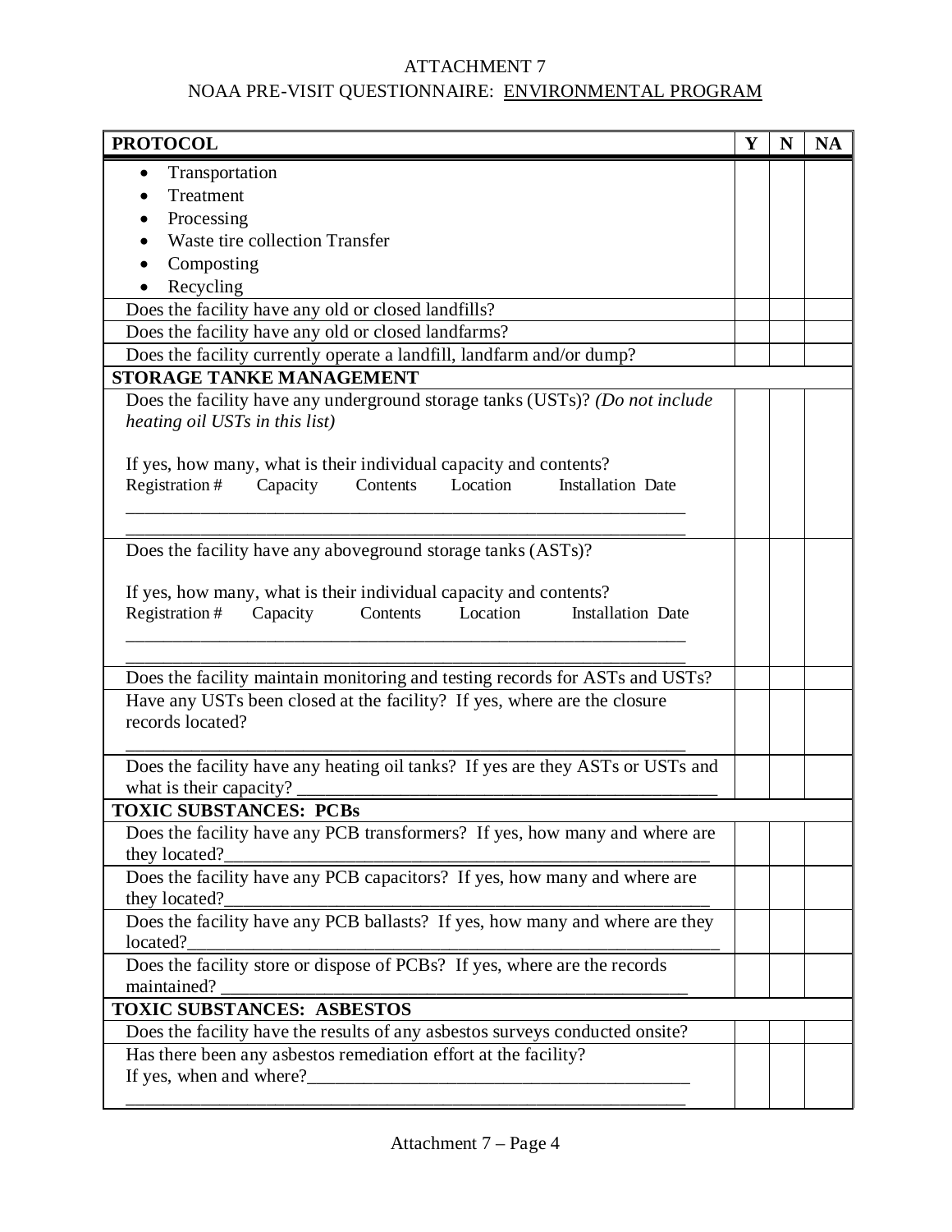ATTACHMENT 7

NOAA PRE-VISIT QUESTIONNAIRE: ENVIRONMENTAL PROGRAM

| PROTOCOL | Y | N | NA |
|---|---|---|---|
| • Transportation<br>• Treatment<br>• Processing<br>• Waste tire collection Transfer<br>• Composting<br>• Recycling | | | |
| Does the facility have any old or closed landfills? | | | |
| Does the facility have any old or closed landfarms? | | | |
| Does the facility currently operate a landfill, landfarm and/or dump? | | | |
| **STORAGE TANKE MANAGEMENT** | | | |
| Does the facility have any underground storage tanks (USTs)? *(Do not include heating oil USTs in this list)*<br><br>If yes, how many, what is their individual capacity and contents?<br>Registration # Capacity Contents Location Installation Date<br>_______________________________________________<br>_______________________________________________ | | | |
| Does the facility have any aboveground storage tanks (ASTs)?<br><br>If yes, how many, what is their individual capacity and contents?<br>Registration # Capacity Contents Location Installation Date<br>_______________________________________________<br>_______________________________________________ | | | |
| Does the facility maintain monitoring and testing records for ASTs and USTs? | | | |
| Have any USTs been closed at the facility? If yes, where are the closure records located?<br>_______________________________________________ | | | |
| Does the facility have any heating oil tanks? If yes are they ASTs or USTs and what is their capacity? ____________________ | | | |
| **TOXIC SUBSTANCES: PCBs** | | | |
| Does the facility have any PCB transformers? If yes, how many and where are they located?____________________ | | | |
| Does the facility have any PCB capacitors? If yes, how many and where are they located?____________________ | | | |
| Does the facility have any PCB ballasts? If yes, how many and where are they located?____________________ | | | |
| Does the facility store or dispose of PCBs? If yes, where are the records maintained? ____________________ | | | |
| **TOXIC SUBSTANCES: ASBESTOS** | | | |
| Does the facility have the results of any asbestos surveys conducted onsite? | | | |
| Has there been any asbestos remediation effort at the facility?<br>If yes, when and where?____________________<br>_______________________________________________ | | | |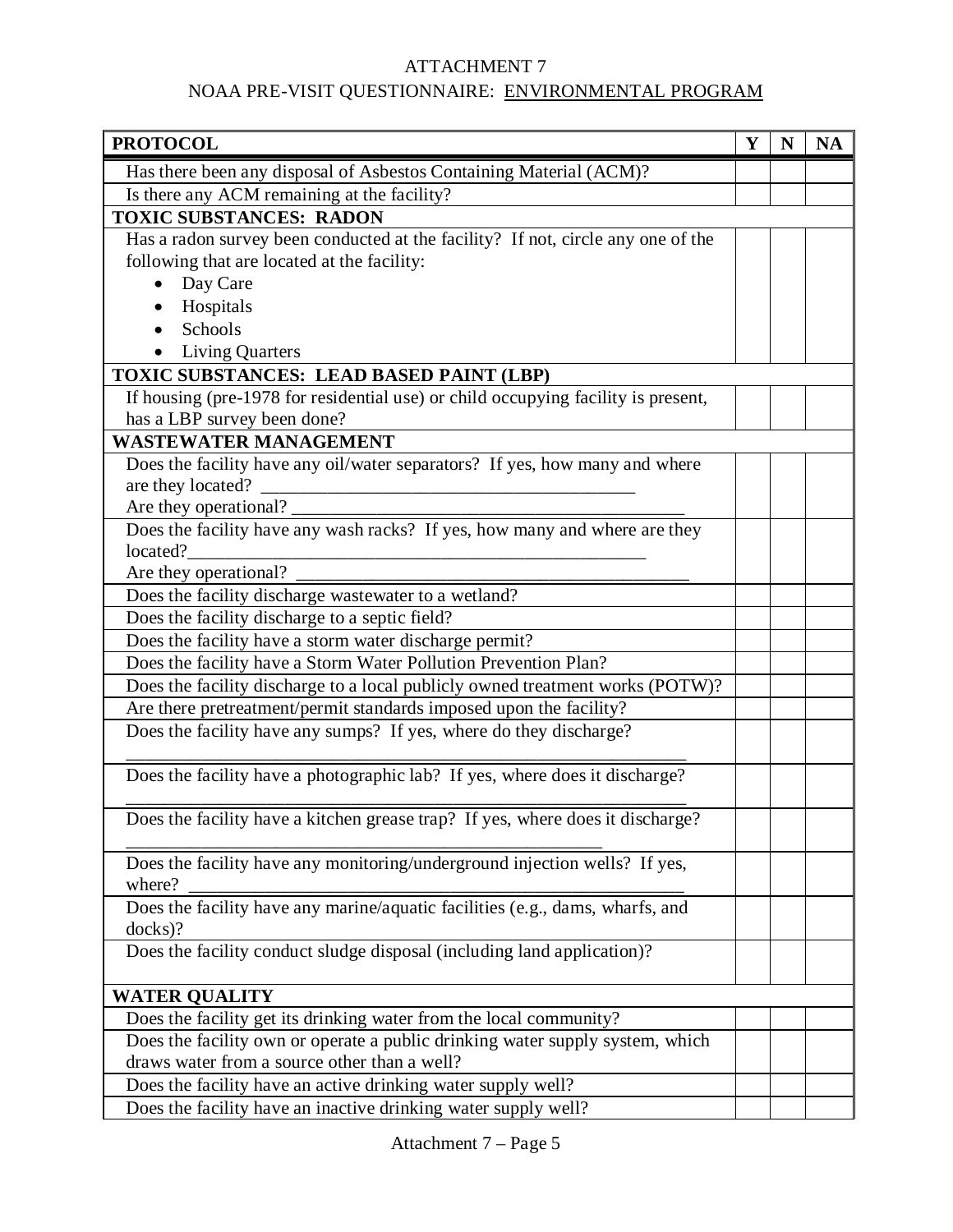ATTACHMENT 7

NOAA PRE-VISIT QUESTIONNAIRE: ENVIRONMENTAL PROGRAM

| PROTOCOL | Y | N | NA |
|---|---|---|---|
| Has there been any disposal of Asbestos Containing Material (ACM)? | | | |
| Is there any ACM remaining at the facility? | | | |
| **TOXIC SUBSTANCES: RADON** | | | |
| Has a radon survey been conducted at the facility? If not, circle any one of the following that are located at the facility: <br>• Day Care <br>• Hospitals <br>• Schools <br>• Living Quarters | | | |
| **TOXIC SUBSTANCES: LEAD BASED PAINT (LBP)** | | | |
| If housing (pre-1978 for residential use) or child occupying facility is present, has a LBP survey been done? | | | |
| **WASTEWATER MANAGEMENT** | | | |
| Does the facility have any oil/water separators? If yes, how many and where are they located? ________________________________________ <br>Are they operational? ____________________________________________ | | | |
| Does the facility have any wash racks? If yes, how many and where are they located?________________________________________________ <br>Are they operational? ____________________________________________ | | | |
| Does the facility discharge wastewater to a wetland? | | | |
| Does the facility discharge to a septic field? | | | |
| Does the facility have a storm water discharge permit? | | | |
| Does the facility have a Storm Water Pollution Prevention Plan? | | | |
| Does the facility discharge to a local publicly owned treatment works (POTW)? | | | |
| Are there pretreatment/permit standards imposed upon the facility? | | | |
| Does the facility have any sumps? If yes, where do they discharge? <br>_______________________________________________________________ | | | |
| Does the facility have a photographic lab? If yes, where does it discharge? <br>_______________________________________________________________ | | | |
| Does the facility have a kitchen grease trap? If yes, where does it discharge? <br>_____________________________________________________ | | | |
| Does the facility have any monitoring/underground injection wells? If yes, where? ________________________________________________________ | | | |
| Does the facility have any marine/aquatic facilities (e.g., dams, wharfs, and docks)? | | | |
| Does the facility conduct sludge disposal (including land application)? | | | |
| **WATER QUALITY** | | | |
| Does the facility get its drinking water from the local community? | | | |
| Does the facility own or operate a public drinking water supply system, which draws water from a source other than a well? | | | |
| Does the facility have an active drinking water supply well? | | | |
| Does the facility have an inactive drinking water supply well? | | | |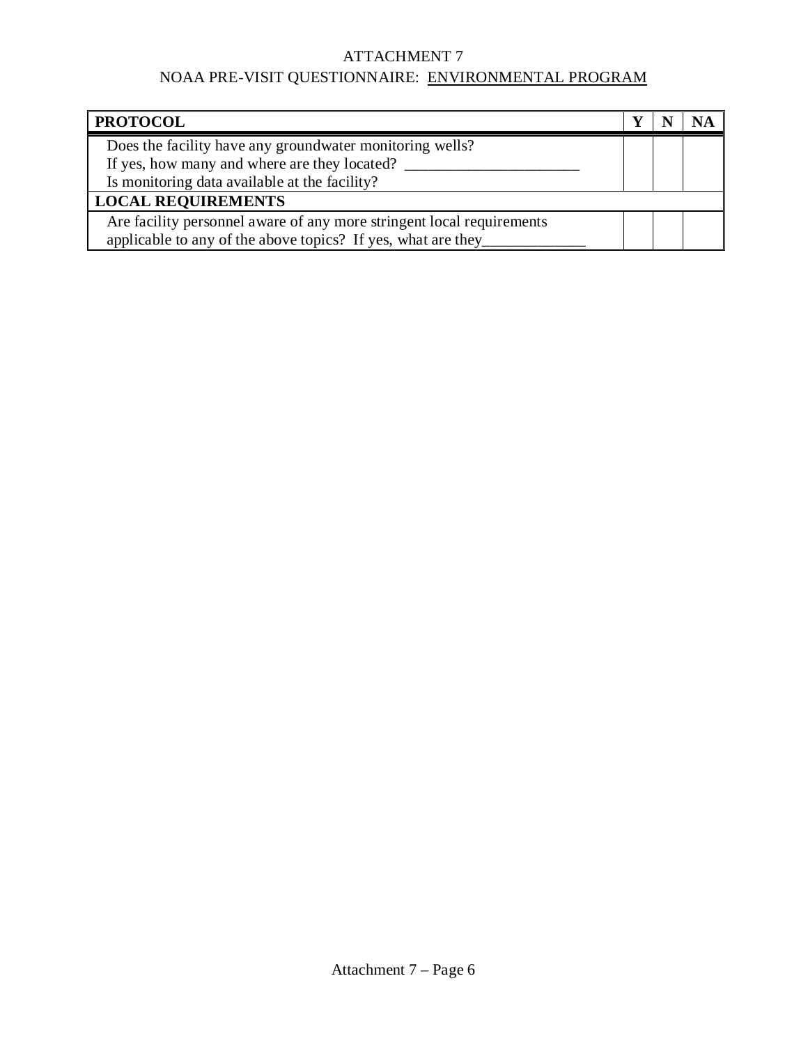ATTACHMENT 7

NOAA PRE-VISIT QUESTIONNAIRE: ENVIRONMENTAL PROGRAM

| PROTOCOL | Y | N | NA |
|---|---|---|---|
| Does the facility have any groundwater monitoring wells?<br>If yes, how many and where are they located? _______________________<br>Is monitoring data available at the facility? | | | |
| **LOCAL REQUIREMENTS** | | | |
| Are facility personnel aware of any more stringent local requirements applicable to any of the above topics? If yes, what are they_____________ | | | |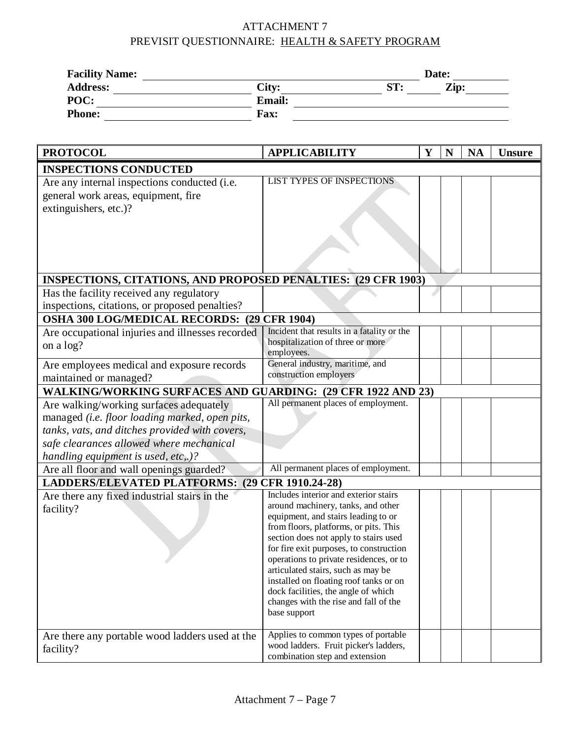ATTACHMENT 7

PREVISIT QUESTIONNAIRE: HEALTH & SAFETY PROGRAM

**Facility Name:** ______________________________ **Date:** __________

**Address:** ______________ **City:** ______________ **ST:** ______ **Zip:** ________

**POC:** ______________ **Email:** ______________________

**Phone:** ______________ **Fax:** ______________________

| PROTOCOL | APPLICABILITY | Y | N | NA | Unsure |
|---|---|---|---|---|---|
| **INSPECTIONS CONDUCTED** | | | | | |
| Are any internal inspections conducted (i.e. general work areas, equipment, fire extinguishers, etc.)? | LIST TYPES OF INSPECTIONS | | | | |
| **INSPECTIONS, CITATIONS, AND PROPOSED PENALTIES: (29 CFR 1903)** | | | | | |
| Has the facility received any regulatory inspections, citations, or proposed penalties? | | | | | |
| **OSHA 300 LOG/MEDICAL RECORDS: (29 CFR 1904)** | | | | | |
| Are occupational injuries and illnesses recorded on a log? | Incident that results in a fatality or the hospitalization of three or more employees. | | | | |
| Are employees medical and exposure records maintained or managed? | General industry, maritime, and construction employers | | | | |
| **WALKING/WORKING SURFACES AND GUARDING: (29 CFR 1922 AND 23)** | | | | | |
| Are walking/working surfaces adequately managed *(i.e. floor loading marked, open pits, tanks, vats, and ditches provided with covers, safe clearances allowed where mechanical handling equipment is used, etc,.)?* | All permanent places of employment. | | | | |
| Are all floor and wall openings guarded? | All permanent places of employment. | | | | |
| **LADDERS/ELEVATED PLATFORMS: (29 CFR 1910.24-28)** | | | | | |
| Are there any fixed industrial stairs in the facility? | Includes interior and exterior stairs around machinery, tanks, and other equipment, and stairs leading to or from floors, platforms, or pits. This section does not apply to stairs used for fire exit purposes, to construction operations to private residences, or to articulated stairs, such as may be installed on floating roof tanks or on dock facilities, the angle of which changes with the rise and fall of the base support | | | | |
| Are there any portable wood ladders used at the facility? | Applies to common types of portable wood ladders. Fruit picker's ladders, combination step and extension | | | | |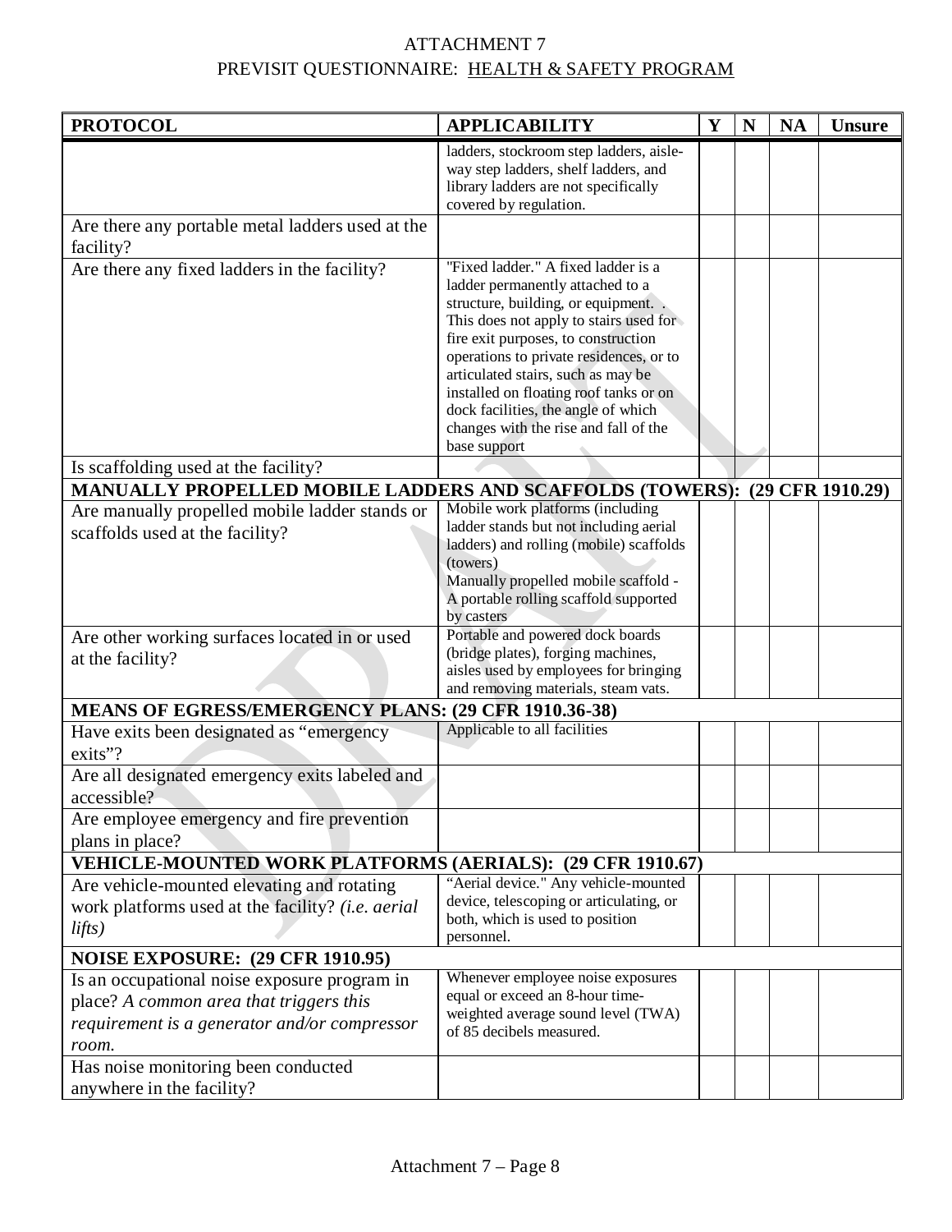ATTACHMENT 7
PREVISIT QUESTIONNAIRE: HEALTH & SAFETY PROGRAM

| PROTOCOL | APPLICABILITY | Y | N | NA | Unsure |
|---|---|---|---|---|---|
| | ladders, stockroom step ladders, aisle-way step ladders, shelf ladders, and library ladders are not specifically covered by regulation. | | | | |
| Are there any portable metal ladders used at the facility? | | | | | |
| Are there any fixed ladders in the facility? | "Fixed ladder." A fixed ladder is a ladder permanently attached to a structure, building, or equipment. . This does not apply to stairs used for fire exit purposes, to construction operations to private residences, or to articulated stairs, such as may be installed on floating roof tanks or on dock facilities, the angle of which changes with the rise and fall of the base support | | | | |
| Is scaffolding used at the facility? | | | | | |
| **MANUALLY PROPELLED MOBILE LADDERS AND SCAFFOLDS (TOWERS): (29 CFR 1910.29)** | | | | | |
| Are manually propelled mobile ladder stands or scaffolds used at the facility? | Mobile work platforms (including ladder stands but not including aerial ladders) and rolling (mobile) scaffolds (towers)<br>Manually propelled mobile scaffold - A portable rolling scaffold supported by casters | | | | |
| Are other working surfaces located in or used at the facility? | Portable and powered dock boards (bridge plates), forging machines, aisles used by employees for bringing and removing materials, steam vats. | | | | |
| **MEANS OF EGRESS/EMERGENCY PLANS: (29 CFR 1910.36-38)** | | | | | |
| Have exits been designated as "emergency exits"? | Applicable to all facilities | | | | |
| Are all designated emergency exits labeled and accessible? | | | | | |
| Are employee emergency and fire prevention plans in place? | | | | | |
| **VEHICLE-MOUNTED WORK PLATFORMS (AERIALS): (29 CFR 1910.67)** | | | | | |
| Are vehicle-mounted elevating and rotating work platforms used at the facility? *(i.e. aerial lifts)* | "Aerial device." Any vehicle-mounted device, telescoping or articulating, or both, which is used to position personnel. | | | | |
| **NOISE EXPOSURE: (29 CFR 1910.95)** | | | | | |
| Is an occupational noise exposure program in place? *A common area that triggers this requirement is a generator and/or compressor room.* | Whenever employee noise exposures equal or exceed an 8-hour time-weighted average sound level (TWA) of 85 decibels measured. | | | | |
| Has noise monitoring been conducted anywhere in the facility? | | | | | |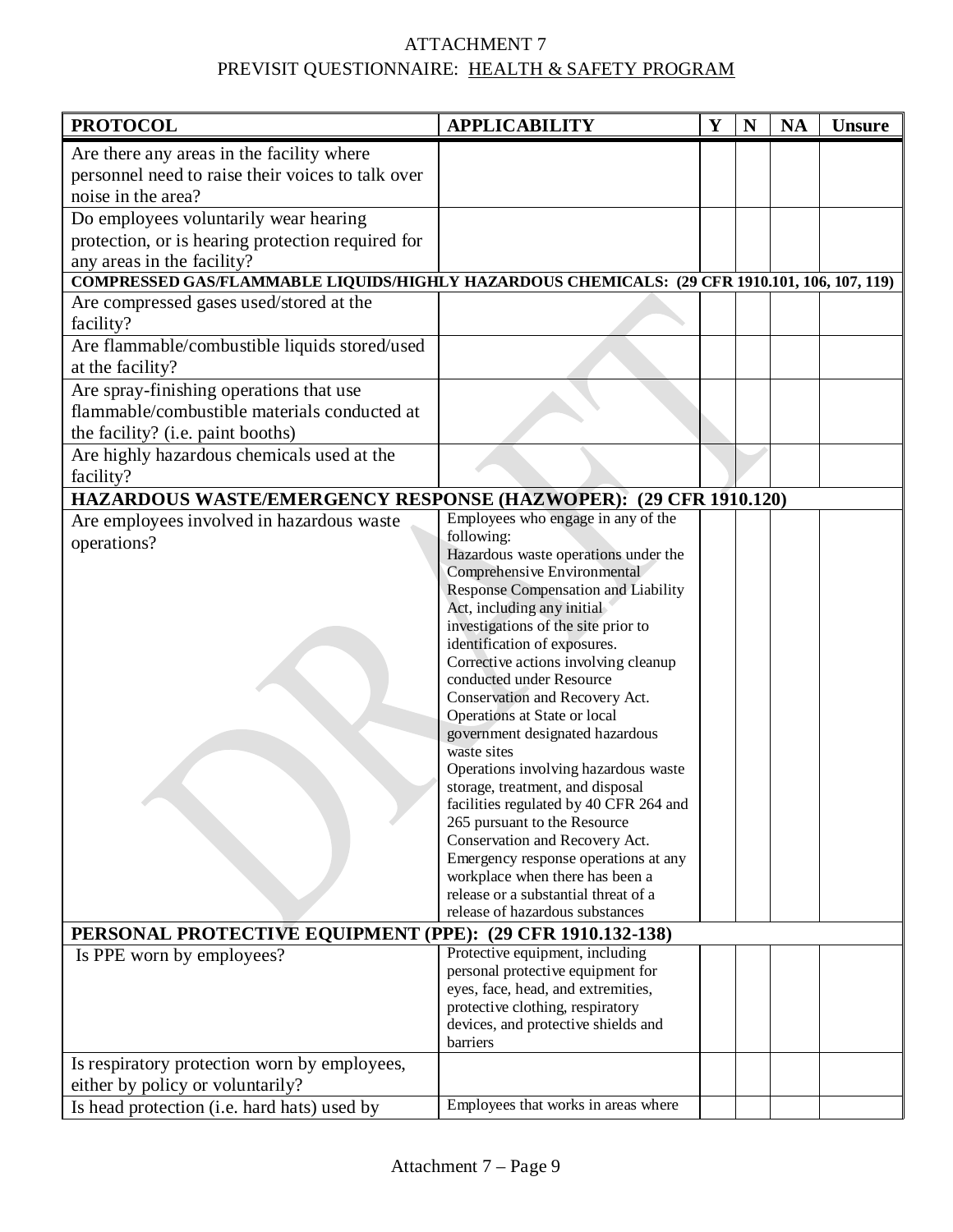ATTACHMENT 7
PREVISIT QUESTIONNAIRE: HEALTH & SAFETY PROGRAM

| PROTOCOL | APPLICABILITY | Y | N | NA | Unsure |
|---|---|---|---|---|---|
| Are there any areas in the facility where personnel need to raise their voices to talk over noise in the area? | | | | | |
| Do employees voluntarily wear hearing protection, or is hearing protection required for any areas in the facility? | | | | | |
| **COMPRESSED GAS/FLAMMABLE LIQUIDS/HIGHLY HAZARDOUS CHEMICALS: (29 CFR 1910.101, 106, 107, 119)** | | | | | |
| Are compressed gases used/stored at the facility? | | | | | |
| Are flammable/combustible liquids stored/used at the facility? | | | | | |
| Are spray-finishing operations that use flammable/combustible materials conducted at the facility? (i.e. paint booths) | | | | | |
| Are highly hazardous chemicals used at the facility? | | | | | |
| **HAZARDOUS WASTE/EMERGENCY RESPONSE (HAZWOPER): (29 CFR 1910.120)** | | | | | |
| Are employees involved in hazardous waste operations? | Employees who engage in any of the following: Hazardous waste operations under the Comprehensive Environmental Response Compensation and Liability Act, including any initial investigations of the site prior to identification of exposures. Corrective actions involving cleanup conducted under Resource Conservation and Recovery Act. Operations at State or local government designated hazardous waste sites Operations involving hazardous waste storage, treatment, and disposal facilities regulated by 40 CFR 264 and 265 pursuant to the Resource Conservation and Recovery Act. Emergency response operations at any workplace when there has been a release or a substantial threat of a release of hazardous substances | | | | |
| **PERSONAL PROTECTIVE EQUIPMENT (PPE): (29 CFR 1910.132-138)** | | | | | |
| Is PPE worn by employees? | Protective equipment, including personal protective equipment for eyes, face, head, and extremities, protective clothing, respiratory devices, and protective shields and barriers | | | | |
| Is respiratory protection worn by employees, either by policy or voluntarily? | | | | | |
| Is head protection (i.e. hard hats) used by | Employees that works in areas where | | | | |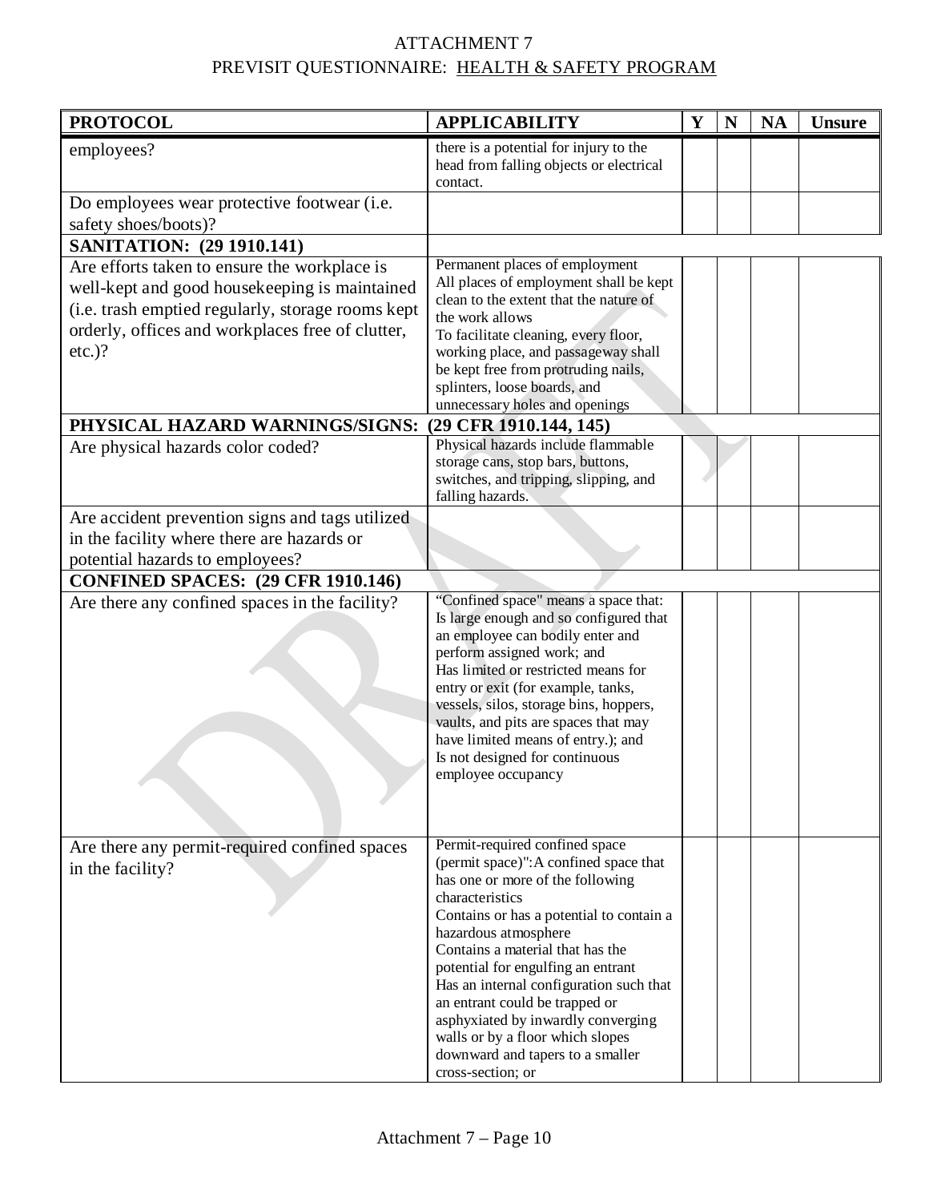# ATTACHMENT 7
## PREVISIT QUESTIONNAIRE: HEALTH & SAFETY PROGRAM

| PROTOCOL | APPLICABILITY | Y | N | NA | Unsure |
|---|---|---|---|---|---|
| employees? | there is a potential for injury to the head from falling objects or electrical contact. | | | | |
| Do employees wear protective footwear (i.e. safety shoes/boots)? | | | | | |
| **SANITATION: (29 1910.141)** | | | | | |
| Are efforts taken to ensure the workplace is well-kept and good housekeeping is maintained (i.e. trash emptied regularly, storage rooms kept orderly, offices and workplaces free of clutter, etc.)? | Permanent places of employment All places of employment shall be kept clean to the extent that the nature of the work allows To facilitate cleaning, every floor, working place, and passageway shall be kept free from protruding nails, splinters, loose boards, and unnecessary holes and openings | | | | |
| **PHYSICAL HAZARD WARNINGS/SIGNS: (29 CFR 1910.144, 145)** | | | | | |
| Are physical hazards color coded? | Physical hazards include flammable storage cans, stop bars, buttons, switches, and tripping, slipping, and falling hazards. | | | | |
| Are accident prevention signs and tags utilized in the facility where there are hazards or potential hazards to employees? | | | | | |
| **CONFINED SPACES: (29 CFR 1910.146)** | | | | | |
| Are there any confined spaces in the facility? | "Confined space" means a space that: Is large enough and so configured that an employee can bodily enter and perform assigned work; and Has limited or restricted means for entry or exit (for example, tanks, vessels, silos, storage bins, hoppers, vaults, and pits are spaces that may have limited means of entry.); and Is not designed for continuous employee occupancy | | | | |
| Are there any permit-required confined spaces in the facility? | Permit-required confined space (permit space)": A confined space that has one or more of the following characteristics Contains or has a potential to contain a hazardous atmosphere Contains a material that has the potential for engulfing an entrant Has an internal configuration such that an entrant could be trapped or asphyxiated by inwardly converging walls or by a floor which slopes downward and tapers to a smaller cross-section; or | | | | |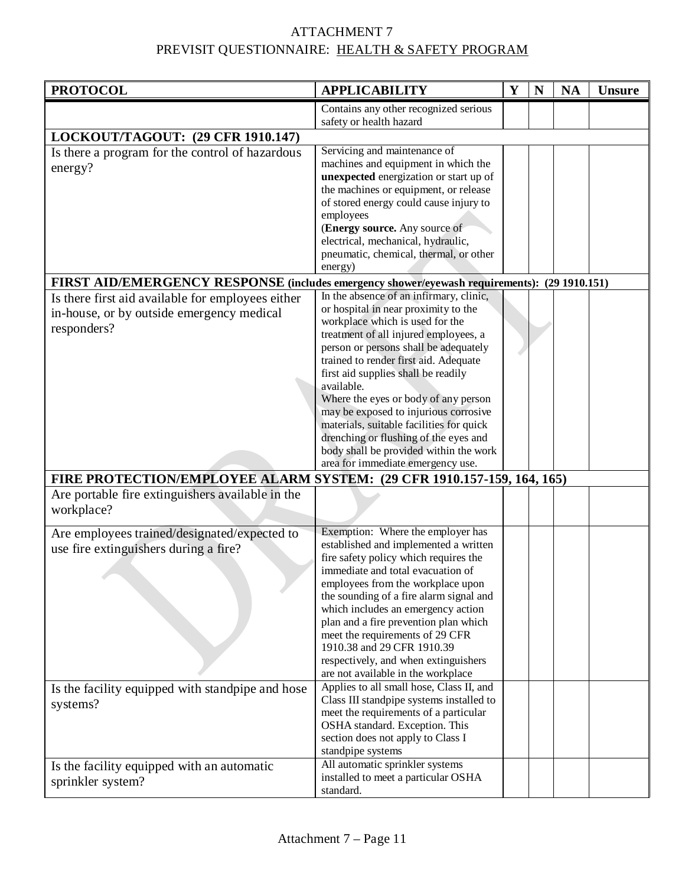ATTACHMENT 7
PREVISIT QUESTIONNAIRE: HEALTH & SAFETY PROGRAM

| PROTOCOL | APPLICABILITY | Y | N | NA | Unsure |
|---|---|---|---|---|---|
| | Contains any other recognized serious safety or health hazard | | | | |
| **LOCKOUT/TAGOUT: (29 CFR 1910.147)** | | | | | |
| Is there a program for the control of hazardous energy? | Servicing and maintenance of machines and equipment in which the **unexpected** energization or start up of the machines or equipment, or release of stored energy could cause injury to employees (**Energy source.** Any source of electrical, mechanical, hydraulic, pneumatic, chemical, thermal, or other energy) | | | | |
| **FIRST AID/EMERGENCY RESPONSE (includes emergency shower/eyewash requirements): (29 1910.151)** | | | | | |
| Is there first aid available for employees either in-house, or by outside emergency medical responders? | In the absence of an infirmary, clinic, or hospital in near proximity to the workplace which is used for the treatment of all injured employees, a person or persons shall be adequately trained to render first aid. Adequate first aid supplies shall be readily available. Where the eyes or body of any person may be exposed to injurious corrosive materials, suitable facilities for quick drenching or flushing of the eyes and body shall be provided within the work area for immediate emergency use. | | | | |
| **FIRE PROTECTION/EMPLOYEE ALARM SYSTEM: (29 CFR 1910.157-159, 164, 165)** | | | | | |
| Are portable fire extinguishers available in the workplace? | | | | | |
| Are employees trained/designated/expected to use fire extinguishers during a fire? | Exemption: Where the employer has established and implemented a written fire safety policy which requires the immediate and total evacuation of employees from the workplace upon the sounding of a fire alarm signal and which includes an emergency action plan and a fire prevention plan which meet the requirements of 29 CFR 1910.38 and 29 CFR 1910.39 respectively, and when extinguishers are not available in the workplace | | | | |
| Is the facility equipped with standpipe and hose systems? | Applies to all small hose, Class II, and Class III standpipe systems installed to meet the requirements of a particular OSHA standard. Exception. This section does not apply to Class I standpipe systems | | | | |
| Is the facility equipped with an automatic sprinkler system? | All automatic sprinkler systems installed to meet a particular OSHA standard. | | | | |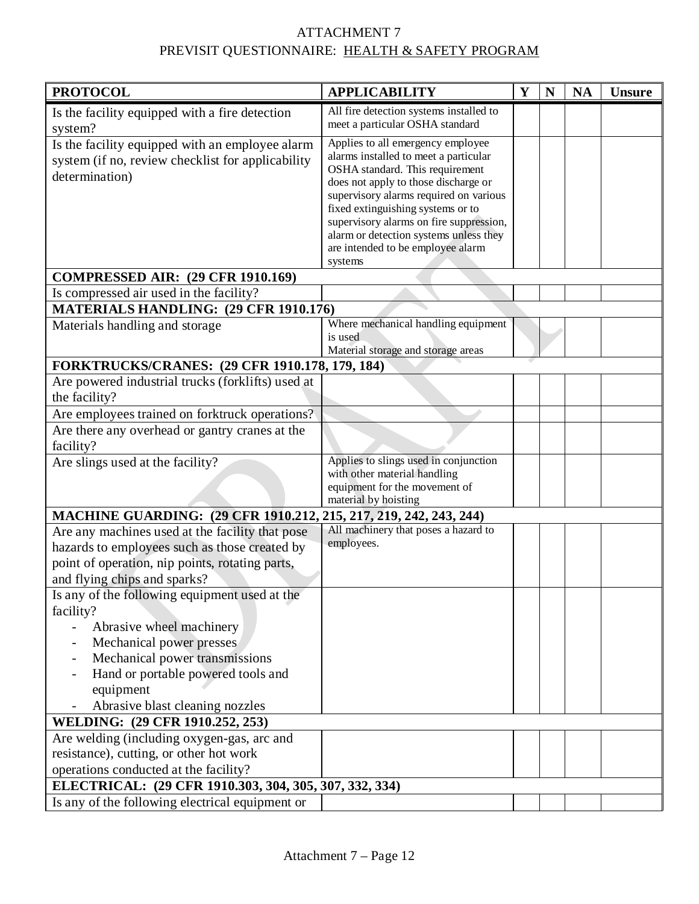ATTACHMENT 7

PREVISIT QUESTIONNAIRE: HEALTH & SAFETY PROGRAM

| PROTOCOL | APPLICABILITY | Y | N | NA | Unsure |
|---|---|---|---|---|---|
| Is the facility equipped with a fire detection system? | All fire detection systems installed to meet a particular OSHA standard | | | | |
| Is the facility equipped with an employee alarm system (if no, review checklist for applicability determination) | Applies to all emergency employee alarms installed to meet a particular OSHA standard. This requirement does not apply to those discharge or supervisory alarms required on various fixed extinguishing systems or to supervisory alarms on fire suppression, alarm or detection systems unless they are intended to be employee alarm systems | | | | |
| **COMPRESSED AIR: (29 CFR 1910.169)** | | | | | |
| Is compressed air used in the facility? | | | | | |
| **MATERIALS HANDLING: (29 CFR 1910.176)** | | | | | |
| Materials handling and storage | Where mechanical handling equipment is used<br>Material storage and storage areas | | | | |
| **FORKTRUCKS/CRANES: (29 CFR 1910.178, 179, 184)** | | | | | |
| Are powered industrial trucks (forklifts) used at the facility? | | | | | |
| Are employees trained on forktruck operations? | | | | | |
| Are there any overhead or gantry cranes at the facility? | | | | | |
| Are slings used at the facility? | Applies to slings used in conjunction with other material handling equipment for the movement of material by hoisting | | | | |
| **MACHINE GUARDING: (29 CFR 1910.212, 215, 217, 219, 242, 243, 244)** | | | | | |
| Are any machines used at the facility that pose hazards to employees such as those created by point of operation, nip points, rotating parts, and flying chips and sparks? | All machinery that poses a hazard to employees. | | | | |
| Is any of the following equipment used at the facility?<br>- Abrasive wheel machinery<br>- Mechanical power presses<br>- Mechanical power transmissions<br>- Hand or portable powered tools and equipment<br>- Abrasive blast cleaning nozzles | | | | | |
| **WELDING: (29 CFR 1910.252, 253)** | | | | | |
| Are welding (including oxygen-gas, arc and resistance), cutting, or other hot work operations conducted at the facility? | | | | | |
| **ELECTRICAL: (29 CFR 1910.303, 304, 305, 307, 332, 334)** | | | | | |
| Is any of the following electrical equipment or | | | | | |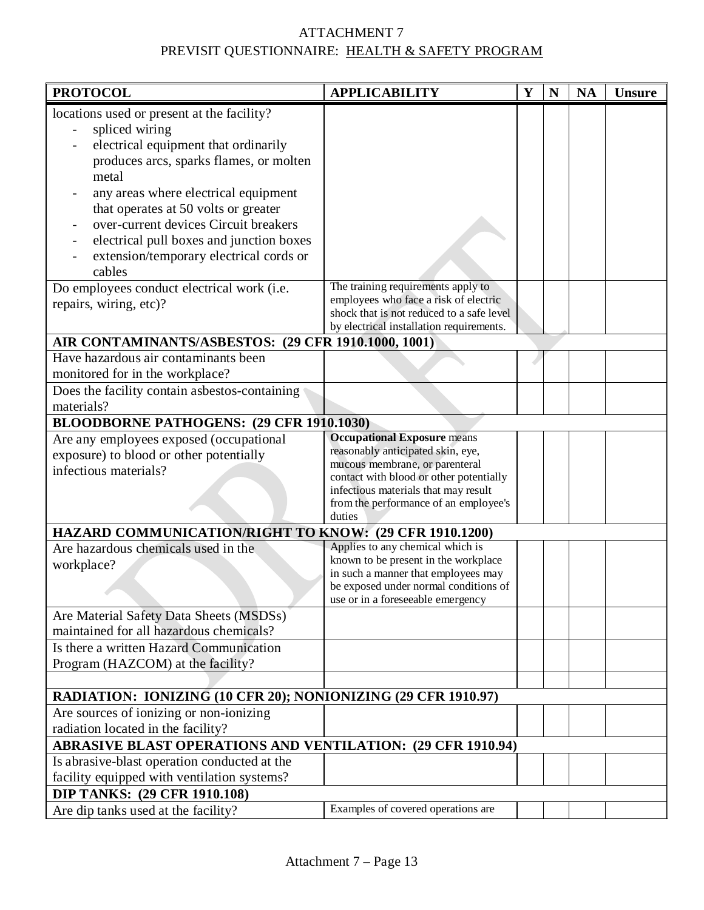# ATTACHMENT 7
## PREVISIT QUESTIONNAIRE: HEALTH & SAFETY PROGRAM

| PROTOCOL | APPLICABILITY | Y | N | NA | Unsure |
|---|---|---|---|---|---|
| locations used or present at the facility?<br>- spliced wiring<br>- electrical equipment that ordinarily produces arcs, sparks flames, or molten metal<br>- any areas where electrical equipment that operates at 50 volts or greater<br>- over-current devices Circuit breakers<br>- electrical pull boxes and junction boxes<br>- extension/temporary electrical cords or cables | | | | | |
| Do employees conduct electrical work (i.e. repairs, wiring, etc)? | The training requirements apply to employees who face a risk of electric shock that is not reduced to a safe level by electrical installation requirements. | | | | |
| **AIR CONTAMINANTS/ASBESTOS: (29 CFR 1910.1000, 1001)** | | | | | |
| Have hazardous air contaminants been monitored for in the workplace? | | | | | |
| Does the facility contain asbestos-containing materials? | | | | | |
| **BLOODBORNE PATHOGENS: (29 CFR 1910.1030)** | | | | | |
| Are any employees exposed (occupational exposure) to blood or other potentially infectious materials? | **Occupational Exposure** means reasonably anticipated skin, eye, mucous membrane, or parenteral contact with blood or other potentially infectious materials that may result from the performance of an employee's duties | | | | |
| **HAZARD COMMUNICATION/RIGHT TO KNOW: (29 CFR 1910.1200)** | | | | | |
| Are hazardous chemicals used in the workplace? | Applies to any chemical which is known to be present in the workplace in such a manner that employees may be exposed under normal conditions of use or in a foreseeable emergency | | | | |
| Are Material Safety Data Sheets (MSDSs) maintained for all hazardous chemicals? | | | | | |
| Is there a written Hazard Communication Program (HAZCOM) at the facility? | | | | | |
| | | | | | |
| **RADIATION: IONIZING (10 CFR 20); NONIONIZING (29 CFR 1910.97)** | | | | | |
| Are sources of ionizing or non-ionizing radiation located in the facility? | | | | | |
| **ABRASIVE BLAST OPERATIONS AND VENTILATION: (29 CFR 1910.94)** | | | | | |
| Is abrasive-blast operation conducted at the facility equipped with ventilation systems? | | | | | |
| **DIP TANKS: (29 CFR 1910.108)** | | | | | |
| Are dip tanks used at the facility? | Examples of covered operations are | | | | |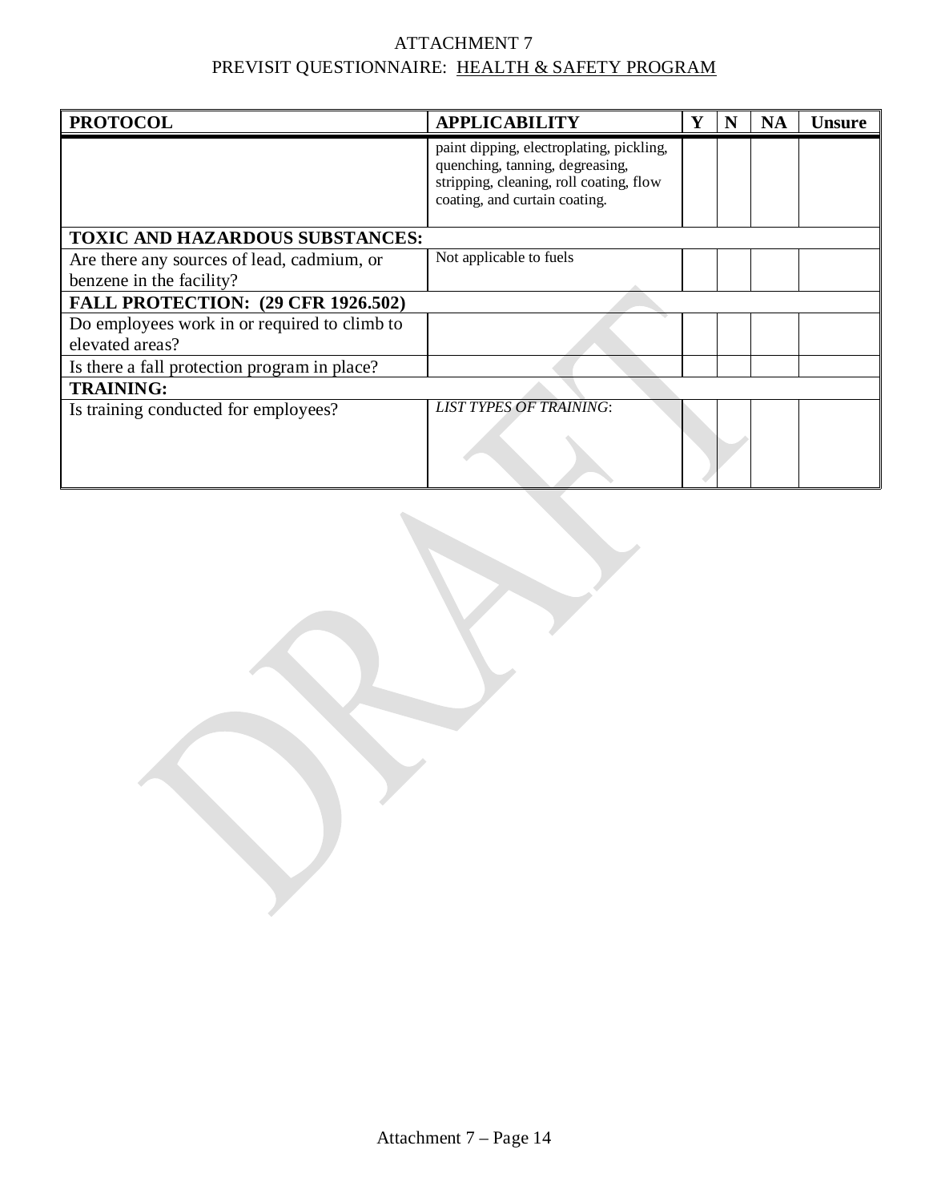ATTACHMENT 7
PREVISIT QUESTIONNAIRE: HEALTH & SAFETY PROGRAM

| PROTOCOL | APPLICABILITY | Y | N | NA | Unsure |
|---|---|---|---|---|---|
| | paint dipping, electroplating, pickling, quenching, tanning, degreasing, stripping, cleaning, roll coating, flow coating, and curtain coating. | | | | |
| **TOXIC AND HAZARDOUS SUBSTANCES:** | | | | | |
| Are there any sources of lead, cadmium, or benzene in the facility? | Not applicable to fuels | | | | |
| **FALL PROTECTION: (29 CFR 1926.502)** | | | | | |
| Do employees work in or required to climb to elevated areas? | | | | | |
| Is there a fall protection program in place? | | | | | |
| **TRAINING:** | | | | | |
| Is training conducted for employees? | *LIST TYPES OF TRAINING*: | | | | |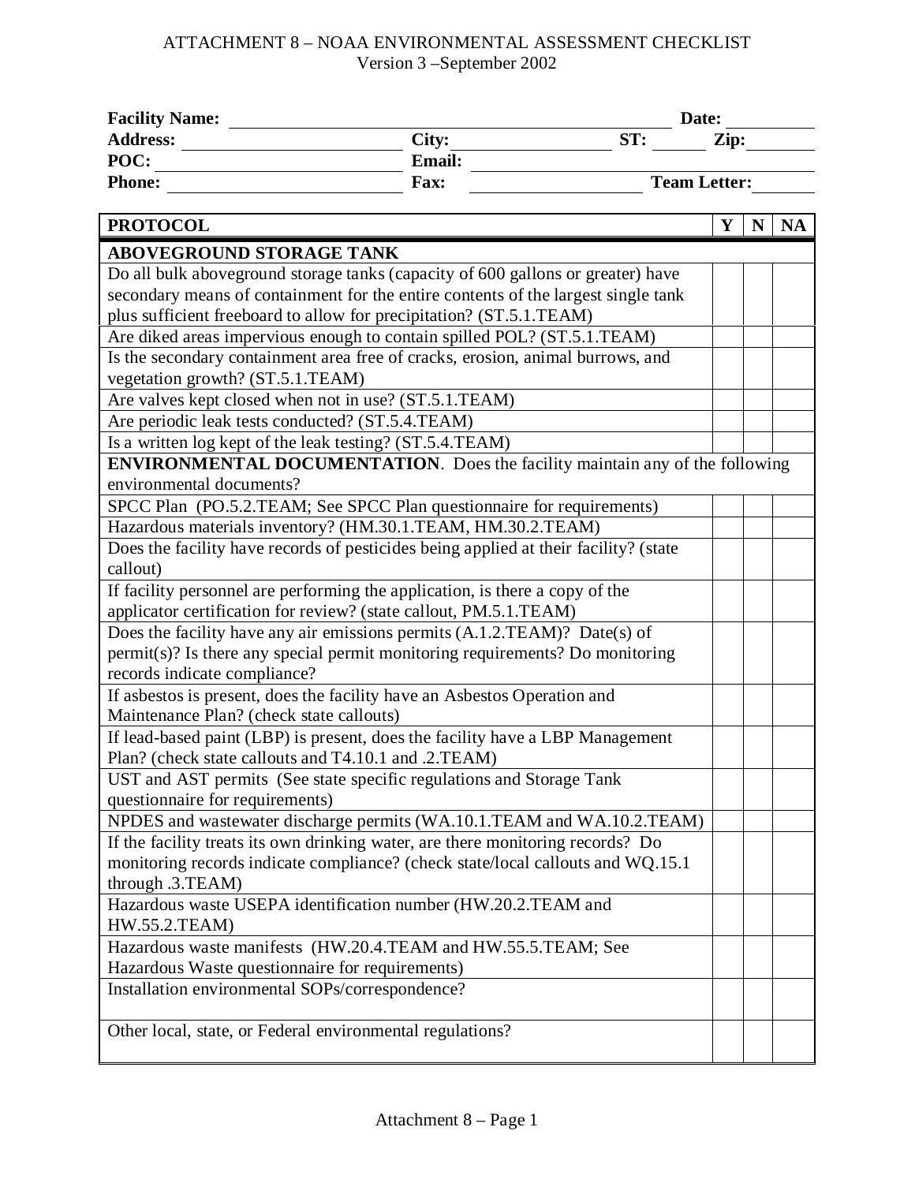# ATTACHMENT 8 – NOAA ENVIRONMENTAL ASSESSMENT CHECKLIST

Version 3 –September 2002

**Facility Name:** \_\_\_\_\_\_\_\_\_\_\_\_\_\_\_\_\_\_\_\_ **Date:** \_\_\_\_\_\_\_\_
**Address:** \_\_\_\_\_\_\_\_\_\_\_\_\_\_ **City:** \_\_\_\_\_\_\_\_\_\_ **ST:** \_\_\_\_ **Zip:** \_\_\_\_\_\_
**POC:** \_\_\_\_\_\_\_\_\_\_\_\_\_\_ **Email:** \_\_\_\_\_\_\_\_\_\_\_\_\_\_\_\_\_\_\_\_
**Phone:** \_\_\_\_\_\_\_\_\_\_\_\_\_\_ **Fax:** \_\_\_\_\_\_\_\_\_\_ **Team Letter:** \_\_\_\_\_\_

| PROTOCOL | Y | N | NA |
|---|---|---|---|
| **ABOVEGROUND STORAGE TANK** | | | |
| Do all bulk aboveground storage tanks (capacity of 600 gallons or greater) have secondary means of containment for the entire contents of the largest single tank plus sufficient freeboard to allow for precipitation? (ST.5.1.TEAM) | | | |
| Are diked areas impervious enough to contain spilled POL? (ST.5.1.TEAM) | | | |
| Is the secondary containment area free of cracks, erosion, animal burrows, and vegetation growth? (ST.5.1.TEAM) | | | |
| Are valves kept closed when not in use? (ST.5.1.TEAM) | | | |
| Are periodic leak tests conducted? (ST.5.4.TEAM) | | | |
| Is a written log kept of the leak testing? (ST.5.4.TEAM) | | | |
| **ENVIRONMENTAL DOCUMENTATION**. Does the facility maintain any of the following environmental documents? | | | |
| SPCC Plan (PO.5.2.TEAM; See SPCC Plan questionnaire for requirements) | | | |
| Hazardous materials inventory? (HM.30.1.TEAM, HM.30.2.TEAM) | | | |
| Does the facility have records of pesticides being applied at their facility? (state callout) | | | |
| If facility personnel are performing the application, is there a copy of the applicator certification for review? (state callout, PM.5.1.TEAM) | | | |
| Does the facility have any air emissions permits (A.1.2.TEAM)? Date(s) of permit(s)? Is there any special permit monitoring requirements? Do monitoring records indicate compliance? | | | |
| If asbestos is present, does the facility have an Asbestos Operation and Maintenance Plan? (check state callouts) | | | |
| If lead-based paint (LBP) is present, does the facility have a LBP Management Plan? (check state callouts and T4.10.1 and .2.TEAM) | | | |
| UST and AST permits (See state specific regulations and Storage Tank questionnaire for requirements) | | | |
| NPDES and wastewater discharge permits (WA.10.1.TEAM and WA.10.2.TEAM) | | | |
| If the facility treats its own drinking water, are there monitoring records? Do monitoring records indicate compliance? (check state/local callouts and WQ.15.1 through .3.TEAM) | | | |
| Hazardous waste USEPA identification number (HW.20.2.TEAM and HW.55.2.TEAM) | | | |
| Hazardous waste manifests (HW.20.4.TEAM and HW.55.5.TEAM; See Hazardous Waste questionnaire for requirements) | | | |
| Installation environmental SOPs/correspondence? | | | |
| Other local, state, or Federal environmental regulations? | | | |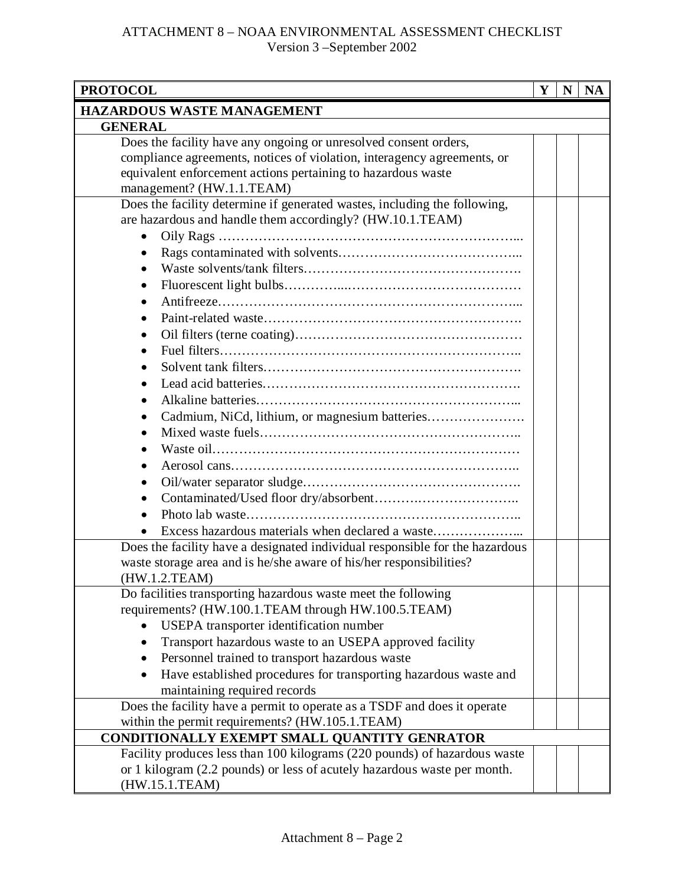| PROTOCOL | Y | N | NA |
|---|---|---|---|
| **HAZARDOUS WASTE MANAGEMENT** | | | |
| **GENERAL** | | | |
| Does the facility have any ongoing or unresolved consent orders, compliance agreements, notices of violation, interagency agreements, or equivalent enforcement actions pertaining to hazardous waste management? (HW.1.1.TEAM) | | | |
| Does the facility determine if generated wastes, including the following, are hazardous and handle them accordingly? (HW.10.1.TEAM)<br>• Oily Rags …………………………………………………………...<br>• Rags contaminated with solvents…………………………………...<br>• Waste solvents/tank filters………………………………………….<br>• Fluorescent light bulbs…………...…………………………………<br>• Antifreeze…………………………………………………………...<br>• Paint-related waste………………………………………………….<br>• Oil filters (terne coating)……………………………………………<br>• Fuel filters…………………………………………………………..<br>• Solvent tank filters………………………………………………….<br>• Lead acid batteries………………………………………………….<br>• Alkaline batteries…………………………………………………...<br>• Cadmium, NiCd, lithium, or magnesium batteries………………….<br>• Mixed waste fuels…………………………………………………..<br>• Waste oil……………………………………………………………<br>• Aerosol cans………………………………………………………..<br>• Oil/water separator sludge………………………………………….<br>• Contaminated/Used floor dry/absorbent……….…………………..<br>• Photo lab waste……………………………………………………..<br>• Excess hazardous materials when declared a waste………………... | | | |
| Does the facility have a designated individual responsible for the hazardous waste storage area and is he/she aware of his/her responsibilities? (HW.1.2.TEAM) | | | |
| Do facilities transporting hazardous waste meet the following requirements? (HW.100.1.TEAM through HW.100.5.TEAM)<br>• USEPA transporter identification number<br>• Transport hazardous waste to an USEPA approved facility<br>• Personnel trained to transport hazardous waste<br>• Have established procedures for transporting hazardous waste and maintaining required records | | | |
| Does the facility have a permit to operate as a TSDF and does it operate within the permit requirements? (HW.105.1.TEAM) | | | |
| **CONDITIONALLY EXEMPT SMALL QUANTITY GENRATOR** | | | |
| Facility produces less than 100 kilograms (220 pounds) of hazardous waste or 1 kilogram (2.2 pounds) or less of acutely hazardous waste per month. (HW.15.1.TEAM) | | | |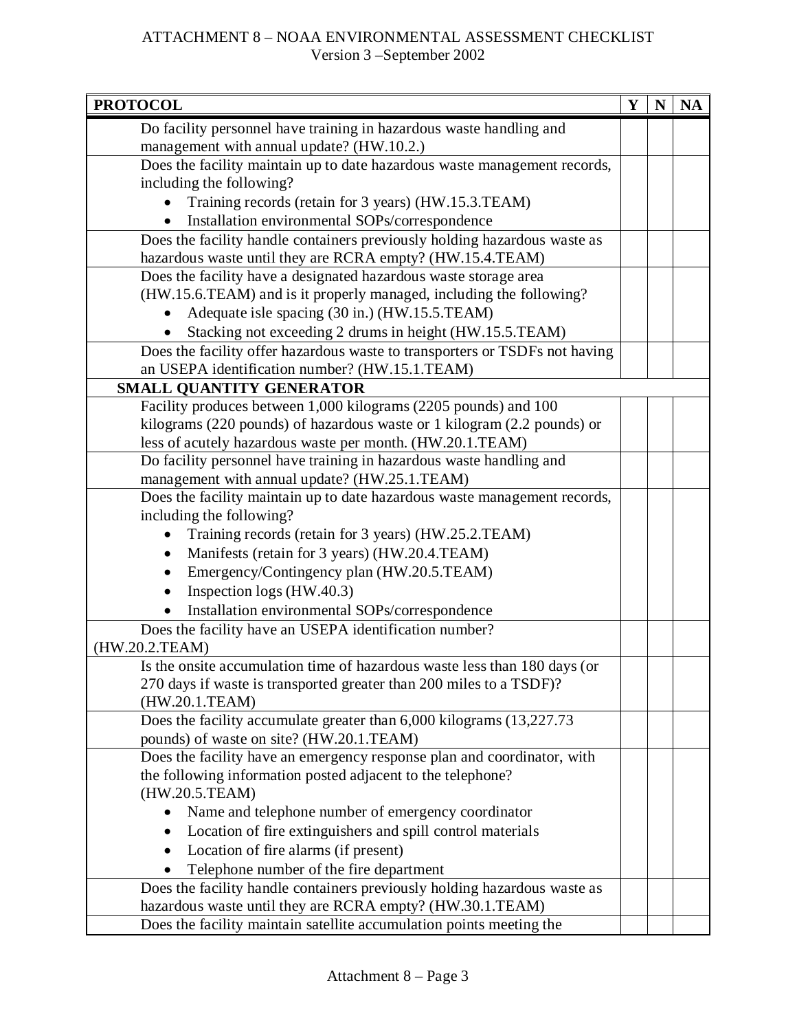| PROTOCOL | Y | N | NA |
|---|---|---|---|
| Do facility personnel have training in hazardous waste handling and management with annual update? (HW.10.2.) | | | |
| Does the facility maintain up to date hazardous waste management records, including the following?<br>• Training records (retain for 3 years) (HW.15.3.TEAM)<br>• Installation environmental SOPs/correspondence | | | |
| Does the facility handle containers previously holding hazardous waste as hazardous waste until they are RCRA empty? (HW.15.4.TEAM) | | | |
| Does the facility have a designated hazardous waste storage area (HW.15.6.TEAM) and is it properly managed, including the following?<br>• Adequate isle spacing (30 in.) (HW.15.5.TEAM)<br>• Stacking not exceeding 2 drums in height (HW.15.5.TEAM) | | | |
| Does the facility offer hazardous waste to transporters or TSDFs not having an USEPA identification number? (HW.15.1.TEAM) | | | |
| **SMALL QUANTITY GENERATOR** | | | |
| Facility produces between 1,000 kilograms (2205 pounds) and 100 kilograms (220 pounds) of hazardous waste or 1 kilogram (2.2 pounds) or less of acutely hazardous waste per month. (HW.20.1.TEAM) | | | |
| Do facility personnel have training in hazardous waste handling and management with annual update? (HW.25.1.TEAM) | | | |
| Does the facility maintain up to date hazardous waste management records, including the following?<br>• Training records (retain for 3 years) (HW.25.2.TEAM)<br>• Manifests (retain for 3 years) (HW.20.4.TEAM)<br>• Emergency/Contingency plan (HW.20.5.TEAM)<br>• Inspection logs (HW.40.3)<br>• Installation environmental SOPs/correspondence | | | |
| Does the facility have an USEPA identification number? (HW.20.2.TEAM) | | | |
| Is the onsite accumulation time of hazardous waste less than 180 days (or 270 days if waste is transported greater than 200 miles to a TSDF)? (HW.20.1.TEAM) | | | |
| Does the facility accumulate greater than 6,000 kilograms (13,227.73 pounds) of waste on site? (HW.20.1.TEAM) | | | |
| Does the facility have an emergency response plan and coordinator, with the following information posted adjacent to the telephone? (HW.20.5.TEAM)<br>• Name and telephone number of emergency coordinator<br>• Location of fire extinguishers and spill control materials<br>• Location of fire alarms (if present)<br>• Telephone number of the fire department | | | |
| Does the facility handle containers previously holding hazardous waste as hazardous waste until they are RCRA empty? (HW.30.1.TEAM) | | | |
| Does the facility maintain satellite accumulation points meeting the | | | |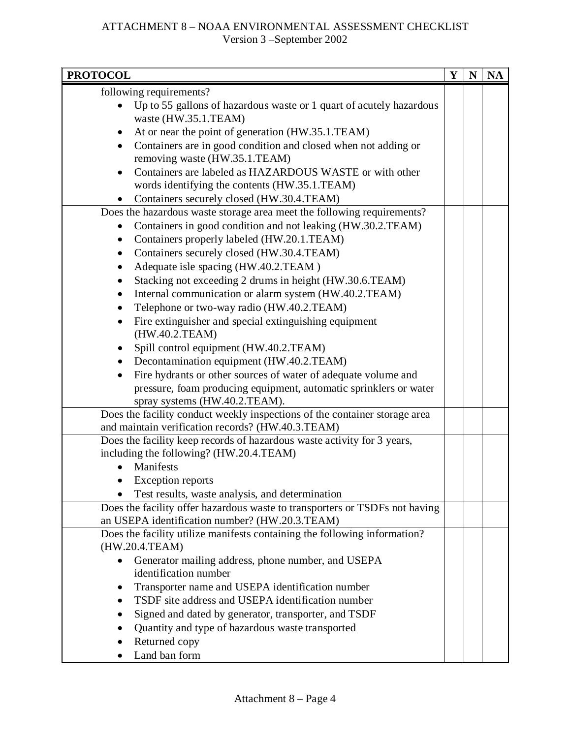| PROTOCOL | Y | N | NA |
|---|---|---|---|
| following requirements?<br>• Up to 55 gallons of hazardous waste or 1 quart of acutely hazardous waste (HW.35.1.TEAM)<br>• At or near the point of generation (HW.35.1.TEAM)<br>• Containers are in good condition and closed when not adding or removing waste (HW.35.1.TEAM)<br>• Containers are labeled as HAZARDOUS WASTE or with other words identifying the contents (HW.35.1.TEAM)<br>• Containers securely closed (HW.30.4.TEAM) | | | |
| Does the hazardous waste storage area meet the following requirements?<br>• Containers in good condition and not leaking (HW.30.2.TEAM)<br>• Containers properly labeled (HW.20.1.TEAM)<br>• Containers securely closed (HW.30.4.TEAM)<br>• Adequate isle spacing (HW.40.2.TEAM )<br>• Stacking not exceeding 2 drums in height (HW.30.6.TEAM)<br>• Internal communication or alarm system (HW.40.2.TEAM)<br>• Telephone or two-way radio (HW.40.2.TEAM)<br>• Fire extinguisher and special extinguishing equipment (HW.40.2.TEAM)<br>• Spill control equipment (HW.40.2.TEAM)<br>• Decontamination equipment (HW.40.2.TEAM)<br>• Fire hydrants or other sources of water of adequate volume and pressure, foam producing equipment, automatic sprinklers or water spray systems (HW.40.2.TEAM). | | | |
| Does the facility conduct weekly inspections of the container storage area and maintain verification records? (HW.40.3.TEAM) | | | |
| Does the facility keep records of hazardous waste activity for 3 years, including the following? (HW.20.4.TEAM)<br>• Manifests<br>• Exception reports<br>• Test results, waste analysis, and determination | | | |
| Does the facility offer hazardous waste to transporters or TSDFs not having an USEPA identification number? (HW.20.3.TEAM) | | | |
| Does the facility utilize manifests containing the following information? (HW.20.4.TEAM)<br>• Generator mailing address, phone number, and USEPA identification number<br>• Transporter name and USEPA identification number<br>• TSDF site address and USEPA identification number<br>• Signed and dated by generator, transporter, and TSDF<br>• Quantity and type of hazardous waste transported<br>• Returned copy<br>• Land ban form | | | |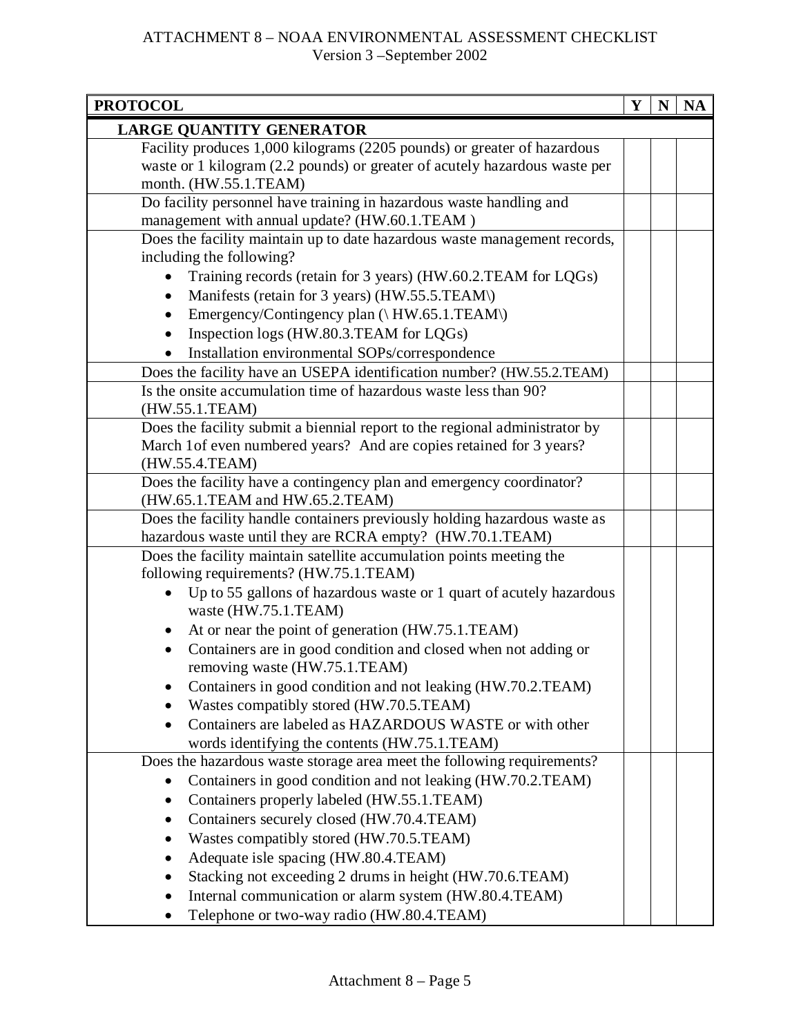ATTACHMENT 8 – NOAA ENVIRONMENTAL ASSESSMENT CHECKLIST
Version 3 –September 2002

| PROTOCOL | Y | N | NA |
|---|---|---|---|
| **LARGE QUANTITY GENERATOR** | | | |
| Facility produces 1,000 kilograms (2205 pounds) or greater of hazardous waste or 1 kilogram (2.2 pounds) or greater of acutely hazardous waste per month. (HW.55.1.TEAM) | | | |
| Do facility personnel have training in hazardous waste handling and management with annual update? (HW.60.1.TEAM ) | | | |
| Does the facility maintain up to date hazardous waste management records, including the following?<br>• Training records (retain for 3 years) (HW.60.2.TEAM for LQGs)<br>• Manifests (retain for 3 years) (HW.55.5.TEAM\)<br>• Emergency/Contingency plan (\ HW.65.1.TEAM\)<br>• Inspection logs (HW.80.3.TEAM for LQGs)<br>• Installation environmental SOPs/correspondence | | | |
| Does the facility have an USEPA identification number? (HW.55.2.TEAM) | | | |
| Is the onsite accumulation time of hazardous waste less than 90? (HW.55.1.TEAM) | | | |
| Does the facility submit a biennial report to the regional administrator by March 1of even numbered years? And are copies retained for 3 years? (HW.55.4.TEAM) | | | |
| Does the facility have a contingency plan and emergency coordinator? (HW.65.1.TEAM and HW.65.2.TEAM) | | | |
| Does the facility handle containers previously holding hazardous waste as hazardous waste until they are RCRA empty? (HW.70.1.TEAM) | | | |
| Does the facility maintain satellite accumulation points meeting the following requirements? (HW.75.1.TEAM)<br>• Up to 55 gallons of hazardous waste or 1 quart of acutely hazardous waste (HW.75.1.TEAM)<br>• At or near the point of generation (HW.75.1.TEAM)<br>• Containers are in good condition and closed when not adding or removing waste (HW.75.1.TEAM)<br>• Containers in good condition and not leaking (HW.70.2.TEAM)<br>• Wastes compatibly stored (HW.70.5.TEAM)<br>• Containers are labeled as HAZARDOUS WASTE or with other words identifying the contents (HW.75.1.TEAM) | | | |
| Does the hazardous waste storage area meet the following requirements?<br>• Containers in good condition and not leaking (HW.70.2.TEAM)<br>• Containers properly labeled (HW.55.1.TEAM)<br>• Containers securely closed (HW.70.4.TEAM)<br>• Wastes compatibly stored (HW.70.5.TEAM)<br>• Adequate isle spacing (HW.80.4.TEAM)<br>• Stacking not exceeding 2 drums in height (HW.70.6.TEAM)<br>• Internal communication or alarm system (HW.80.4.TEAM)<br>• Telephone or two-way radio (HW.80.4.TEAM) | | | |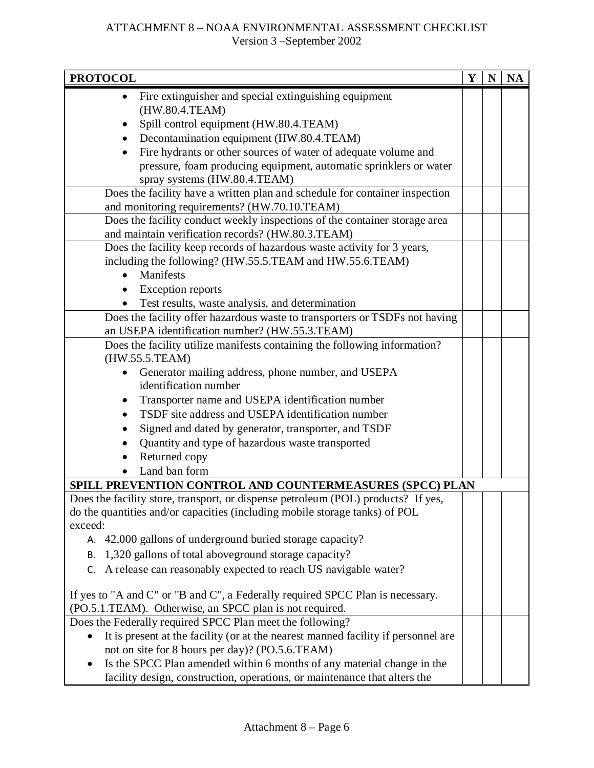| PROTOCOL | Y | N | NA |
|---|---|---|---|
| • Fire extinguisher and special extinguishing equipment (HW.80.4.TEAM)<br>• Spill control equipment (HW.80.4.TEAM)<br>• Decontamination equipment (HW.80.4.TEAM)<br>• Fire hydrants or other sources of water of adequate volume and pressure, foam producing equipment, automatic sprinklers or water spray systems (HW.80.4.TEAM) | | | |
| Does the facility have a written plan and schedule for container inspection and monitoring requirements? (HW.70.10.TEAM) | | | |
| Does the facility conduct weekly inspections of the container storage area and maintain verification records? (HW.80.3.TEAM) | | | |
| Does the facility keep records of hazardous waste activity for 3 years, including the following? (HW.55.5.TEAM and HW.55.6.TEAM)<br>• Manifests<br>• Exception reports<br>• Test results, waste analysis, and determination | | | |
| Does the facility offer hazardous waste to transporters or TSDFs not having an USEPA identification number? (HW.55.3.TEAM) | | | |
| Does the facility utilize manifests containing the following information? (HW.55.5.TEAM)<br>• Generator mailing address, phone number, and USEPA identification number<br>• Transporter name and USEPA identification number<br>• TSDF site address and USEPA identification number<br>• Signed and dated by generator, transporter, and TSDF<br>• Quantity and type of hazardous waste transported<br>• Returned copy<br>• Land ban form | | | |
| **SPILL PREVENTION CONTROL AND COUNTERMEASURES (SPCC) PLAN** | | | |
| Does the facility store, transport, or dispense petroleum (POL) products? If yes, do the quantities and/or capacities (including mobile storage tanks) of POL exceed:<br>A. 42,000 gallons of underground buried storage capacity?<br>B. 1,320 gallons of total aboveground storage capacity?<br>C. A release can reasonably expected to reach US navigable water?<br><br>If yes to "A and C" or "B and C", a Federally required SPCC Plan is necessary. (PO.5.1.TEAM). Otherwise, an SPCC plan is not required. | | | |
| Does the Federally required SPCC Plan meet the following?<br>• It is present at the facility (or at the nearest manned facility if personnel are not on site for 8 hours per day)? (PO.5.6.TEAM)<br>• Is the SPCC Plan amended within 6 months of any material change in the facility design, construction, operations, or maintenance that alters the | | | |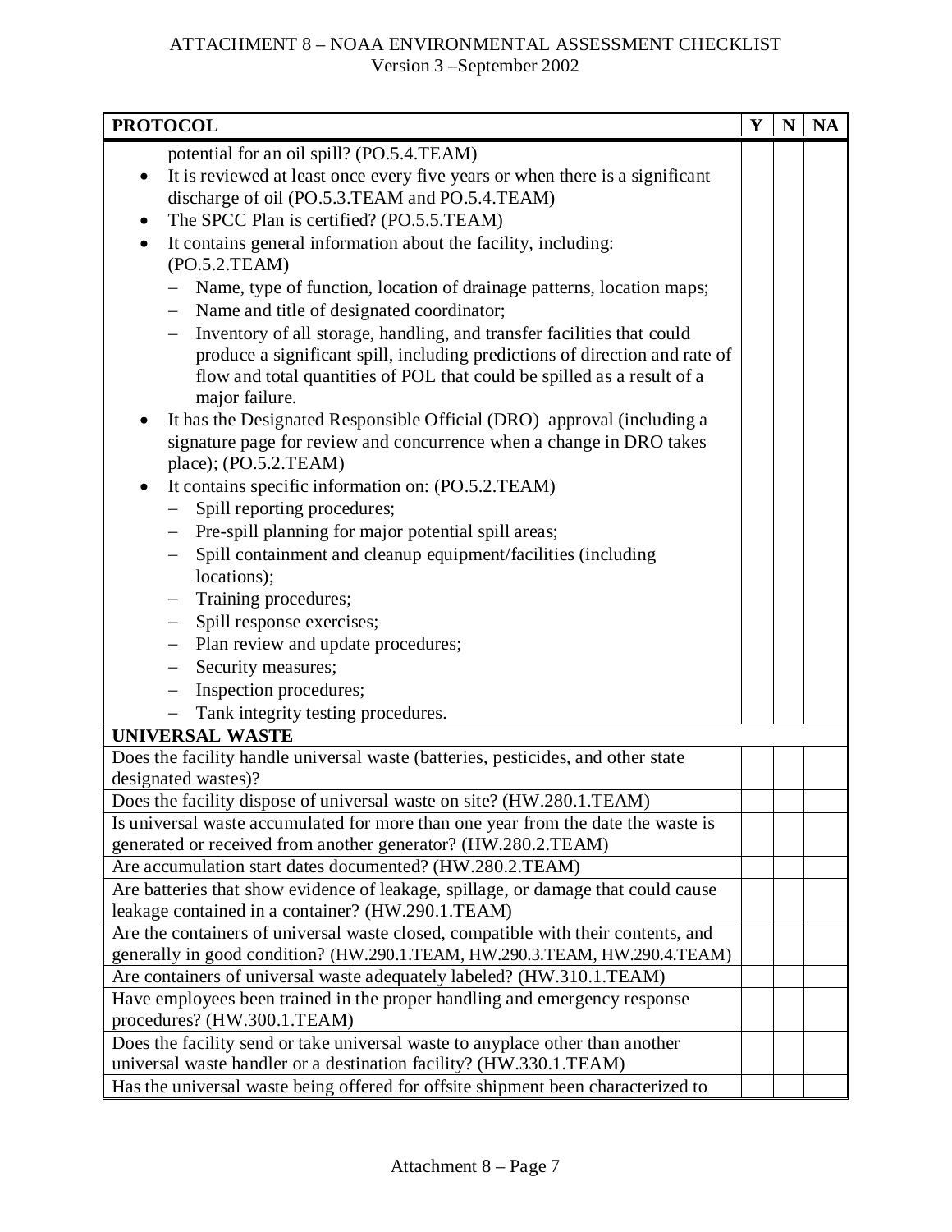| PROTOCOL | Y | N | NA |
|---|---|---|---|
| potential for an oil spill? (PO.5.4.TEAM)<br>• It is reviewed at least once every five years or when there is a significant discharge of oil (PO.5.3.TEAM and PO.5.4.TEAM)<br>• The SPCC Plan is certified? (PO.5.5.TEAM)<br>• It contains general information about the facility, including: (PO.5.2.TEAM)<br>  – Name, type of function, location of drainage patterns, location maps;<br>  – Name and title of designated coordinator;<br>  – Inventory of all storage, handling, and transfer facilities that could produce a significant spill, including predictions of direction and rate of flow and total quantities of POL that could be spilled as a result of a major failure.<br>• It has the Designated Responsible Official (DRO) approval (including a signature page for review and concurrence when a change in DRO takes place); (PO.5.2.TEAM)<br>• It contains specific information on: (PO.5.2.TEAM)<br>  – Spill reporting procedures;<br>  – Pre-spill planning for major potential spill areas;<br>  – Spill containment and cleanup equipment/facilities (including locations);<br>  – Training procedures;<br>  – Spill response exercises;<br>  – Plan review and update procedures;<br>  – Security measures;<br>  – Inspection procedures;<br>  – Tank integrity testing procedures. | | | |
| **UNIVERSAL WASTE** | | | |
| Does the facility handle universal waste (batteries, pesticides, and other state designated wastes)? | | | |
| Does the facility dispose of universal waste on site? (HW.280.1.TEAM) | | | |
| Is universal waste accumulated for more than one year from the date the waste is generated or received from another generator? (HW.280.2.TEAM) | | | |
| Are accumulation start dates documented? (HW.280.2.TEAM) | | | |
| Are batteries that show evidence of leakage, spillage, or damage that could cause leakage contained in a container? (HW.290.1.TEAM) | | | |
| Are the containers of universal waste closed, compatible with their contents, and generally in good condition? (HW.290.1.TEAM, HW.290.3.TEAM, HW.290.4.TEAM) | | | |
| Are containers of universal waste adequately labeled? (HW.310.1.TEAM) | | | |
| Have employees been trained in the proper handling and emergency response procedures? (HW.300.1.TEAM) | | | |
| Does the facility send or take universal waste to anyplace other than another universal waste handler or a destination facility? (HW.330.1.TEAM) | | | |
| Has the universal waste being offered for offsite shipment been characterized to | | | |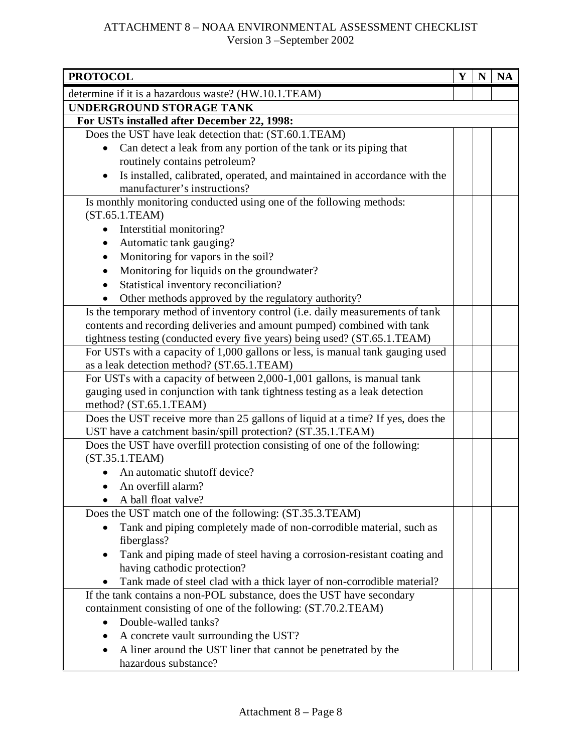| PROTOCOL | Y | N | NA |
|---|---|---|---|
| determine if it is a hazardous waste? (HW.10.1.TEAM) | | | |
| **UNDERGROUND STORAGE TANK** | | | |
| **For USTs installed after December 22, 1998:** | | | |
| Does the UST have leak detection that: (ST.60.1.TEAM)<br>• Can detect a leak from any portion of the tank or its piping that routinely contains petroleum?<br>• Is installed, calibrated, operated, and maintained in accordance with the manufacturer's instructions? | | | |
| Is monthly monitoring conducted using one of the following methods: (ST.65.1.TEAM)<br>• Interstitial monitoring?<br>• Automatic tank gauging?<br>• Monitoring for vapors in the soil?<br>• Monitoring for liquids on the groundwater?<br>• Statistical inventory reconciliation?<br>• Other methods approved by the regulatory authority? | | | |
| Is the temporary method of inventory control (i.e. daily measurements of tank contents and recording deliveries and amount pumped) combined with tank tightness testing (conducted every five years) being used? (ST.65.1.TEAM) | | | |
| For USTs with a capacity of 1,000 gallons or less, is manual tank gauging used as a leak detection method? (ST.65.1.TEAM) | | | |
| For USTs with a capacity of between 2,000-1,001 gallons, is manual tank gauging used in conjunction with tank tightness testing as a leak detection method? (ST.65.1.TEAM) | | | |
| Does the UST receive more than 25 gallons of liquid at a time? If yes, does the UST have a catchment basin/spill protection? (ST.35.1.TEAM) | | | |
| Does the UST have overfill protection consisting of one of the following: (ST.35.1.TEAM)<br>• An automatic shutoff device?<br>• An overfill alarm?<br>• A ball float valve? | | | |
| Does the UST match one of the following: (ST.35.3.TEAM)<br>• Tank and piping completely made of non-corrodible material, such as fiberglass?<br>• Tank and piping made of steel having a corrosion-resistant coating and having cathodic protection?<br>• Tank made of steel clad with a thick layer of non-corrodible material? | | | |
| If the tank contains a non-POL substance, does the UST have secondary containment consisting of one of the following: (ST.70.2.TEAM)<br>• Double-walled tanks?<br>• A concrete vault surrounding the UST?<br>• A liner around the UST liner that cannot be penetrated by the hazardous substance? | | | |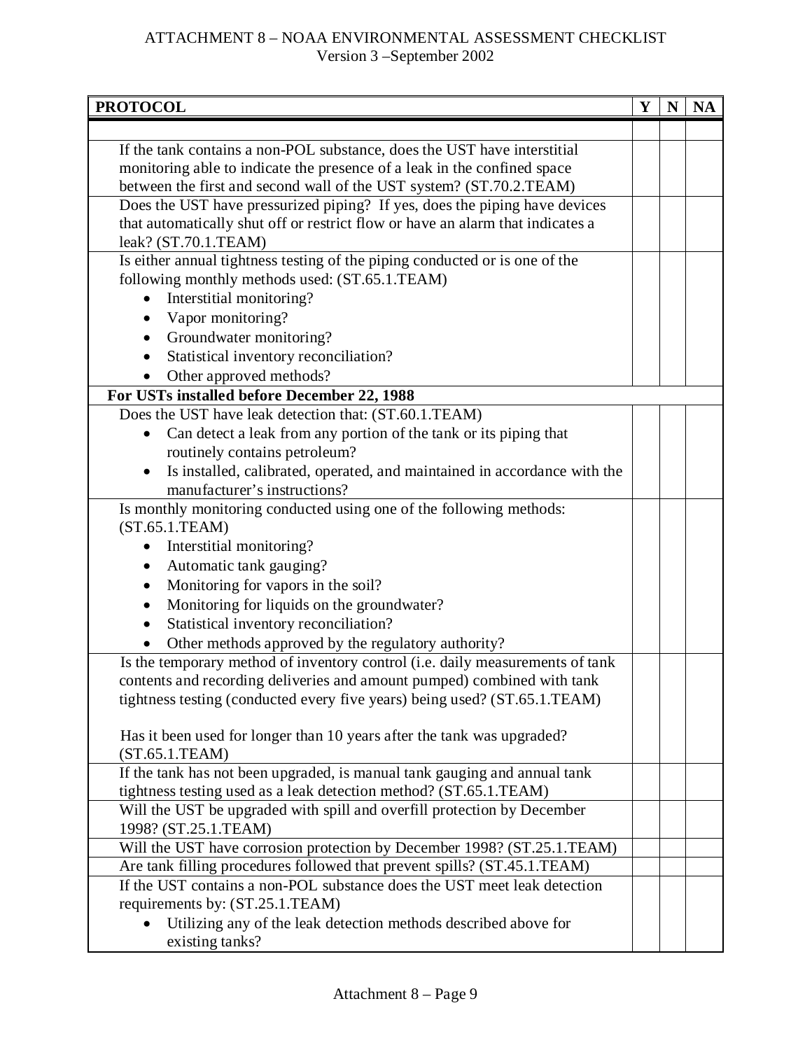| PROTOCOL | Y | N | NA |
|---|---|---|---|
| | | | |
| If the tank contains a non-POL substance, does the UST have interstitial monitoring able to indicate the presence of a leak in the confined space between the first and second wall of the UST system? (ST.70.2.TEAM) | | | |
| Does the UST have pressurized piping? If yes, does the piping have devices that automatically shut off or restrict flow or have an alarm that indicates a leak? (ST.70.1.TEAM) | | | |
| Is either annual tightness testing of the piping conducted or is one of the following monthly methods used: (ST.65.1.TEAM)<br>• Interstitial monitoring?<br>• Vapor monitoring?<br>• Groundwater monitoring?<br>• Statistical inventory reconciliation?<br>• Other approved methods? | | | |
| **For USTs installed before December 22, 1988** | | | |
| Does the UST have leak detection that: (ST.60.1.TEAM)<br>• Can detect a leak from any portion of the tank or its piping that routinely contains petroleum?<br>• Is installed, calibrated, operated, and maintained in accordance with the manufacturer's instructions? | | | |
| Is monthly monitoring conducted using one of the following methods: (ST.65.1.TEAM)<br>• Interstitial monitoring?<br>• Automatic tank gauging?<br>• Monitoring for vapors in the soil?<br>• Monitoring for liquids on the groundwater?<br>• Statistical inventory reconciliation?<br>• Other methods approved by the regulatory authority? | | | |
| Is the temporary method of inventory control (i.e. daily measurements of tank contents and recording deliveries and amount pumped) combined with tank tightness testing (conducted every five years) being used? (ST.65.1.TEAM)<br><br>Has it been used for longer than 10 years after the tank was upgraded? (ST.65.1.TEAM) | | | |
| If the tank has not been upgraded, is manual tank gauging and annual tank tightness testing used as a leak detection method? (ST.65.1.TEAM) | | | |
| Will the UST be upgraded with spill and overfill protection by December 1998? (ST.25.1.TEAM) | | | |
| Will the UST have corrosion protection by December 1998? (ST.25.1.TEAM) | | | |
| Are tank filling procedures followed that prevent spills? (ST.45.1.TEAM) | | | |
| If the UST contains a non-POL substance does the UST meet leak detection requirements by: (ST.25.1.TEAM)<br>• Utilizing any of the leak detection methods described above for existing tanks? | | | |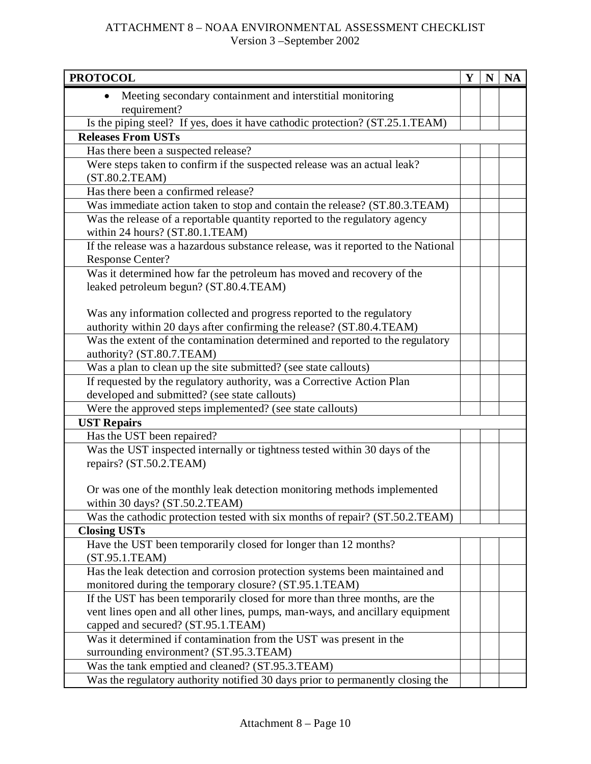| PROTOCOL | Y | N | NA |
|---|---|---|---|
| • Meeting secondary containment and interstitial monitoring requirement? | | | |
| Is the piping steel? If yes, does it have cathodic protection? (ST.25.1.TEAM) | | | |
| **Releases From USTs** | | | |
| Has there been a suspected release? | | | |
| Were steps taken to confirm if the suspected release was an actual leak? (ST.80.2.TEAM) | | | |
| Has there been a confirmed release? | | | |
| Was immediate action taken to stop and contain the release? (ST.80.3.TEAM) | | | |
| Was the release of a reportable quantity reported to the regulatory agency within 24 hours? (ST.80.1.TEAM) | | | |
| If the release was a hazardous substance release, was it reported to the National Response Center? | | | |
| Was it determined how far the petroleum has moved and recovery of the leaked petroleum begun? (ST.80.4.TEAM)<br><br>Was any information collected and progress reported to the regulatory authority within 20 days after confirming the release? (ST.80.4.TEAM) | | | |
| Was the extent of the contamination determined and reported to the regulatory authority? (ST.80.7.TEAM) | | | |
| Was a plan to clean up the site submitted? (see state callouts) | | | |
| If requested by the regulatory authority, was a Corrective Action Plan developed and submitted? (see state callouts) | | | |
| Were the approved steps implemented? (see state callouts) | | | |
| **UST Repairs** | | | |
| Has the UST been repaired? | | | |
| Was the UST inspected internally or tightness tested within 30 days of the repairs? (ST.50.2.TEAM)<br><br>Or was one of the monthly leak detection monitoring methods implemented within 30 days? (ST.50.2.TEAM) | | | |
| Was the cathodic protection tested with six months of repair? (ST.50.2.TEAM) | | | |
| **Closing USTs** | | | |
| Have the UST been temporarily closed for longer than 12 months? (ST.95.1.TEAM) | | | |
| Has the leak detection and corrosion protection systems been maintained and monitored during the temporary closure? (ST.95.1.TEAM) | | | |
| If the UST has been temporarily closed for more than three months, are the vent lines open and all other lines, pumps, man-ways, and ancillary equipment capped and secured? (ST.95.1.TEAM) | | | |
| Was it determined if contamination from the UST was present in the surrounding environment? (ST.95.3.TEAM) | | | |
| Was the tank emptied and cleaned? (ST.95.3.TEAM) | | | |
| Was the regulatory authority notified 30 days prior to permanently closing the | | | |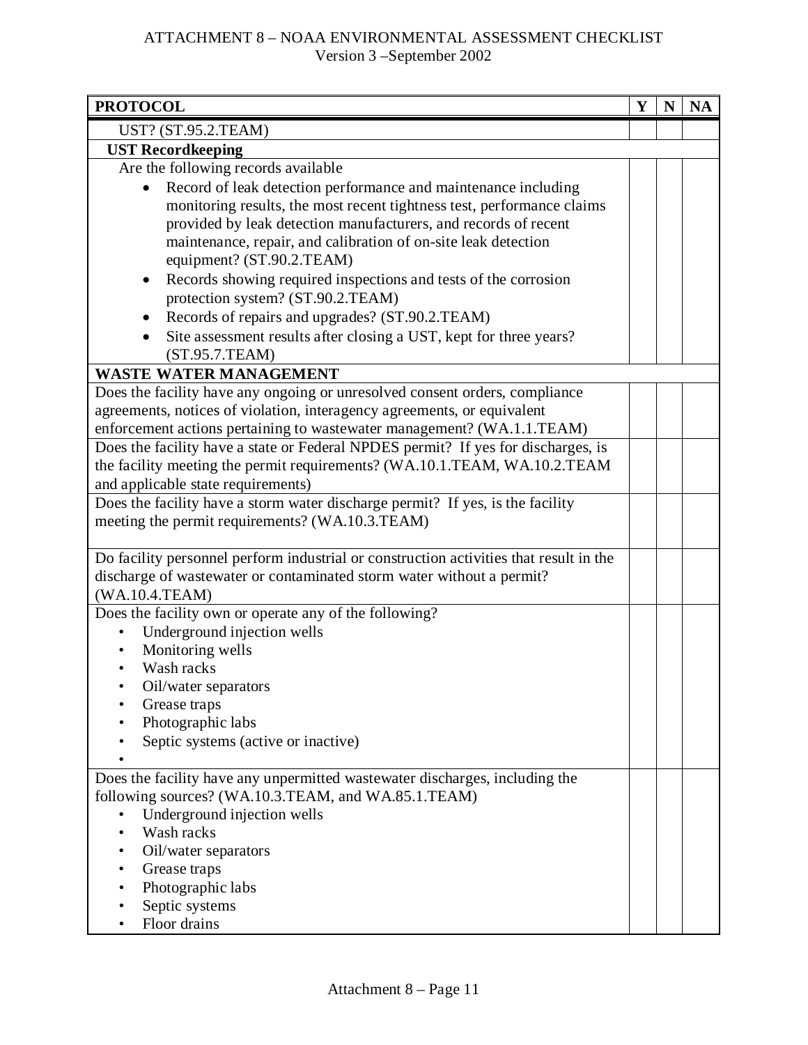| PROTOCOL | Y | N | NA |
|---|---|---|---|
| UST? (ST.95.2.TEAM) | | | |
| **UST Recordkeeping** | | | |
| Are the following records available<br>• Record of leak detection performance and maintenance including monitoring results, the most recent tightness test, performance claims provided by leak detection manufacturers, and records of recent maintenance, repair, and calibration of on-site leak detection equipment? (ST.90.2.TEAM)<br>• Records showing required inspections and tests of the corrosion protection system? (ST.90.2.TEAM)<br>• Records of repairs and upgrades? (ST.90.2.TEAM)<br>• Site assessment results after closing a UST, kept for three years? (ST.95.7.TEAM) | | | |
| **WASTE WATER MANAGEMENT** | | | |
| Does the facility have any ongoing or unresolved consent orders, compliance agreements, notices of violation, interagency agreements, or equivalent enforcement actions pertaining to wastewater management? (WA.1.1.TEAM) | | | |
| Does the facility have a state or Federal NPDES permit? If yes for discharges, is the facility meeting the permit requirements? (WA.10.1.TEAM, WA.10.2.TEAM and applicable state requirements) | | | |
| Does the facility have a storm water discharge permit? If yes, is the facility meeting the permit requirements? (WA.10.3.TEAM) | | | |
| Do facility personnel perform industrial or construction activities that result in the discharge of wastewater or contaminated storm water without a permit? (WA.10.4.TEAM) | | | |
| Does the facility own or operate any of the following?<br>• Underground injection wells<br>• Monitoring wells<br>• Wash racks<br>• Oil/water separators<br>• Grease traps<br>• Photographic labs<br>• Septic systems (active or inactive)<br>• | | | |
| Does the facility have any unpermitted wastewater discharges, including the following sources? (WA.10.3.TEAM, and WA.85.1.TEAM)<br>• Underground injection wells<br>• Wash racks<br>• Oil/water separators<br>• Grease traps<br>• Photographic labs<br>• Septic systems<br>• Floor drains | | | |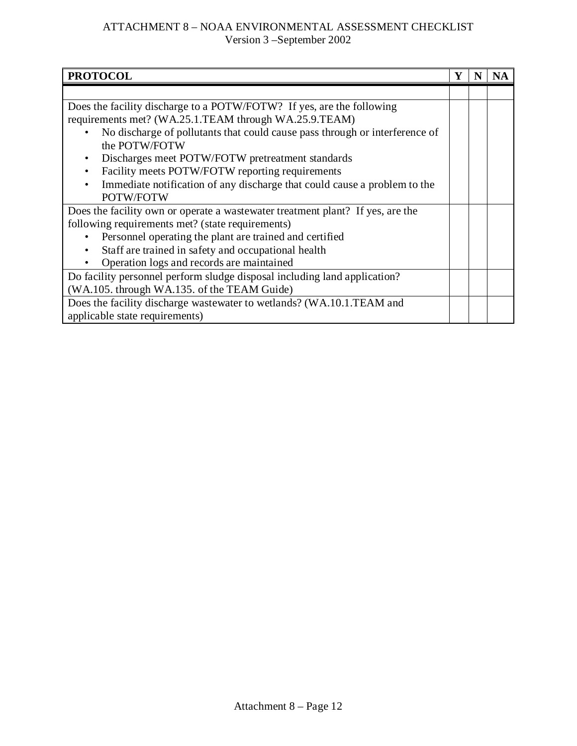| PROTOCOL | Y | N | NA |
|---|---|---|---|
| | | | |
| Does the facility discharge to a POTW/FOTW? If yes, are the following requirements met? (WA.25.1.TEAM through WA.25.9.TEAM)<br>• No discharge of pollutants that could cause pass through or interference of the POTW/FOTW<br>• Discharges meet POTW/FOTW pretreatment standards<br>• Facility meets POTW/FOTW reporting requirements<br>• Immediate notification of any discharge that could cause a problem to the POTW/FOTW | | | |
| Does the facility own or operate a wastewater treatment plant? If yes, are the following requirements met? (state requirements)<br>• Personnel operating the plant are trained and certified<br>• Staff are trained in safety and occupational health<br>• Operation logs and records are maintained | | | |
| Do facility personnel perform sludge disposal including land application? (WA.105. through WA.135. of the TEAM Guide) | | | |
| Does the facility discharge wastewater to wetlands? (WA.10.1.TEAM and applicable state requirements) | | | |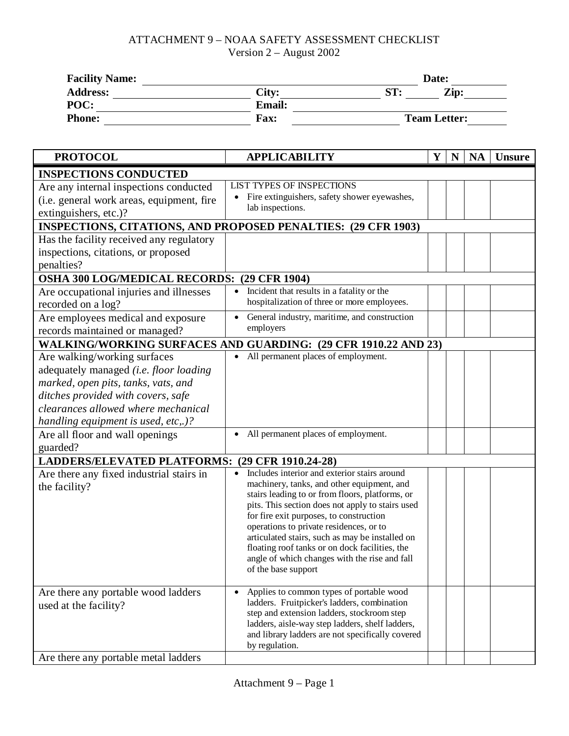ATTACHMENT 9 – NOAA SAFETY ASSESSMENT CHECKLIST
Version 2 – August 2002

**Facility Name:** \_\_\_\_\_\_\_\_\_\_\_\_\_\_\_\_\_\_\_\_\_\_\_\_\_\_\_\_\_\_ **Date:** \_\_\_\_\_\_\_\_
**Address:** \_\_\_\_\_\_\_\_\_\_\_\_\_\_\_\_ **City:** \_\_\_\_\_\_\_\_\_\_\_\_ **ST:** \_\_\_\_ **Zip:** \_\_\_\_\_\_
**POC:** \_\_\_\_\_\_\_\_\_\_\_\_\_\_\_\_ **Email:** \_\_\_\_\_\_\_\_\_\_\_\_\_\_\_\_\_\_
**Phone:** \_\_\_\_\_\_\_\_\_\_\_\_\_\_\_\_ **Fax:** \_\_\_\_\_\_\_\_\_\_\_\_ **Team Letter:** \_\_\_\_\_\_

| PROTOCOL | APPLICABILITY | Y | N | NA | Unsure |
|---|---|---|---|---|---|
| **INSPECTIONS CONDUCTED** | | | | | |
| Are any internal inspections conducted (i.e. general work areas, equipment, fire extinguishers, etc.)? | LIST TYPES OF INSPECTIONS<br>• Fire extinguishers, safety shower eyewashes, lab inspections. | | | | |
| **INSPECTIONS, CITATIONS, AND PROPOSED PENALTIES: (29 CFR 1903)** | | | | | |
| Has the facility received any regulatory inspections, citations, or proposed penalties? | | | | | |
| **OSHA 300 LOG/MEDICAL RECORDS: (29 CFR 1904)** | | | | | |
| Are occupational injuries and illnesses recorded on a log? | • Incident that results in a fatality or the hospitalization of three or more employees. | | | | |
| Are employees medical and exposure records maintained or managed? | • General industry, maritime, and construction employers | | | | |
| **WALKING/WORKING SURFACES AND GUARDING: (29 CFR 1910.22 AND 23)** | | | | | |
| Are walking/working surfaces adequately managed *(i.e. floor loading marked, open pits, tanks, vats, and ditches provided with covers, safe clearances allowed where mechanical handling equipment is used, etc,.)?* | • All permanent places of employment. | | | | |
| Are all floor and wall openings guarded? | • All permanent places of employment. | | | | |
| **LADDERS/ELEVATED PLATFORMS: (29 CFR 1910.24-28)** | | | | | |
| Are there any fixed industrial stairs in the facility? | • Includes interior and exterior stairs around machinery, tanks, and other equipment, and stairs leading to or from floors, platforms, or pits. This section does not apply to stairs used for fire exit purposes, to construction operations to private residences, or to articulated stairs, such as may be installed on floating roof tanks or on dock facilities, the angle of which changes with the rise and fall of the base support | | | | |
| Are there any portable wood ladders used at the facility? | • Applies to common types of portable wood ladders. Fruitpicker's ladders, combination step and extension ladders, stockroom step ladders, aisle-way step ladders, shelf ladders, and library ladders are not specifically covered by regulation. | | | | |
| Are there any portable metal ladders | | | | | |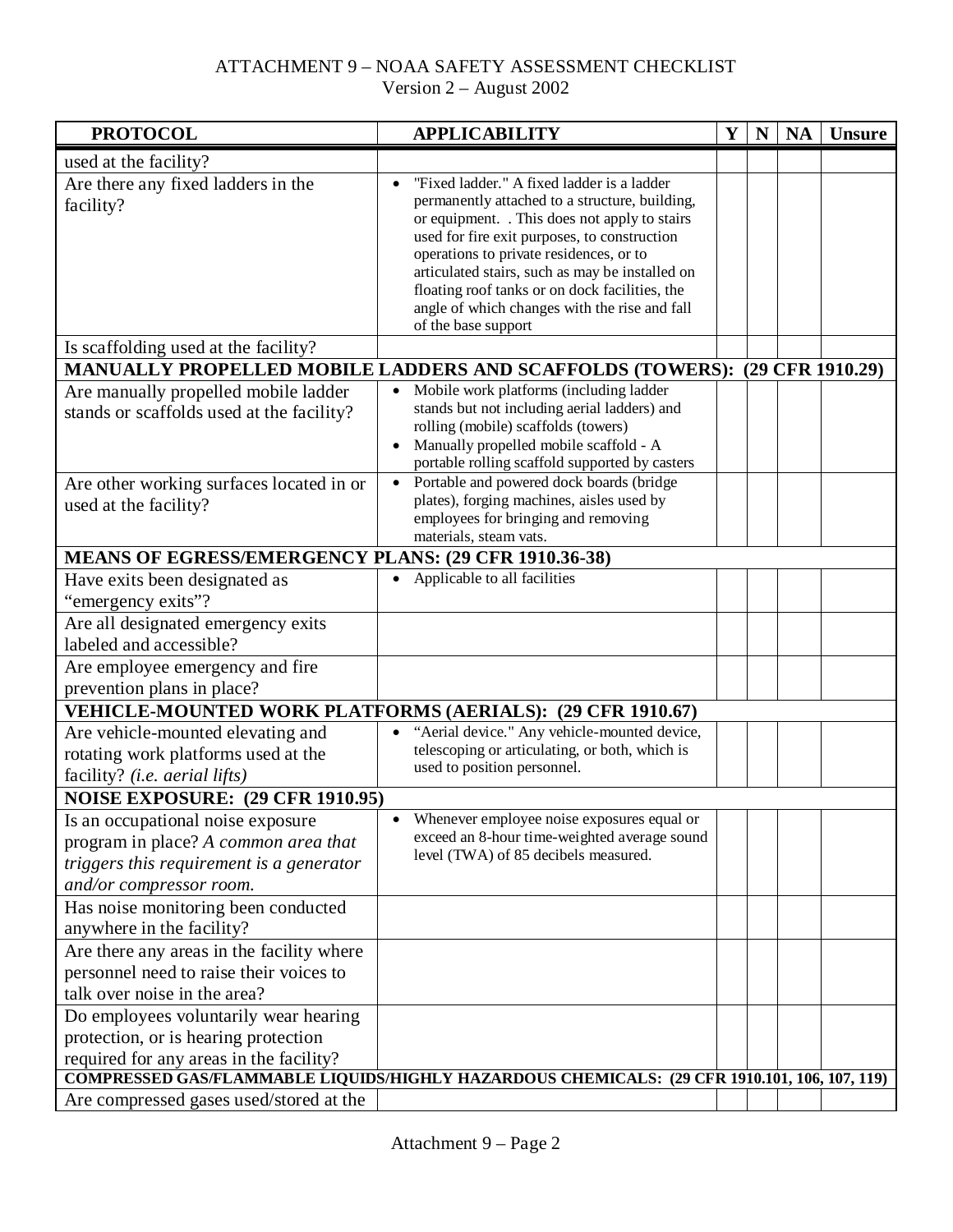ATTACHMENT 9 – NOAA SAFETY ASSESSMENT CHECKLIST
Version 2 – August 2002

| PROTOCOL | APPLICABILITY | Y | N | NA | Unsure |
|---|---|---|---|---|---|
| used at the facility? | | | | | |
| Are there any fixed ladders in the facility? | • "Fixed ladder." A fixed ladder is a ladder permanently attached to a structure, building, or equipment. . This does not apply to stairs used for fire exit purposes, to construction operations to private residences, or to articulated stairs, such as may be installed on floating roof tanks or on dock facilities, the angle of which changes with the rise and fall of the base support | | | | |
| Is scaffolding used at the facility? | | | | | |
| **MANUALLY PROPELLED MOBILE LADDERS AND SCAFFOLDS (TOWERS): (29 CFR 1910.29)** | | | | | |
| Are manually propelled mobile ladder stands or scaffolds used at the facility? | • Mobile work platforms (including ladder stands but not including aerial ladders) and rolling (mobile) scaffolds (towers) • Manually propelled mobile scaffold - A portable rolling scaffold supported by casters | | | | |
| Are other working surfaces located in or used at the facility? | • Portable and powered dock boards (bridge plates), forging machines, aisles used by employees for bringing and removing materials, steam vats. | | | | |
| **MEANS OF EGRESS/EMERGENCY PLANS: (29 CFR 1910.36-38)** | | | | | |
| Have exits been designated as "emergency exits"? | • Applicable to all facilities | | | | |
| Are all designated emergency exits labeled and accessible? | | | | | |
| Are employee emergency and fire prevention plans in place? | | | | | |
| **VEHICLE-MOUNTED WORK PLATFORMS (AERIALS): (29 CFR 1910.67)** | | | | | |
| Are vehicle-mounted elevating and rotating work platforms used at the facility? *(i.e. aerial lifts)* | • "Aerial device." Any vehicle-mounted device, telescoping or articulating, or both, which is used to position personnel. | | | | |
| **NOISE EXPOSURE: (29 CFR 1910.95)** | | | | | |
| Is an occupational noise exposure program in place? *A common area that triggers this requirement is a generator and/or compressor room.* | • Whenever employee noise exposures equal or exceed an 8-hour time-weighted average sound level (TWA) of 85 decibels measured. | | | | |
| Has noise monitoring been conducted anywhere in the facility? | | | | | |
| Are there any areas in the facility where personnel need to raise their voices to talk over noise in the area? | | | | | |
| Do employees voluntarily wear hearing protection, or is hearing protection required for any areas in the facility? | | | | | |
| **COMPRESSED GAS/FLAMMABLE LIQUIDS/HIGHLY HAZARDOUS CHEMICALS: (29 CFR 1910.101, 106, 107, 119)** | | | | | |
| Are compressed gases used/stored at the | | | | | |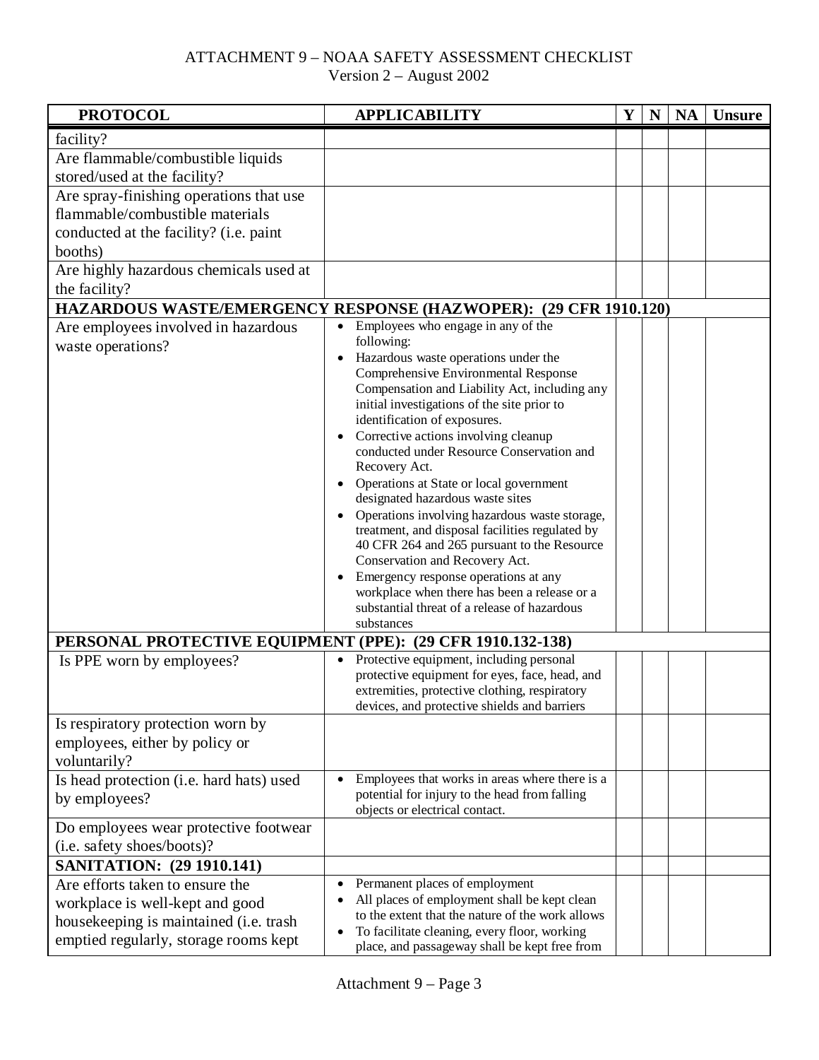ATTACHMENT 9 – NOAA SAFETY ASSESSMENT CHECKLIST
Version 2 – August 2002

| PROTOCOL | APPLICABILITY | Y | N | NA | Unsure |
|---|---|---|---|---|---|
| facility? | | | | | |
| Are flammable/combustible liquids stored/used at the facility? | | | | | |
| Are spray-finishing operations that use flammable/combustible materials conducted at the facility? (i.e. paint booths) | | | | | |
| Are highly hazardous chemicals used at the facility? | | | | | |
| **HAZARDOUS WASTE/EMERGENCY RESPONSE (HAZWOPER): (29 CFR 1910.120)** | | | | | |
| Are employees involved in hazardous waste operations? | • Employees who engage in any of the following: • Hazardous waste operations under the Comprehensive Environmental Response Compensation and Liability Act, including any initial investigations of the site prior to identification of exposures. • Corrective actions involving cleanup conducted under Resource Conservation and Recovery Act. • Operations at State or local government designated hazardous waste sites • Operations involving hazardous waste storage, treatment, and disposal facilities regulated by 40 CFR 264 and 265 pursuant to the Resource Conservation and Recovery Act. • Emergency response operations at any workplace when there has been a release or a substantial threat of a release of hazardous substances | | | | |
| **PERSONAL PROTECTIVE EQUIPMENT (PPE): (29 CFR 1910.132-138)** | | | | | |
| Is PPE worn by employees? | • Protective equipment, including personal protective equipment for eyes, face, head, and extremities, protective clothing, respiratory devices, and protective shields and barriers | | | | |
| Is respiratory protection worn by employees, either by policy or voluntarily? | | | | | |
| Is head protection (i.e. hard hats) used by employees? | • Employees that works in areas where there is a potential for injury to the head from falling objects or electrical contact. | | | | |
| Do employees wear protective footwear (i.e. safety shoes/boots)? | | | | | |
| **SANITATION: (29 1910.141)** | | | | | |
| Are efforts taken to ensure the workplace is well-kept and good housekeeping is maintained (i.e. trash emptied regularly, storage rooms kept | • Permanent places of employment • All places of employment shall be kept clean to the extent that the nature of the work allows • To facilitate cleaning, every floor, working place, and passageway shall be kept free from | | | | |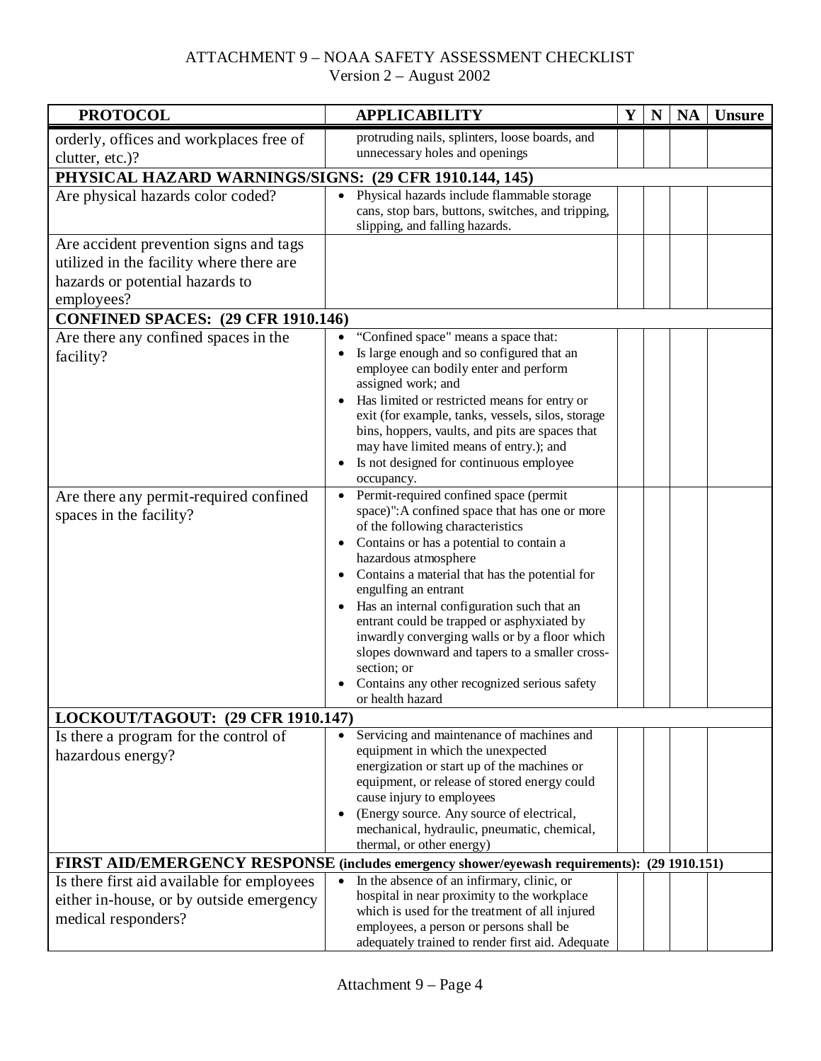ATTACHMENT 9 – NOAA SAFETY ASSESSMENT CHECKLIST
Version 2 – August 2002

| PROTOCOL | APPLICABILITY | Y | N | NA | Unsure |
|---|---|---|---|---|---|
| orderly, offices and workplaces free of clutter, etc.)? | protruding nails, splinters, loose boards, and unnecessary holes and openings | | | | |
| **PHYSICAL HAZARD WARNINGS/SIGNS: (29 CFR 1910.144, 145)** | | | | | |
| Are physical hazards color coded? | • Physical hazards include flammable storage cans, stop bars, buttons, switches, and tripping, slipping, and falling hazards. | | | | |
| Are accident prevention signs and tags utilized in the facility where there are hazards or potential hazards to employees? | | | | | |
| **CONFINED SPACES: (29 CFR 1910.146)** | | | | | |
| Are there any confined spaces in the facility? | • "Confined space" means a space that:<br>• Is large enough and so configured that an employee can bodily enter and perform assigned work; and<br>• Has limited or restricted means for entry or exit (for example, tanks, vessels, silos, storage bins, hoppers, vaults, and pits are spaces that may have limited means of entry.); and<br>• Is not designed for continuous employee occupancy. | | | | |
| Are there any permit-required confined spaces in the facility? | • Permit-required confined space (permit space)": A confined space that has one or more of the following characteristics<br>• Contains or has a potential to contain a hazardous atmosphere<br>• Contains a material that has the potential for engulfing an entrant<br>• Has an internal configuration such that an entrant could be trapped or asphyxiated by inwardly converging walls or by a floor which slopes downward and tapers to a smaller cross-section; or<br>• Contains any other recognized serious safety or health hazard | | | | |
| **LOCKOUT/TAGOUT: (29 CFR 1910.147)** | | | | | |
| Is there a program for the control of hazardous energy? | • Servicing and maintenance of machines and equipment in which the unexpected energization or start up of the machines or equipment, or release of stored energy could cause injury to employees<br>• (Energy source. Any source of electrical, mechanical, hydraulic, pneumatic, chemical, thermal, or other energy) | | | | |
| **FIRST AID/EMERGENCY RESPONSE (includes emergency shower/eyewash requirements): (29 1910.151)** | | | | | |
| Is there first aid available for employees either in-house, or by outside emergency medical responders? | • In the absence of an infirmary, clinic, or hospital in near proximity to the workplace which is used for the treatment of all injured employees, a person or persons shall be adequately trained to render first aid. Adequate | | | | |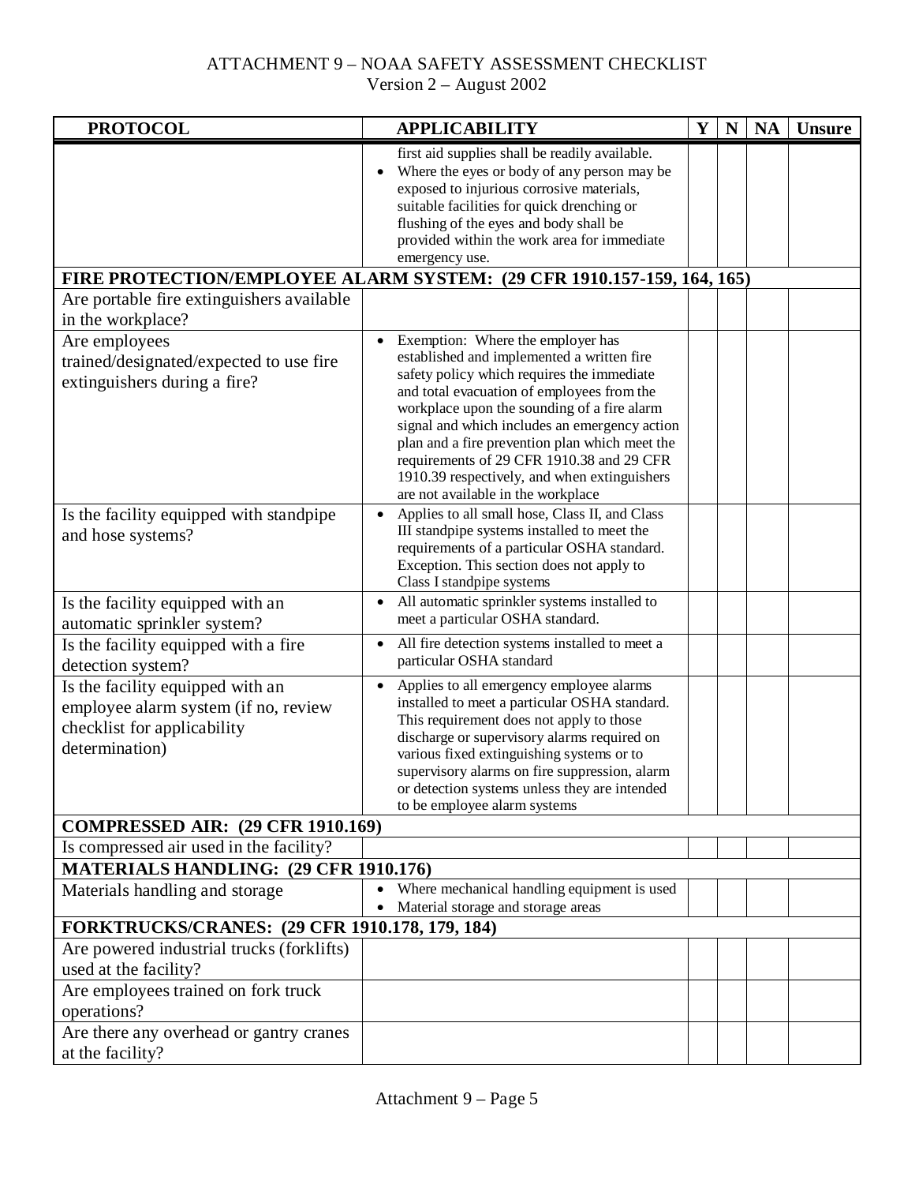# ATTACHMENT 9 – NOAA SAFETY ASSESSMENT CHECKLIST
Version 2 – August 2002

| PROTOCOL | APPLICABILITY | Y | N | NA | Unsure |
|---|---|---|---|---|---|
| | first aid supplies shall be readily available.<br>• Where the eyes or body of any person may be exposed to injurious corrosive materials, suitable facilities for quick drenching or flushing of the eyes and body shall be provided within the work area for immediate emergency use. | | | | |
| **FIRE PROTECTION/EMPLOYEE ALARM SYSTEM: (29 CFR 1910.157-159, 164, 165)** | | | | | |
| Are portable fire extinguishers available in the workplace? | | | | | |
| Are employees trained/designated/expected to use fire extinguishers during a fire? | • Exemption: Where the employer has established and implemented a written fire safety policy which requires the immediate and total evacuation of employees from the workplace upon the sounding of a fire alarm signal and which includes an emergency action plan and a fire prevention plan which meet the requirements of 29 CFR 1910.38 and 29 CFR 1910.39 respectively, and when extinguishers are not available in the workplace | | | | |
| Is the facility equipped with standpipe and hose systems? | • Applies to all small hose, Class II, and Class III standpipe systems installed to meet the requirements of a particular OSHA standard. Exception. This section does not apply to Class I standpipe systems | | | | |
| Is the facility equipped with an automatic sprinkler system? | • All automatic sprinkler systems installed to meet a particular OSHA standard. | | | | |
| Is the facility equipped with a fire detection system? | • All fire detection systems installed to meet a particular OSHA standard | | | | |
| Is the facility equipped with an employee alarm system (if no, review checklist for applicability determination) | • Applies to all emergency employee alarms installed to meet a particular OSHA standard. This requirement does not apply to those discharge or supervisory alarms required on various fixed extinguishing systems or to supervisory alarms on fire suppression, alarm or detection systems unless they are intended to be employee alarm systems | | | | |
| **COMPRESSED AIR: (29 CFR 1910.169)** | | | | | |
| Is compressed air used in the facility? | | | | | |
| **MATERIALS HANDLING: (29 CFR 1910.176)** | | | | | |
| Materials handling and storage | • Where mechanical handling equipment is used<br>• Material storage and storage areas | | | | |
| **FORKTRUCKS/CRANES: (29 CFR 1910.178, 179, 184)** | | | | | |
| Are powered industrial trucks (forklifts) used at the facility? | | | | | |
| Are employees trained on fork truck operations? | | | | | |
| Are there any overhead or gantry cranes at the facility? | | | | | |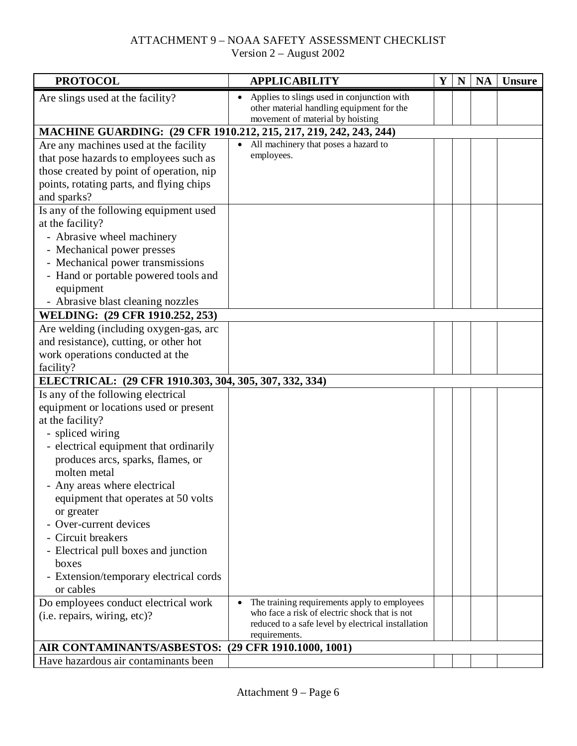ATTACHMENT 9 – NOAA SAFETY ASSESSMENT CHECKLIST
Version 2 – August 2002

| PROTOCOL | APPLICABILITY | Y | N | NA | Unsure |
|---|---|---|---|---|---|
| Are slings used at the facility? | • Applies to slings used in conjunction with other material handling equipment for the movement of material by hoisting | | | | |
| **MACHINE GUARDING: (29 CFR 1910.212, 215, 217, 219, 242, 243, 244)** | | | | | |
| Are any machines used at the facility that pose hazards to employees such as those created by point of operation, nip points, rotating parts, and flying chips and sparks? | • All machinery that poses a hazard to employees. | | | | |
| Is any of the following equipment used at the facility?<br>- Abrasive wheel machinery<br>- Mechanical power presses<br>- Mechanical power transmissions<br>- Hand or portable powered tools and equipment<br>- Abrasive blast cleaning nozzles | | | | | |
| **WELDING: (29 CFR 1910.252, 253)** | | | | | |
| Are welding (including oxygen-gas, arc and resistance), cutting, or other hot work operations conducted at the facility? | | | | | |
| **ELECTRICAL: (29 CFR 1910.303, 304, 305, 307, 332, 334)** | | | | | |
| Is any of the following electrical equipment or locations used or present at the facility?<br>- spliced wiring<br>- electrical equipment that ordinarily produces arcs, sparks, flames, or molten metal<br>- Any areas where electrical equipment that operates at 50 volts or greater<br>- Over-current devices<br>- Circuit breakers<br>- Electrical pull boxes and junction boxes<br>- Extension/temporary electrical cords or cables | | | | | |
| Do employees conduct electrical work (i.e. repairs, wiring, etc)? | • The training requirements apply to employees who face a risk of electric shock that is not reduced to a safe level by electrical installation requirements. | | | | |
| **AIR CONTAMINANTS/ASBESTOS: (29 CFR 1910.1000, 1001)** | | | | | |
| Have hazardous air contaminants been | | | | | |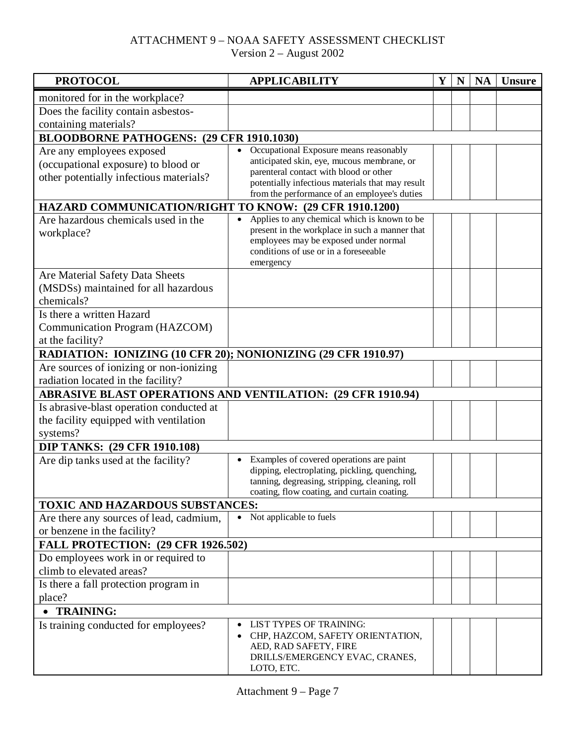ATTACHMENT 9 – NOAA SAFETY ASSESSMENT CHECKLIST
Version 2 – August 2002

| PROTOCOL | APPLICABILITY | Y | N | NA | Unsure |
|---|---|---|---|---|---|
| monitored for in the workplace? | | | | | |
| Does the facility contain asbestos-containing materials? | | | | | |
| **BLOODBORNE PATHOGENS: (29 CFR 1910.1030)** | | | | | |
| Are any employees exposed (occupational exposure) to blood or other potentially infectious materials? | • Occupational Exposure means reasonably anticipated skin, eye, mucous membrane, or parenteral contact with blood or other potentially infectious materials that may result from the performance of an employee's duties | | | | |
| **HAZARD COMMUNICATION/RIGHT TO KNOW: (29 CFR 1910.1200)** | | | | | |
| Are hazardous chemicals used in the workplace? | • Applies to any chemical which is known to be present in the workplace in such a manner that employees may be exposed under normal conditions of use or in a foreseeable emergency | | | | |
| Are Material Safety Data Sheets (MSDSs) maintained for all hazardous chemicals? | | | | | |
| Is there a written Hazard Communication Program (HAZCOM) at the facility? | | | | | |
| **RADIATION: IONIZING (10 CFR 20); NONIONIZING (29 CFR 1910.97)** | | | | | |
| Are sources of ionizing or non-ionizing radiation located in the facility? | | | | | |
| **ABRASIVE BLAST OPERATIONS AND VENTILATION: (29 CFR 1910.94)** | | | | | |
| Is abrasive-blast operation conducted at the facility equipped with ventilation systems? | | | | | |
| **DIP TANKS: (29 CFR 1910.108)** | | | | | |
| Are dip tanks used at the facility? | • Examples of covered operations are paint dipping, electroplating, pickling, quenching, tanning, degreasing, stripping, cleaning, roll coating, flow coating, and curtain coating. | | | | |
| **TOXIC AND HAZARDOUS SUBSTANCES:** | | | | | |
| Are there any sources of lead, cadmium, or benzene in the facility? | • Not applicable to fuels | | | | |
| **FALL PROTECTION: (29 CFR 1926.502)** | | | | | |
| Do employees work in or required to climb to elevated areas? | | | | | |
| Is there a fall protection program in place? | | | | | |
| • **TRAINING:** | | | | | |
| Is training conducted for employees? | • LIST TYPES OF TRAINING: • CHP, HAZCOM, SAFETY ORIENTATION, AED, RAD SAFETY, FIRE DRILLS/EMERGENCY EVAC, CRANES, LOTO, ETC. | | | | |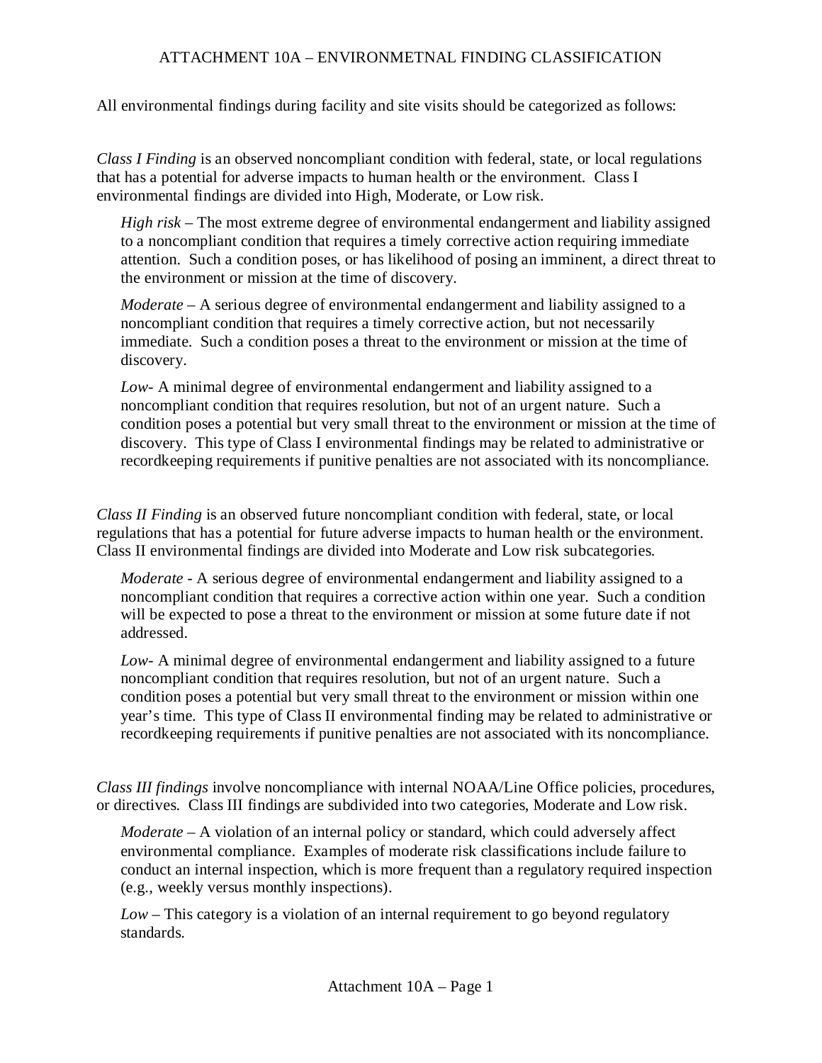# ATTACHMENT 10A – ENVIRONMETNAL FINDING CLASSIFICATION

All environmental findings during facility and site visits should be categorized as follows:

*Class I Finding* is an observed noncompliant condition with federal, state, or local regulations that has a potential for adverse impacts to human health or the environment. Class I environmental findings are divided into High, Moderate, or Low risk.

> *High risk* – The most extreme degree of environmental endangerment and liability assigned to a noncompliant condition that requires a timely corrective action requiring immediate attention. Such a condition poses, or has likelihood of posing an imminent, a direct threat to the environment or mission at the time of discovery.
>
> *Moderate* – A serious degree of environmental endangerment and liability assigned to a noncompliant condition that requires a timely corrective action, but not necessarily immediate. Such a condition poses a threat to the environment or mission at the time of discovery.
>
> *Low*- A minimal degree of environmental endangerment and liability assigned to a noncompliant condition that requires resolution, but not of an urgent nature. Such a condition poses a potential but very small threat to the environment or mission at the time of discovery. This type of Class I environmental findings may be related to administrative or recordkeeping requirements if punitive penalties are not associated with its noncompliance.

*Class II Finding* is an observed future noncompliant condition with federal, state, or local regulations that has a potential for future adverse impacts to human health or the environment. Class II environmental findings are divided into Moderate and Low risk subcategories.

> *Moderate* - A serious degree of environmental endangerment and liability assigned to a noncompliant condition that requires a corrective action within one year. Such a condition will be expected to pose a threat to the environment or mission at some future date if not addressed.
>
> *Low*- A minimal degree of environmental endangerment and liability assigned to a future noncompliant condition that requires resolution, but not of an urgent nature. Such a condition poses a potential but very small threat to the environment or mission within one year's time. This type of Class II environmental finding may be related to administrative or recordkeeping requirements if punitive penalties are not associated with its noncompliance.

*Class III findings* involve noncompliance with internal NOAA/Line Office policies, procedures, or directives. Class III findings are subdivided into two categories, Moderate and Low risk.

> *Moderate* – A violation of an internal policy or standard, which could adversely affect environmental compliance. Examples of moderate risk classifications include failure to conduct an internal inspection, which is more frequent than a regulatory required inspection (e.g., weekly versus monthly inspections).
>
> *Low* – This category is a violation of an internal requirement to go beyond regulatory standards.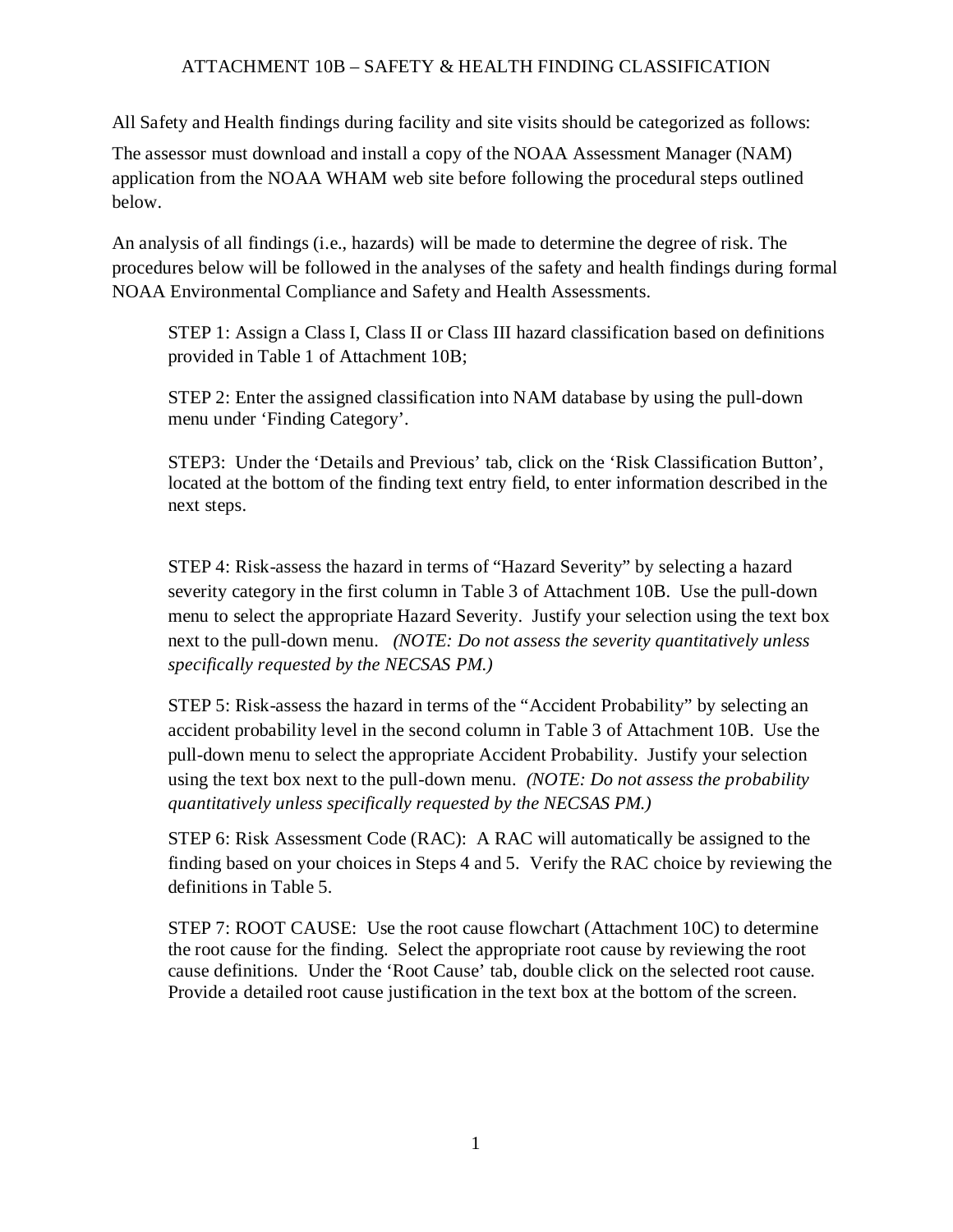# ATTACHMENT 10B – SAFETY & HEALTH FINDING CLASSIFICATION

All Safety and Health findings during facility and site visits should be categorized as follows:

The assessor must download and install a copy of the NOAA Assessment Manager (NAM) application from the NOAA WHAM web site before following the procedural steps outlined below.

An analysis of all findings (i.e., hazards) will be made to determine the degree of risk. The procedures below will be followed in the analyses of the safety and health findings during formal NOAA Environmental Compliance and Safety and Health Assessments.

> STEP 1: Assign a Class I, Class II or Class III hazard classification based on definitions provided in Table 1 of Attachment 10B;
>
> STEP 2: Enter the assigned classification into NAM database by using the pull-down menu under 'Finding Category'.
>
> STEP3: Under the 'Details and Previous' tab, click on the 'Risk Classification Button', located at the bottom of the finding text entry field, to enter information described in the next steps.
>
> STEP 4: Risk-assess the hazard in terms of "Hazard Severity" by selecting a hazard severity category in the first column in Table 3 of Attachment 10B. Use the pull-down menu to select the appropriate Hazard Severity. Justify your selection using the text box next to the pull-down menu. *(NOTE: Do not assess the severity quantitatively unless specifically requested by the NECSAS PM.)*
>
> STEP 5: Risk-assess the hazard in terms of the "Accident Probability" by selecting an accident probability level in the second column in Table 3 of Attachment 10B. Use the pull-down menu to select the appropriate Accident Probability. Justify your selection using the text box next to the pull-down menu. *(NOTE: Do not assess the probability quantitatively unless specifically requested by the NECSAS PM.)*
>
> STEP 6: Risk Assessment Code (RAC): A RAC will automatically be assigned to the finding based on your choices in Steps 4 and 5. Verify the RAC choice by reviewing the definitions in Table 5.
>
> STEP 7: ROOT CAUSE: Use the root cause flowchart (Attachment 10C) to determine the root cause for the finding. Select the appropriate root cause by reviewing the root cause definitions. Under the 'Root Cause' tab, double click on the selected root cause. Provide a detailed root cause justification in the text box at the bottom of the screen.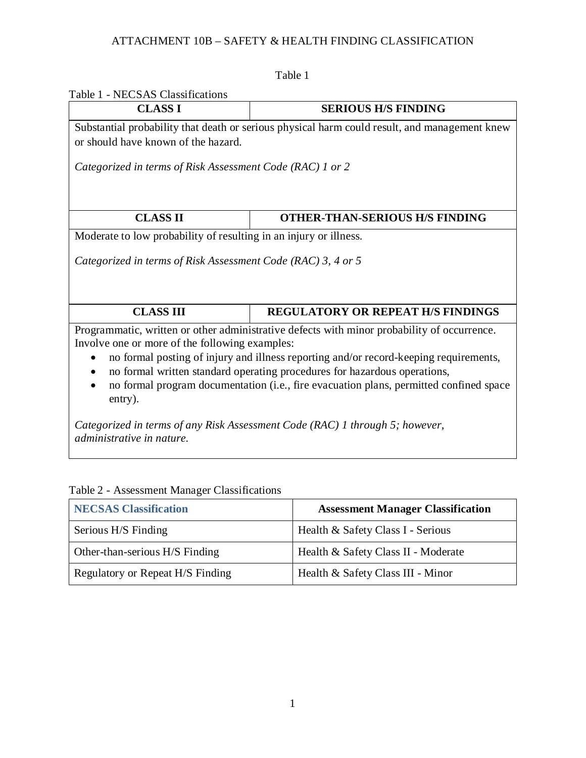# ATTACHMENT 10B – SAFETY & HEALTH FINDING CLASSIFICATION

Table 1

Table 1 - NECSAS Classifications

| CLASS I | SERIOUS H/S FINDING |
|---|---|
| Substantial probability that death or serious physical harm could result, and management knew or should have known of the hazard.<br><br>*Categorized in terms of Risk Assessment Code (RAC) 1 or 2* | |
| **CLASS II** | **OTHER-THAN-SERIOUS H/S FINDING** |
| Moderate to low probability of resulting in an injury or illness.<br><br>*Categorized in terms of Risk Assessment Code (RAC) 3, 4 or 5* | |
| **CLASS III** | **REGULATORY OR REPEAT H/S FINDINGS** |
| Programmatic, written or other administrative defects with minor probability of occurrence. Involve one or more of the following examples:<br>• no formal posting of injury and illness reporting and/or record-keeping requirements,<br>• no formal written standard operating procedures for hazardous operations,<br>• no formal program documentation (i.e., fire evacuation plans, permitted confined space entry).<br><br>*Categorized in terms of any Risk Assessment Code (RAC) 1 through 5; however, administrative in nature.* | |

Table 2 - Assessment Manager Classifications

| NECSAS Classification | Assessment Manager Classification |
|---|---|
| Serious H/S Finding | Health & Safety Class I - Serious |
| Other-than-serious H/S Finding | Health & Safety Class II - Moderate |
| Regulatory or Repeat H/S Finding | Health & Safety Class III - Minor |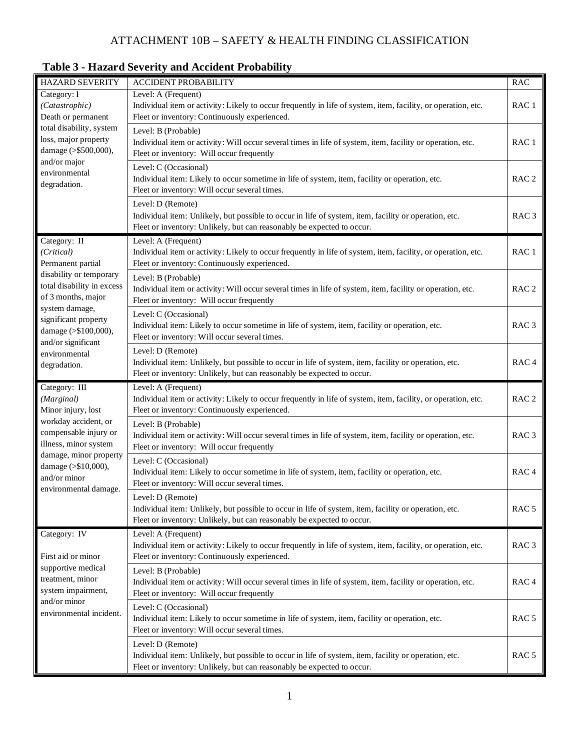# ATTACHMENT 10B – SAFETY & HEALTH FINDING CLASSIFICATION

**Table 3 - Hazard Severity and Accident Probability**

| HAZARD SEVERITY | ACCIDENT PROBABILITY | RAC |
|---|---|---|
| Category: I *(Catastrophic)* Death or permanent total disability, system loss, major property damage (>$500,000), and/or major environmental degradation. | Level: A (Frequent)<br>Individual item or activity: Likely to occur frequently in life of system, item, facility, or operation, etc.<br>Fleet or inventory: Continuously experienced. | RAC 1 |
| | Level: B (Probable)<br>Individual item or activity: Will occur several times in life of system, item, facility or operation, etc.<br>Fleet or inventory: Will occur frequently | RAC 1 |
| | Level: C (Occasional)<br>Individual item: Likely to occur sometime in life of system, item, facility or operation, etc.<br>Fleet or inventory: Will occur several times. | RAC 2 |
| | Level: D (Remote)<br>Individual item: Unlikely, but possible to occur in life of system, item, facility or operation, etc.<br>Fleet or inventory: Unlikely, but can reasonably be expected to occur. | RAC 3 |
| Category: II *(Critical)* Permanent partial disability or temporary total disability in excess of 3 months, major system damage, significant property damage (>$100,000), and/or significant environmental degradation. | Level: A (Frequent)<br>Individual item or activity: Likely to occur frequently in life of system, item, facility, or operation, etc.<br>Fleet or inventory: Continuously experienced. | RAC 1 |
| | Level: B (Probable)<br>Individual item or activity: Will occur several times in life of system, item, facility or operation, etc.<br>Fleet or inventory: Will occur frequently | RAC 2 |
| | Level: C (Occasional)<br>Individual item: Likely to occur sometime in life of system, item, facility or operation, etc.<br>Fleet or inventory: Will occur several times. | RAC 3 |
| | Level: D (Remote)<br>Individual item: Unlikely, but possible to occur in life of system, item, facility or operation, etc.<br>Fleet or inventory: Unlikely, but can reasonably be expected to occur. | RAC 4 |
| Category: III *(Marginal)* Minor injury, lost workday accident, or compensable injury or illness, minor system damage, minor property damage (>$10,000), and/or minor environmental damage. | Level: A (Frequent)<br>Individual item or activity: Likely to occur frequently in life of system, item, facility, or operation, etc.<br>Fleet or inventory: Continuously experienced. | RAC 2 |
| | Level: B (Probable)<br>Individual item or activity: Will occur several times in life of system, item, facility or operation, etc.<br>Fleet or inventory: Will occur frequently | RAC 3 |
| | Level: C (Occasional)<br>Individual item: Likely to occur sometime in life of system, item, facility or operation, etc.<br>Fleet or inventory: Will occur several times. | RAC 4 |
| | Level: D (Remote)<br>Individual item: Unlikely, but possible to occur in life of system, item, facility or operation, etc.<br>Fleet or inventory: Unlikely, but can reasonably be expected to occur. | RAC 5 |
| Category: IV First aid or minor supportive medical treatment, minor system impairment, and/or minor environmental incident. | Level: A (Frequent)<br>Individual item or activity: Likely to occur frequently in life of system, item, facility, or operation, etc.<br>Fleet or inventory: Continuously experienced. | RAC 3 |
| | Level: B (Probable)<br>Individual item or activity: Will occur several times in life of system, item, facility or operation, etc.<br>Fleet or inventory: Will occur frequently | RAC 4 |
| | Level: C (Occasional)<br>Individual item: Likely to occur sometime in life of system, item, facility or operation, etc.<br>Fleet or inventory: Will occur several times. | RAC 5 |
| | Level: D (Remote)<br>Individual item: Unlikely, but possible to occur in life of system, item, facility or operation, etc.<br>Fleet or inventory: Unlikely, but can reasonably be expected to occur. | RAC 5 |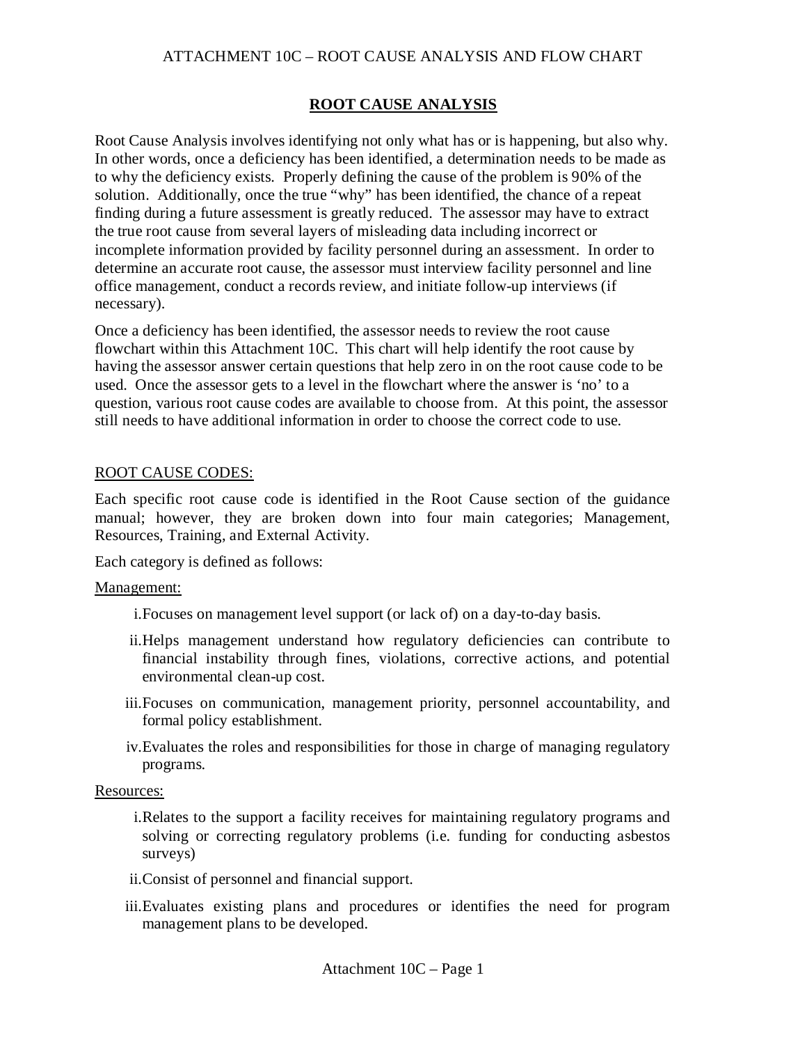ATTACHMENT 10C – ROOT CAUSE ANALYSIS AND FLOW CHART

## ROOT CAUSE ANALYSIS

Root Cause Analysis involves identifying not only what has or is happening, but also why. In other words, once a deficiency has been identified, a determination needs to be made as to why the deficiency exists. Properly defining the cause of the problem is 90% of the solution. Additionally, once the true "why" has been identified, the chance of a repeat finding during a future assessment is greatly reduced. The assessor may have to extract the true root cause from several layers of misleading data including incorrect or incomplete information provided by facility personnel during an assessment. In order to determine an accurate root cause, the assessor must interview facility personnel and line office management, conduct a records review, and initiate follow-up interviews (if necessary).

Once a deficiency has been identified, the assessor needs to review the root cause flowchart within this Attachment 10C. This chart will help identify the root cause by having the assessor answer certain questions that help zero in on the root cause code to be used. Once the assessor gets to a level in the flowchart where the answer is 'no' to a question, various root cause codes are available to choose from. At this point, the assessor still needs to have additional information in order to choose the correct code to use.

### ROOT CAUSE CODES:

Each specific root cause code is identified in the Root Cause section of the guidance manual; however, they are broken down into four main categories; Management, Resources, Training, and External Activity.

Each category is defined as follows:

Management:

i. Focuses on management level support (or lack of) on a day-to-day basis.

ii. Helps management understand how regulatory deficiencies can contribute to financial instability through fines, violations, corrective actions, and potential environmental clean-up cost.

iii. Focuses on communication, management priority, personnel accountability, and formal policy establishment.

iv. Evaluates the roles and responsibilities for those in charge of managing regulatory programs.

Resources:

i. Relates to the support a facility receives for maintaining regulatory programs and solving or correcting regulatory problems (i.e. funding for conducting asbestos surveys)

ii. Consist of personnel and financial support.

iii. Evaluates existing plans and procedures or identifies the need for program management plans to be developed.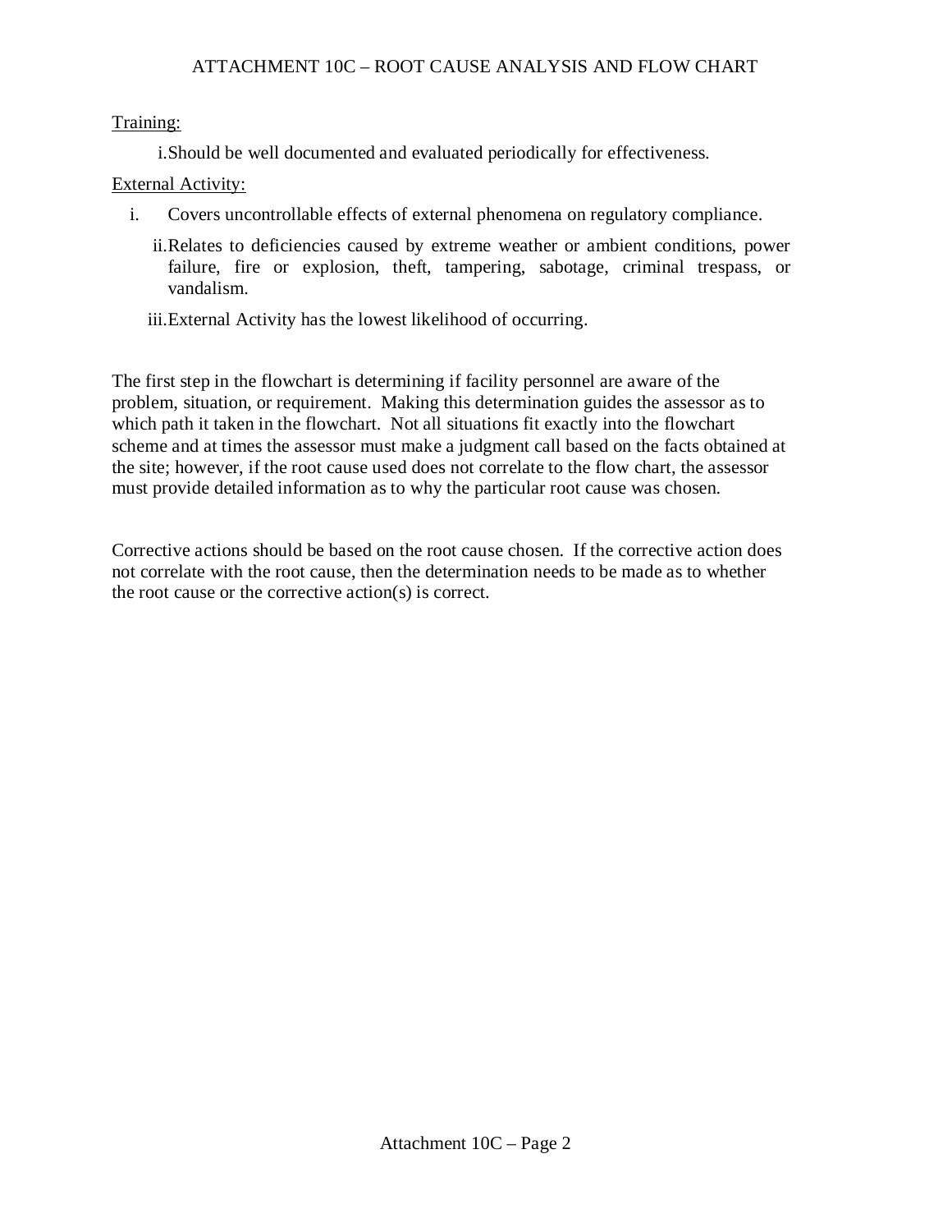Training:

i. Should be well documented and evaluated periodically for effectiveness.

External Activity:

i. Covers uncontrollable effects of external phenomena on regulatory compliance.

ii. Relates to deficiencies caused by extreme weather or ambient conditions, power failure, fire or explosion, theft, tampering, sabotage, criminal trespass, or vandalism.

iii. External Activity has the lowest likelihood of occurring.

The first step in the flowchart is determining if facility personnel are aware of the problem, situation, or requirement. Making this determination guides the assessor as to which path it taken in the flowchart. Not all situations fit exactly into the flowchart scheme and at times the assessor must make a judgment call based on the facts obtained at the site; however, if the root cause used does not correlate to the flow chart, the assessor must provide detailed information as to why the particular root cause was chosen.

Corrective actions should be based on the root cause chosen. If the corrective action does not correlate with the root cause, then the determination needs to be made as to whether the root cause or the corrective action(s) is correct.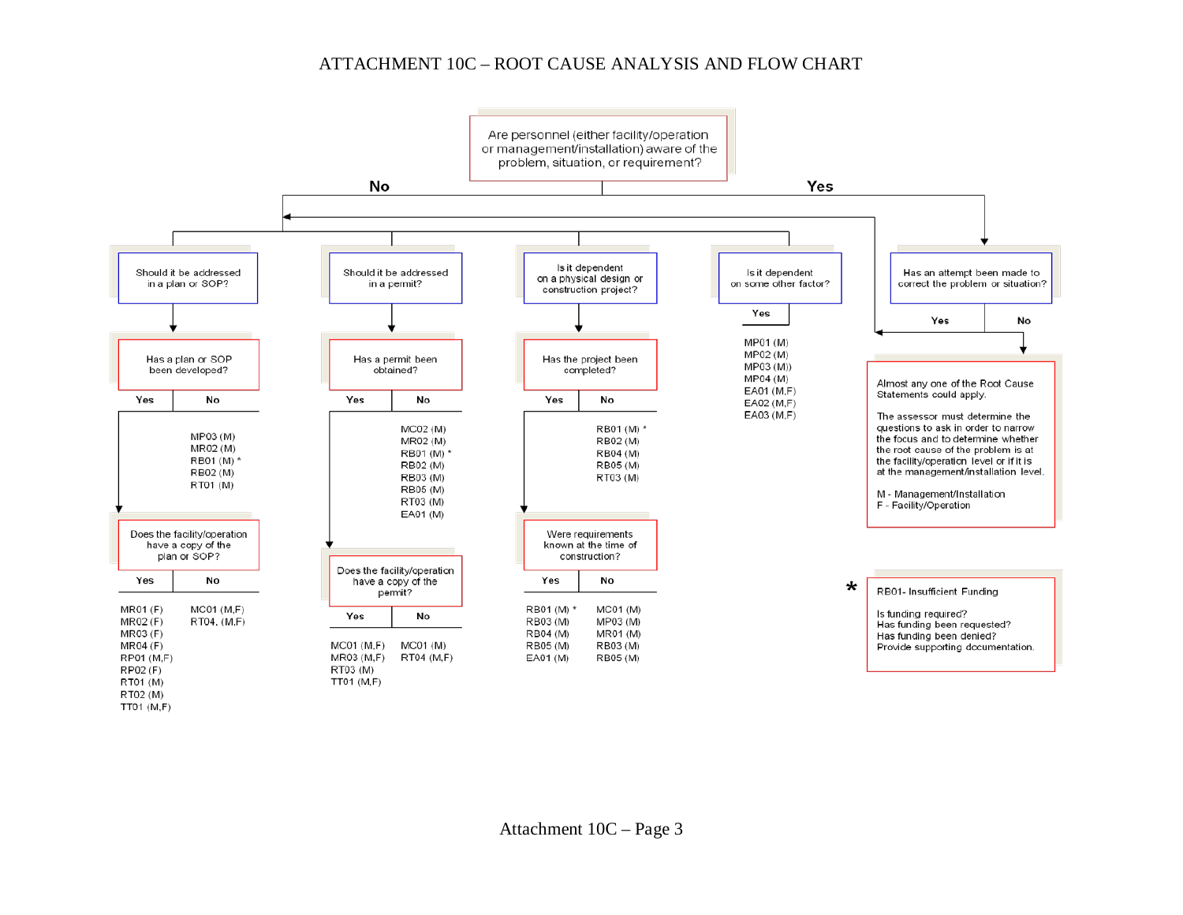# ATTACHMENT 10C – ROOT CAUSE ANALYSIS AND FLOW CHART

Are personnel (either facility/operation or management/installation) aware of the problem, situation, or requirement?

**No**

**Yes**

Should it be addressed in a plan or SOP?

Has a plan or SOP been developed?

Yes

No

MP03 (M)
MR02 (M)
RB01 (M) *
RB02 (M)
RT01 (M)

Does the facility/operation have a copy of the plan or SOP?

Yes

No

MR01 (F)
MR02 (F)
MR03 (F)
MR04 (F)
RP01 (M,F)
RP02 (F)
RT01 (M)
RT02 (M)
TT01 (M,F)

MC01 (M,F)
RT04. (M,F)

Should it be addressed in a permit?

Has a permit been obtained?

Yes

No

MC02 (M)
MR02 (M)
RB01 (M) *
RB02 (M)
RB03 (M)
RB05 (M)
RT03 (M)
EA01 (M)

Does the facility/operation have a copy of the permit?

Yes

No

MC01 (M,F)
MR03 (M,F)
RT03 (M)
TT01 (M,F)

MC01 (M)
RT04 (M,F)

Is it dependent on a physical design or construction project?

Has the project been completed?

Yes

No

RB01 (M) *
RB02 (M)
RB04 (M)
RB05 (M)
RT03 (M)

Were requirements known at the time of construction?

Yes

No

RB01 (M) *
RB03 (M)
RB04 (M)
RB05 (M)
EA01 (M)

MC01 (M)
MP03 (M)
MR01 (M)
RB03 (M)
RB05 (M)

Is it dependent on some other factor?

Yes

MP01 (M)
MP02 (M)
MP03 (M))
MP04 (M)
EA01 (M,F)
EA02 (M,F)
EA03 (M,F)

Has an attempt been made to correct the problem or situation?

Yes

No

Almost any one of the Root Cause Statements could apply.

The assessor must determine the questions to ask in order to narrow the focus and to determine whether the root cause of the problem is at the facility/operation level or if it is at the management/installation level.

M - Management/Installation
F - Facility/Operation

\* RB01- Insufficient Funding

Is funding required?
Has funding been requested?
Has funding been denied?
Provide supporting documentation.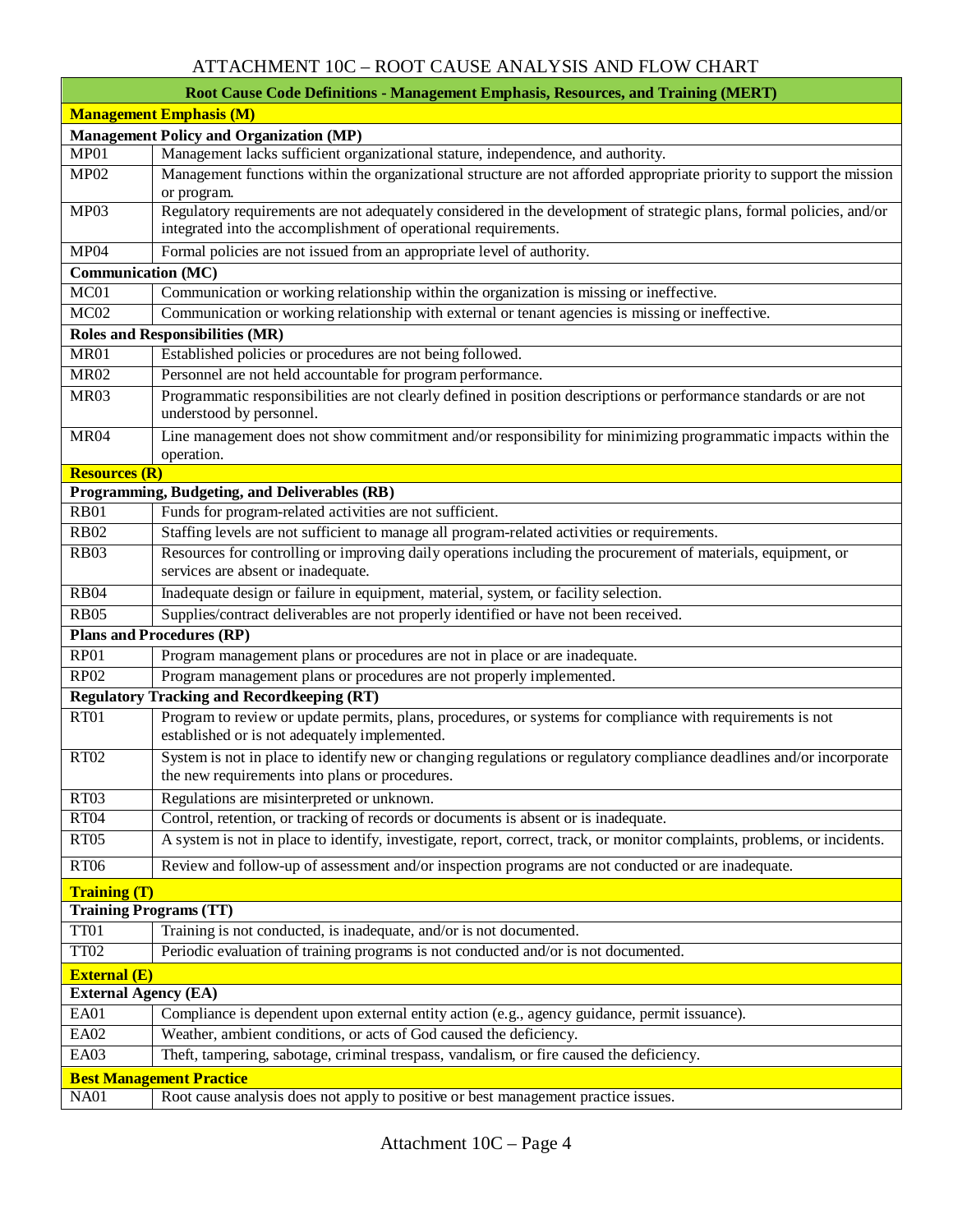# ATTACHMENT 10C – ROOT CAUSE ANALYSIS AND FLOW CHART

| Root Cause Code Definitions - Management Emphasis, Resources, and Training (MERT) | |
|---|---|
| **Management Emphasis (M)** | |
| **Management Policy and Organization (MP)** | |
| MP01 | Management lacks sufficient organizational stature, independence, and authority. |
| MP02 | Management functions within the organizational structure are not afforded appropriate priority to support the mission or program. |
| MP03 | Regulatory requirements are not adequately considered in the development of strategic plans, formal policies, and/or integrated into the accomplishment of operational requirements. |
| MP04 | Formal policies are not issued from an appropriate level of authority. |
| **Communication (MC)** | |
| MC01 | Communication or working relationship within the organization is missing or ineffective. |
| MC02 | Communication or working relationship with external or tenant agencies is missing or ineffective. |
| **Roles and Responsibilities (MR)** | |
| MR01 | Established policies or procedures are not being followed. |
| MR02 | Personnel are not held accountable for program performance. |
| MR03 | Programmatic responsibilities are not clearly defined in position descriptions or performance standards or are not understood by personnel. |
| MR04 | Line management does not show commitment and/or responsibility for minimizing programmatic impacts within the operation. |
| **Resources (R)** | |
| **Programming, Budgeting, and Deliverables (RB)** | |
| RB01 | Funds for program-related activities are not sufficient. |
| RB02 | Staffing levels are not sufficient to manage all program-related activities or requirements. |
| RB03 | Resources for controlling or improving daily operations including the procurement of materials, equipment, or services are absent or inadequate. |
| RB04 | Inadequate design or failure in equipment, material, system, or facility selection. |
| RB05 | Supplies/contract deliverables are not properly identified or have not been received. |
| **Plans and Procedures (RP)** | |
| RP01 | Program management plans or procedures are not in place or are inadequate. |
| RP02 | Program management plans or procedures are not properly implemented. |
| **Regulatory Tracking and Recordkeeping (RT)** | |
| RT01 | Program to review or update permits, plans, procedures, or systems for compliance with requirements is not established or is not adequately implemented. |
| RT02 | System is not in place to identify new or changing regulations or regulatory compliance deadlines and/or incorporate the new requirements into plans or procedures. |
| RT03 | Regulations are misinterpreted or unknown. |
| RT04 | Control, retention, or tracking of records or documents is absent or is inadequate. |
| RT05 | A system is not in place to identify, investigate, report, correct, track, or monitor complaints, problems, or incidents. |
| RT06 | Review and follow-up of assessment and/or inspection programs are not conducted or are inadequate. |
| **Training (T)** | |
| **Training Programs (TT)** | |
| TT01 | Training is not conducted, is inadequate, and/or is not documented. |
| TT02 | Periodic evaluation of training programs is not conducted and/or is not documented. |
| **External (E)** | |
| **External Agency (EA)** | |
| EA01 | Compliance is dependent upon external entity action (e.g., agency guidance, permit issuance). |
| EA02 | Weather, ambient conditions, or acts of God caused the deficiency. |
| EA03 | Theft, tampering, sabotage, criminal trespass, vandalism, or fire caused the deficiency. |
| **Best Management Practice** | |
| NA01 | Root cause analysis does not apply to positive or best management practice issues. |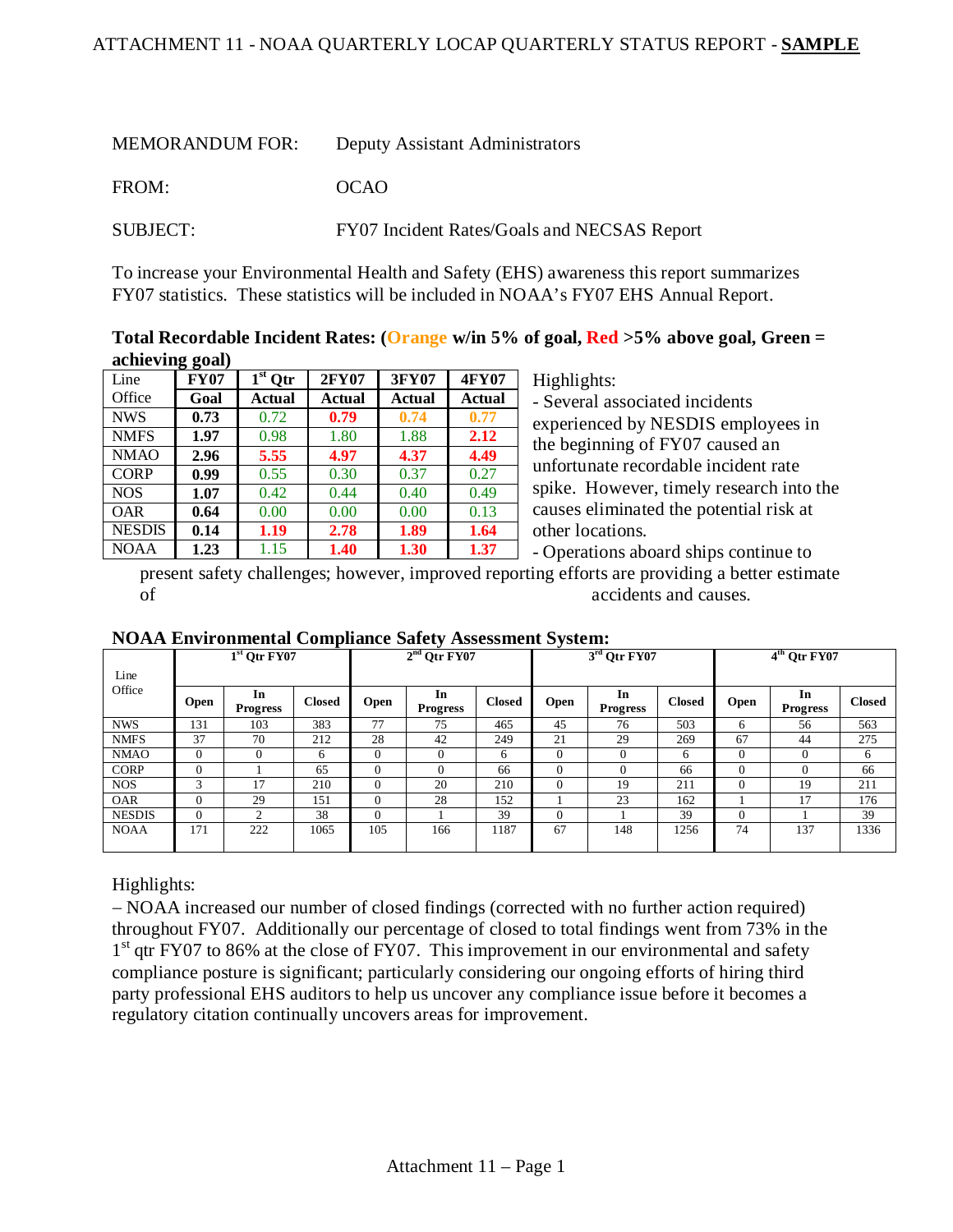ATTACHMENT 11 - NOAA QUARTERLY LOCAP QUARTERLY STATUS REPORT - **SAMPLE**

MEMORANDUM FOR: Deputy Assistant Administrators

FROM: OCAO

SUBJECT: FY07 Incident Rates/Goals and NECSAS Report

To increase your Environmental Health and Safety (EHS) awareness this report summarizes FY07 statistics. These statistics will be included in NOAA's FY07 EHS Annual Report.

**Total Recordable Incident Rates: (Orange w/in 5% of goal, Red >5% above goal, Green = achieving goal)**

| Line Office | FY07 Goal | 1st Qtr Actual | 2FY07 Actual | 3FY07 Actual | 4FY07 Actual |
|---|---|---|---|---|---|
| NWS | 0.73 | 0.72 | 0.79 | 0.74 | 0.77 |
| NMFS | 1.97 | 0.98 | 1.80 | 1.88 | 2.12 |
| NMAO | 2.96 | 5.55 | 4.97 | 4.37 | 4.49 |
| CORP | 0.99 | 0.55 | 0.30 | 0.37 | 0.27 |
| NOS | 1.07 | 0.42 | 0.44 | 0.40 | 0.49 |
| OAR | 0.64 | 0.00 | 0.00 | 0.00 | 0.13 |
| NESDIS | 0.14 | 1.19 | 2.78 | 1.89 | 1.64 |
| NOAA | 1.23 | 1.15 | 1.40 | 1.30 | 1.37 |

Highlights:
- Several associated incidents experienced by NESDIS employees in the beginning of FY07 caused an unfortunate recordable incident rate spike. However, timely research into the causes eliminated the potential risk at other locations.
- Operations aboard ships continue to present safety challenges; however, improved reporting efforts are providing a better estimate of accidents and causes.

**NOAA Environmental Compliance Safety Assessment System:**

| Line Office | 1st Qtr FY07 | | | 2nd Qtr FY07 | | | 3rd Qtr FY07 | | | 4th Qtr FY07 | | |
|---|---|---|---|---|---|---|---|---|---|---|---|---|
| | Open | In Progress | Closed | Open | In Progress | Closed | Open | In Progress | Closed | Open | In Progress | Closed |
| NWS | 131 | 103 | 383 | 77 | 75 | 465 | 45 | 76 | 503 | 6 | 56 | 563 |
| NMFS | 37 | 70 | 212 | 28 | 42 | 249 | 21 | 29 | 269 | 67 | 44 | 275 |
| NMAO | 0 | 0 | 6 | 0 | 0 | 6 | 0 | 0 | 6 | 0 | 0 | 6 |
| CORP | 0 | 1 | 65 | 0 | 0 | 66 | 0 | 0 | 66 | 0 | 0 | 66 |
| NOS | 3 | 17 | 210 | 0 | 20 | 210 | 0 | 19 | 211 | 0 | 19 | 211 |
| OAR | 0 | 29 | 151 | 0 | 28 | 152 | 1 | 23 | 162 | 1 | 17 | 176 |
| NESDIS | 0 | 2 | 38 | 0 | 1 | 39 | 0 | 1 | 39 | 0 | 1 | 39 |
| NOAA | 171 | 222 | 1065 | 105 | 166 | 1187 | 67 | 148 | 1256 | 74 | 137 | 1336 |

Highlights:
– NOAA increased our number of closed findings (corrected with no further action required) throughout FY07. Additionally our percentage of closed to total findings went from 73% in the 1st qtr FY07 to 86% at the close of FY07. This improvement in our environmental and safety compliance posture is significant; particularly considering our ongoing efforts of hiring third party professional EHS auditors to help us uncover any compliance issue before it becomes a regulatory citation continually uncovers areas for improvement.